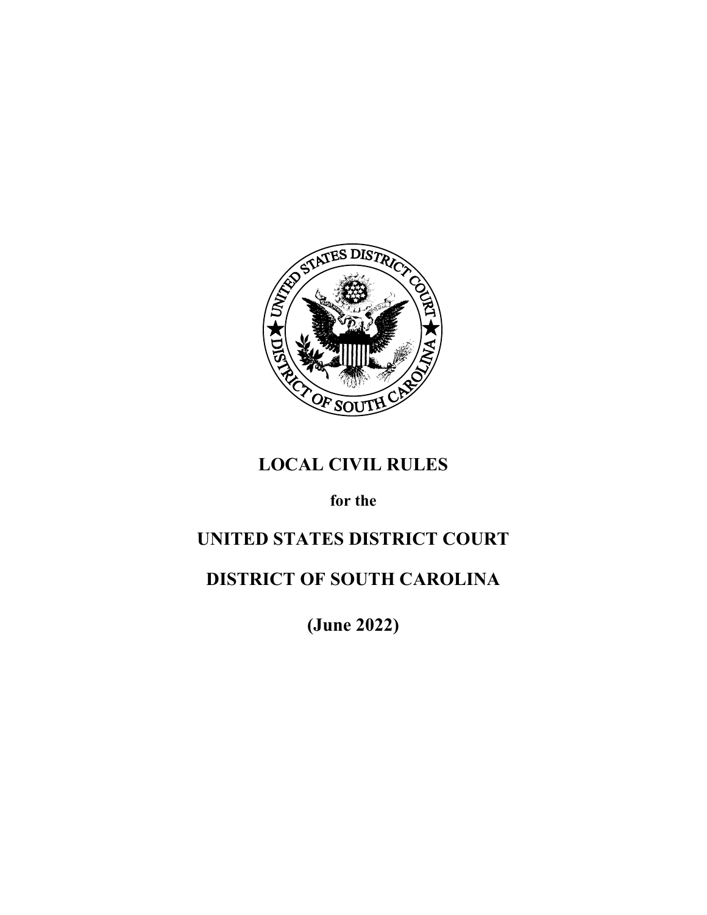# LOCAL CIVIL RULES

**for the**

# UNITED STATES DISTRICT COURT

# DISTRICT OF SOUTH CAROLINA

**(June 2022)**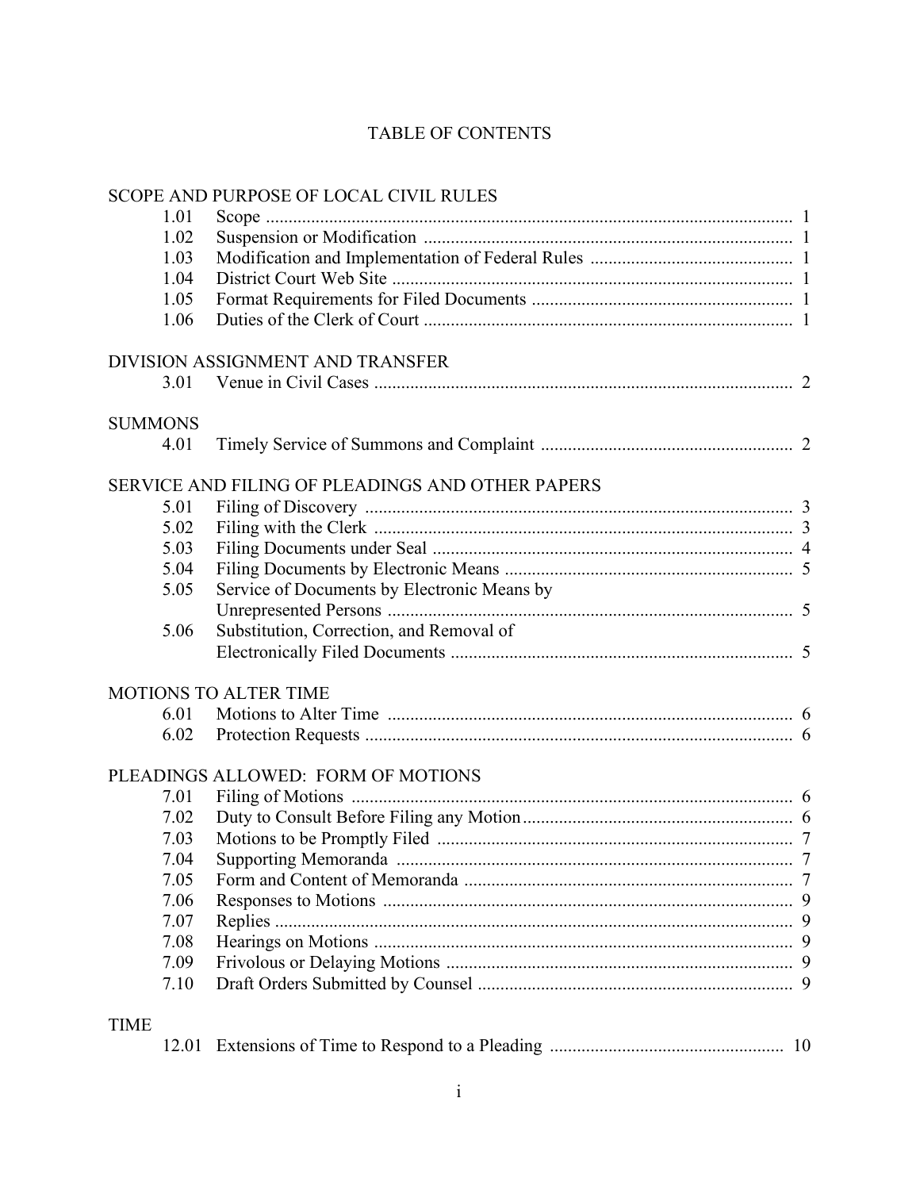# TABLE OF CONTENTS

## SCOPE AND PURPOSE OF LOCAL CIVIL RULES

| | | |
|---|---|---|
| 1.01 | Scope | 1 |
| 1.02 | Suspension or Modification | 1 |
| 1.03 | Modification and Implementation of Federal Rules | 1 |
| 1.04 | District Court Web Site | 1 |
| 1.05 | Format Requirements for Filed Documents | 1 |
| 1.06 | Duties of the Clerk of Court | 1 |

## DIVISION ASSIGNMENT AND TRANSFER

| | | |
|---|---|---|
| 3.01 | Venue in Civil Cases | 2 |

## SUMMONS

| | | |
|---|---|---|
| 4.01 | Timely Service of Summons and Complaint | 2 |

## SERVICE AND FILING OF PLEADINGS AND OTHER PAPERS

| | | |
|---|---|---|
| 5.01 | Filing of Discovery | 3 |
| 5.02 | Filing with the Clerk | 3 |
| 5.03 | Filing Documents under Seal | 4 |
| 5.04 | Filing Documents by Electronic Means | 5 |
| 5.05 | Service of Documents by Electronic Means by Unrepresented Persons | 5 |
| 5.06 | Substitution, Correction, and Removal of Electronically Filed Documents | 5 |

## MOTIONS TO ALTER TIME

| | | |
|---|---|---|
| 6.01 | Motions to Alter Time | 6 |
| 6.02 | Protection Requests | 6 |

## PLEADINGS ALLOWED: FORM OF MOTIONS

| | | |
|---|---|---|
| 7.01 | Filing of Motions | 6 |
| 7.02 | Duty to Consult Before Filing any Motion | 6 |
| 7.03 | Motions to be Promptly Filed | 7 |
| 7.04 | Supporting Memoranda | 7 |
| 7.05 | Form and Content of Memoranda | 7 |
| 7.06 | Responses to Motions | 9 |
| 7.07 | Replies | 9 |
| 7.08 | Hearings on Motions | 9 |
| 7.09 | Frivolous or Delaying Motions | 9 |
| 7.10 | Draft Orders Submitted by Counsel | 9 |

## TIME

| | | |
|---|---|---|
| 12.01 | Extensions of Time to Respond to a Pleading | 10 |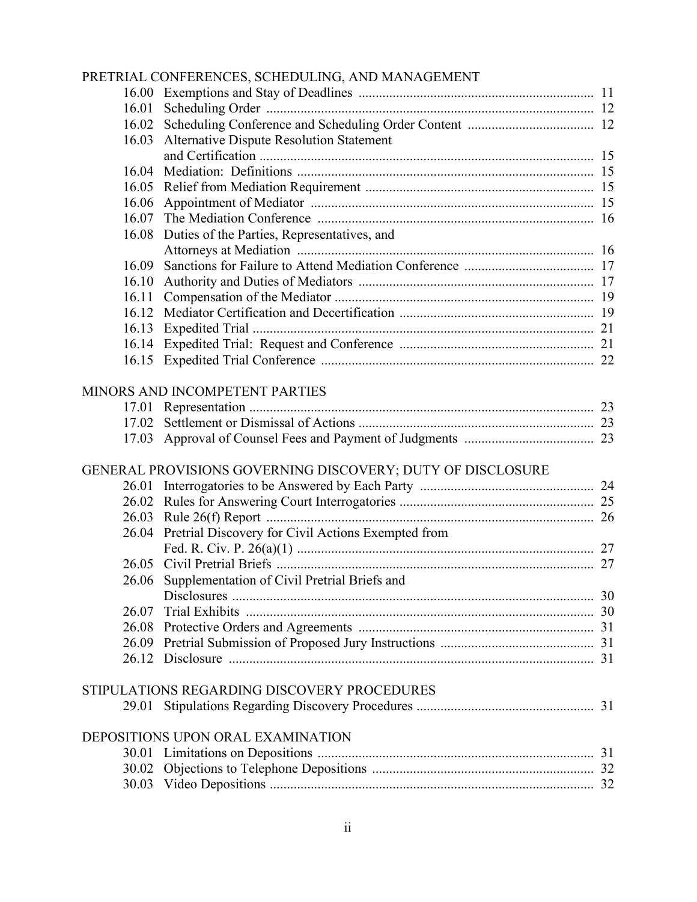PRETRIAL CONFERENCES, SCHEDULING, AND MANAGEMENT

| | | |
|---|---|---|
| 16.00 | Exemptions and Stay of Deadlines | 11 |
| 16.01 | Scheduling Order | 12 |
| 16.02 | Scheduling Conference and Scheduling Order Content | 12 |
| 16.03 | Alternative Dispute Resolution Statement and Certification | 15 |
| 16.04 | Mediation: Definitions | 15 |
| 16.05 | Relief from Mediation Requirement | 15 |
| 16.06 | Appointment of Mediator | 15 |
| 16.07 | The Mediation Conference | 16 |
| 16.08 | Duties of the Parties, Representatives, and Attorneys at Mediation | 16 |
| 16.09 | Sanctions for Failure to Attend Mediation Conference | 17 |
| 16.10 | Authority and Duties of Mediators | 17 |
| 16.11 | Compensation of the Mediator | 19 |
| 16.12 | Mediator Certification and Decertification | 19 |
| 16.13 | Expedited Trial | 21 |
| 16.14 | Expedited Trial: Request and Conference | 21 |
| 16.15 | Expedited Trial Conference | 22 |

MINORS AND INCOMPETENT PARTIES

| | | |
|---|---|---|
| 17.01 | Representation | 23 |
| 17.02 | Settlement or Dismissal of Actions | 23 |
| 17.03 | Approval of Counsel Fees and Payment of Judgments | 23 |

GENERAL PROVISIONS GOVERNING DISCOVERY; DUTY OF DISCLOSURE

| | | |
|---|---|---|
| 26.01 | Interrogatories to be Answered by Each Party | 24 |
| 26.02 | Rules for Answering Court Interrogatories | 25 |
| 26.03 | Rule 26(f) Report | 26 |
| 26.04 | Pretrial Discovery for Civil Actions Exempted from Fed. R. Civ. P. 26(a)(1) | 27 |
| 26.05 | Civil Pretrial Briefs | 27 |
| 26.06 | Supplementation of Civil Pretrial Briefs and Disclosures | 30 |
| 26.07 | Trial Exhibits | 30 |
| 26.08 | Protective Orders and Agreements | 31 |
| 26.09 | Pretrial Submission of Proposed Jury Instructions | 31 |
| 26.12 | Disclosure | 31 |

STIPULATIONS REGARDING DISCOVERY PROCEDURES

| | | |
|---|---|---|
| 29.01 | Stipulations Regarding Discovery Procedures | 31 |

DEPOSITIONS UPON ORAL EXAMINATION

| | | |
|---|---|---|
| 30.01 | Limitations on Depositions | 31 |
| 30.02 | Objections to Telephone Depositions | 32 |
| 30.03 | Video Depositions | 32 |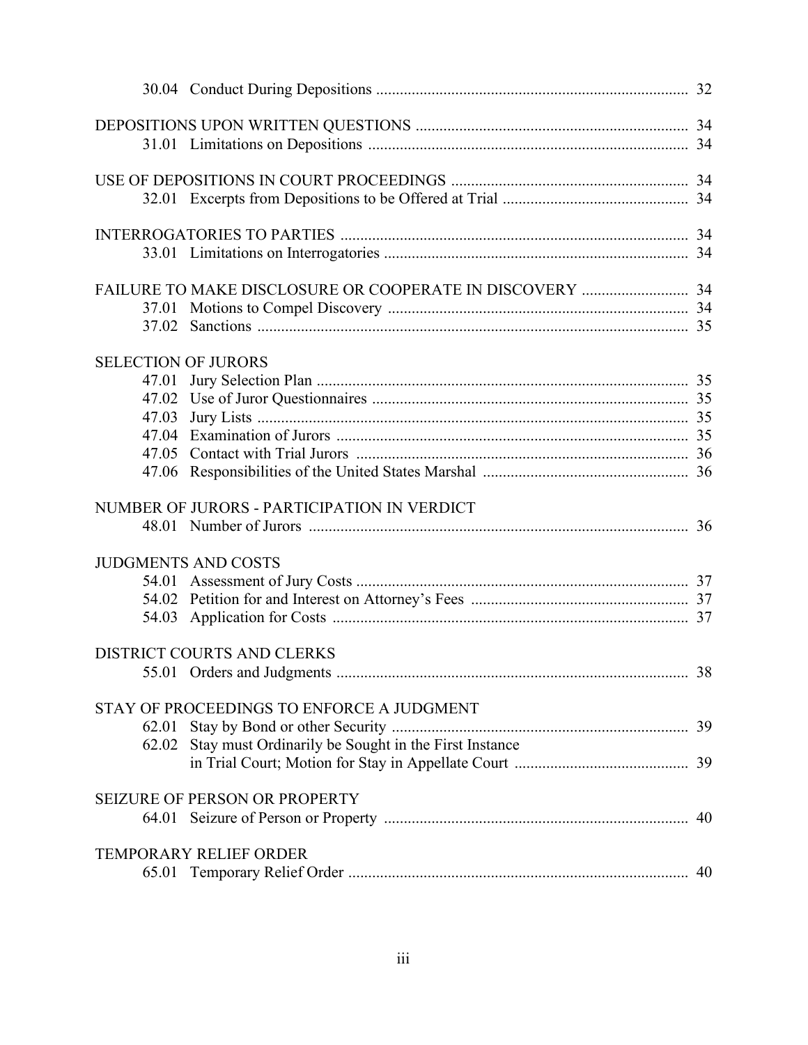30.04 Conduct During Depositions ................................................................................ 32

DEPOSITIONS UPON WRITTEN QUESTIONS ..................................................................... 34
31.01 Limitations on Depositions .................................................................................. 34

USE OF DEPOSITIONS IN COURT PROCEEDINGS ............................................................ 34
32.01 Excerpts from Depositions to be Offered at Trial ................................................ 34

INTERROGATORIES TO PARTIES ........................................................................................ 34
33.01 Limitations on Interrogatories .............................................................................. 34

FAILURE TO MAKE DISCLOSURE OR COOPERATE IN DISCOVERY ........................... 34
37.01 Motions to Compel Discovery ............................................................................. 34
37.02 Sanctions .............................................................................................................. 35

SELECTION OF JURORS
47.01 Jury Selection Plan ............................................................................................... 35
47.02 Use of Juror Questionnaires ................................................................................. 35
47.03 Jury Lists .............................................................................................................. 35
47.04 Examination of Jurors .......................................................................................... 35
47.05 Contact with Trial Jurors ...................................................................................... 36
47.06 Responsibilities of the United States Marshal ..................................................... 36

NUMBER OF JURORS - PARTICIPATION IN VERDICT
48.01 Number of Jurors .................................................................................................. 36

JUDGMENTS AND COSTS
54.01 Assessment of Jury Costs ..................................................................................... 37
54.02 Petition for and Interest on Attorney's Fees ........................................................ 37
54.03 Application for Costs ........................................................................................... 37

DISTRICT COURTS AND CLERKS
55.01 Orders and Judgments .......................................................................................... 38

STAY OF PROCEEDINGS TO ENFORCE A JUDGMENT
62.01 Stay by Bond or other Security ............................................................................ 39
62.02 Stay must Ordinarily be Sought in the First Instance in Trial Court; Motion for Stay in Appellate Court ............................................. 39

SEIZURE OF PERSON OR PROPERTY
64.01 Seizure of Person or Property .............................................................................. 40

TEMPORARY RELIEF ORDER
65.01 Temporary Relief Order ....................................................................................... 40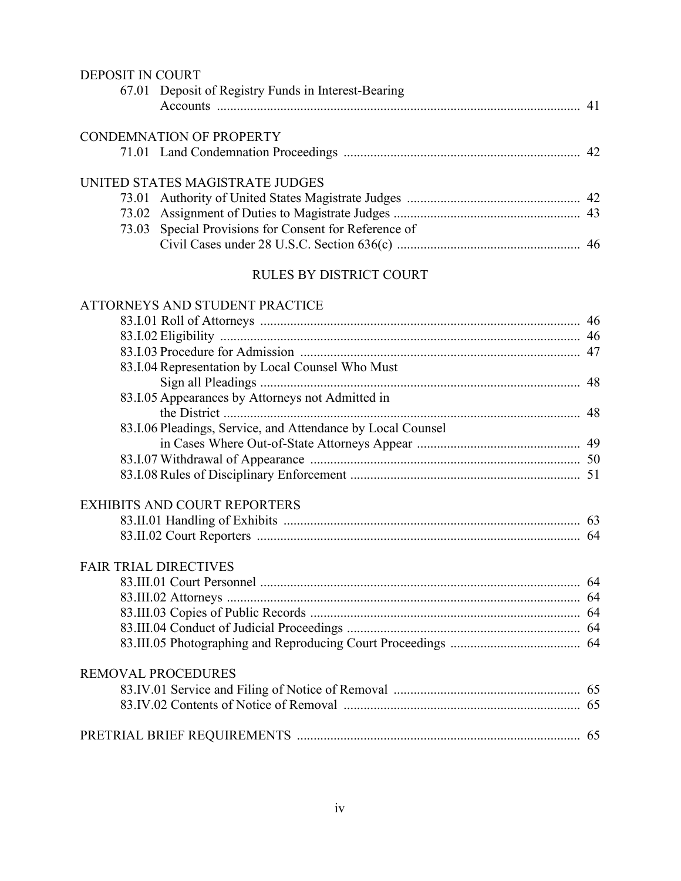DEPOSIT IN COURT

67.01 Deposit of Registry Funds in Interest-Bearing Accounts ..... 41

CONDEMNATION OF PROPERTY

71.01 Land Condemnation Proceedings ..... 42

UNITED STATES MAGISTRATE JUDGES

73.01 Authority of United States Magistrate Judges ..... 42
73.02 Assignment of Duties to Magistrate Judges ..... 43
73.03 Special Provisions for Consent for Reference of Civil Cases under 28 U.S.C. Section 636(c) ..... 46

## RULES BY DISTRICT COURT

ATTORNEYS AND STUDENT PRACTICE

83.I.01 Roll of Attorneys ..... 46
83.I.02 Eligibility ..... 46
83.I.03 Procedure for Admission ..... 47
83.I.04 Representation by Local Counsel Who Must Sign all Pleadings ..... 48
83.I.05 Appearances by Attorneys not Admitted in the District ..... 48
83.I.06 Pleadings, Service, and Attendance by Local Counsel in Cases Where Out-of-State Attorneys Appear ..... 49
83.I.07 Withdrawal of Appearance ..... 50
83.I.08 Rules of Disciplinary Enforcement ..... 51

EXHIBITS AND COURT REPORTERS

83.II.01 Handling of Exhibits ..... 63
83.II.02 Court Reporters ..... 64

FAIR TRIAL DIRECTIVES

83.III.01 Court Personnel ..... 64
83.III.02 Attorneys ..... 64
83.III.03 Copies of Public Records ..... 64
83.III.04 Conduct of Judicial Proceedings ..... 64
83.III.05 Photographing and Reproducing Court Proceedings ..... 64

REMOVAL PROCEDURES

83.IV.01 Service and Filing of Notice of Removal ..... 65
83.IV.02 Contents of Notice of Removal ..... 65

PRETRIAL BRIEF REQUIREMENTS ..... 65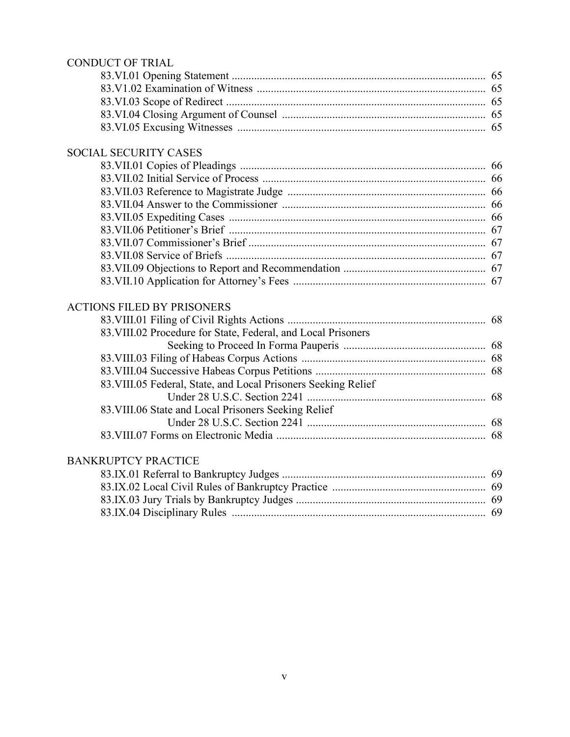CONDUCT OF TRIAL

83.VI.01 Opening Statement .......... 65
83.V1.02 Examination of Witness .......... 65
83.VI.03 Scope of Redirect .......... 65
83.VI.04 Closing Argument of Counsel .......... 65
83.VI.05 Excusing Witnesses .......... 65

SOCIAL SECURITY CASES

83.VII.01 Copies of Pleadings .......... 66
83.VII.02 Initial Service of Process .......... 66
83.VII.03 Reference to Magistrate Judge .......... 66
83.VII.04 Answer to the Commissioner .......... 66
83.VII.05 Expediting Cases .......... 66
83.VII.06 Petitioner's Brief .......... 67
83.VII.07 Commissioner's Brief .......... 67
83.VII.08 Service of Briefs .......... 67
83.VII.09 Objections to Report and Recommendation .......... 67
83.VII.10 Application for Attorney's Fees .......... 67

ACTIONS FILED BY PRISONERS

83.VIII.01 Filing of Civil Rights Actions .......... 68
83.VIII.02 Procedure for State, Federal, and Local Prisoners Seeking to Proceed In Forma Pauperis .......... 68
83.VIII.03 Filing of Habeas Corpus Actions .......... 68
83.VIII.04 Successive Habeas Corpus Petitions .......... 68
83.VIII.05 Federal, State, and Local Prisoners Seeking Relief Under 28 U.S.C. Section 2241 .......... 68
83.VIII.06 State and Local Prisoners Seeking Relief Under 28 U.S.C. Section 2241 .......... 68
83.VIII.07 Forms on Electronic Media .......... 68

BANKRUPTCY PRACTICE

83.IX.01 Referral to Bankruptcy Judges .......... 69
83.IX.02 Local Civil Rules of Bankruptcy Practice .......... 69
83.IX.03 Jury Trials by Bankruptcy Judges .......... 69
83.IX.04 Disciplinary Rules .......... 69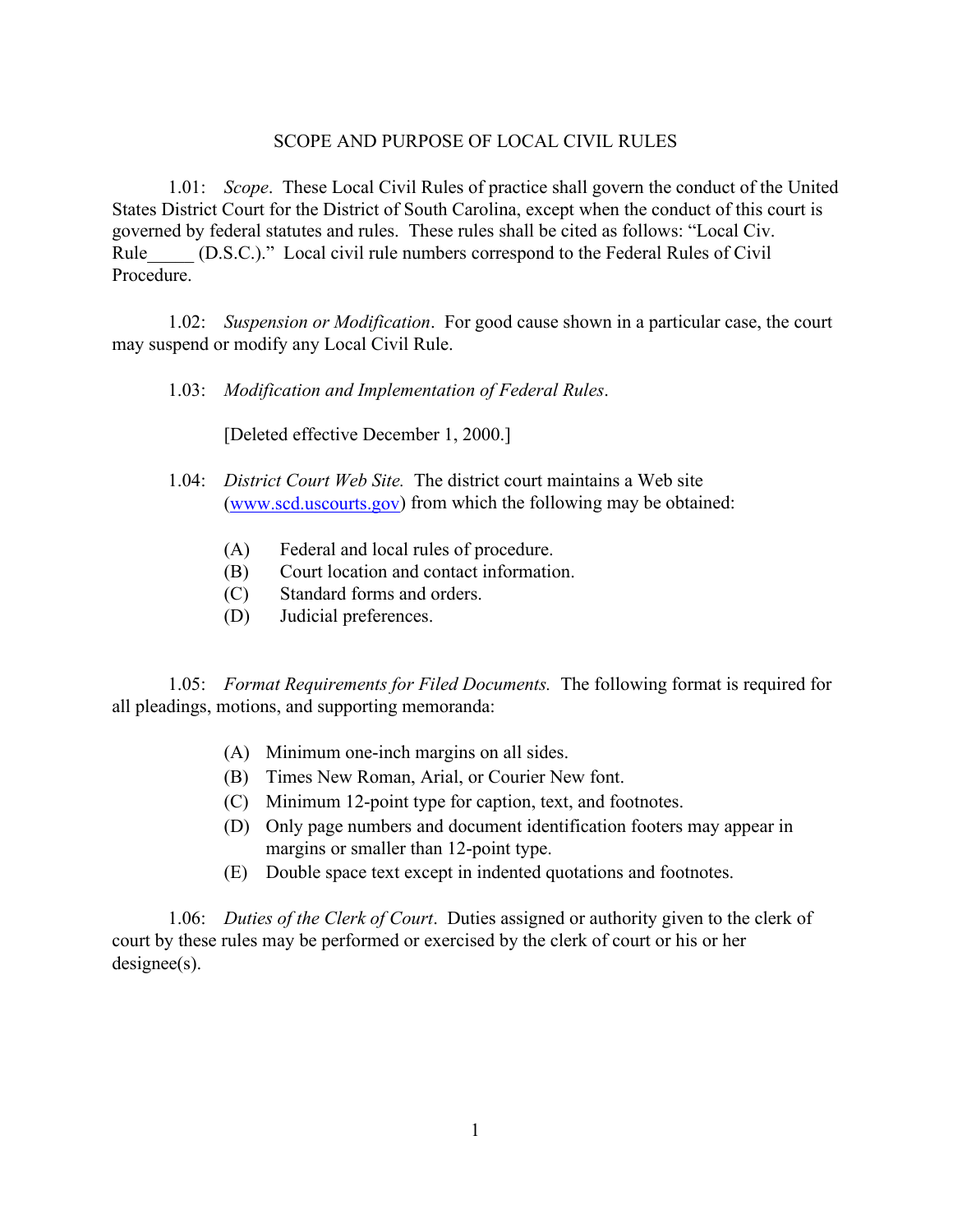## SCOPE AND PURPOSE OF LOCAL CIVIL RULES

1.01: *Scope*. These Local Civil Rules of practice shall govern the conduct of the United States District Court for the District of South Carolina, except when the conduct of this court is governed by federal statutes and rules. These rules shall be cited as follows: "Local Civ. Rule_____ (D.S.C.)." Local civil rule numbers correspond to the Federal Rules of Civil Procedure.

1.02: *Suspension or Modification*. For good cause shown in a particular case, the court may suspend or modify any Local Civil Rule.

1.03: *Modification and Implementation of Federal Rules*.

[Deleted effective December 1, 2000.]

1.04: *District Court Web Site.* The district court maintains a Web site (www.scd.uscourts.gov) from which the following may be obtained:

(A) Federal and local rules of procedure.
(B) Court location and contact information.
(C) Standard forms and orders.
(D) Judicial preferences.

1.05: *Format Requirements for Filed Documents.* The following format is required for all pleadings, motions, and supporting memoranda:

(A) Minimum one-inch margins on all sides.
(B) Times New Roman, Arial, or Courier New font.
(C) Minimum 12-point type for caption, text, and footnotes.
(D) Only page numbers and document identification footers may appear in margins or smaller than 12-point type.
(E) Double space text except in indented quotations and footnotes.

1.06: *Duties of the Clerk of Court*. Duties assigned or authority given to the clerk of court by these rules may be performed or exercised by the clerk of court or his or her designee(s).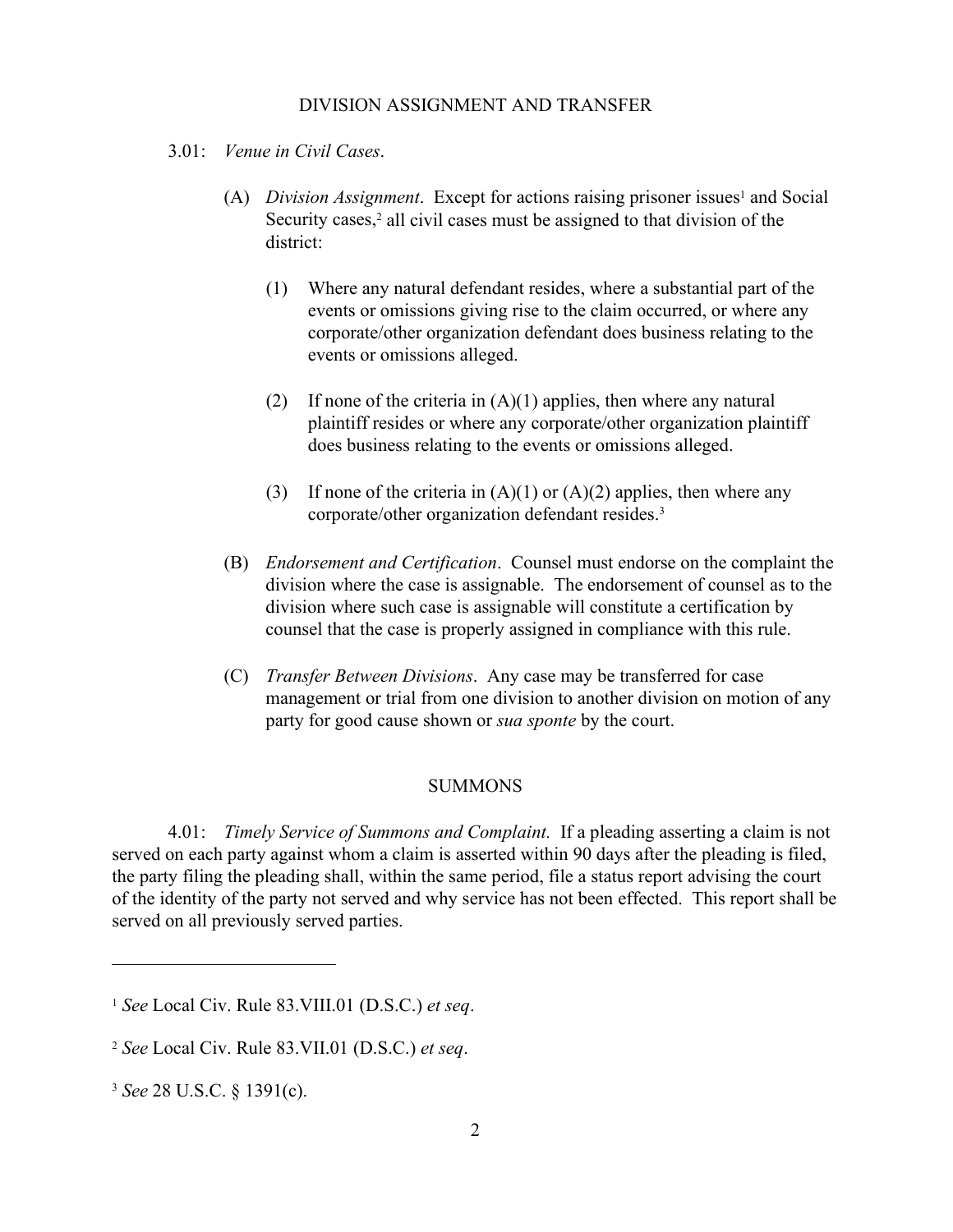## DIVISION ASSIGNMENT AND TRANSFER

3.01: *Venue in Civil Cases*.

(A) *Division Assignment*. Except for actions raising prisoner issues[1] and Social Security cases,[2] all civil cases must be assigned to that division of the district:

(1) Where any natural defendant resides, where a substantial part of the events or omissions giving rise to the claim occurred, or where any corporate/other organization defendant does business relating to the events or omissions alleged.

(2) If none of the criteria in (A)(1) applies, then where any natural plaintiff resides or where any corporate/other organization plaintiff does business relating to the events or omissions alleged.

(3) If none of the criteria in (A)(1) or (A)(2) applies, then where any corporate/other organization defendant resides.[3]

(B) *Endorsement and Certification*. Counsel must endorse on the complaint the division where the case is assignable. The endorsement of counsel as to the division where such case is assignable will constitute a certification by counsel that the case is properly assigned in compliance with this rule.

(C) *Transfer Between Divisions*. Any case may be transferred for case management or trial from one division to another division on motion of any party for good cause shown or *sua sponte* by the court.

## SUMMONS

4.01: *Timely Service of Summons and Complaint.* If a pleading asserting a claim is not served on each party against whom a claim is asserted within 90 days after the pleading is filed, the party filing the pleading shall, within the same period, file a status report advising the court of the identity of the party not served and why service has not been effected. This report shall be served on all previously served parties.

---

[1] *See* Local Civ. Rule 83.VIII.01 (D.S.C.) *et seq*.

[2] *See* Local Civ. Rule 83.VII.01 (D.S.C.) *et seq*.

[3] *See* 28 U.S.C. § 1391(c).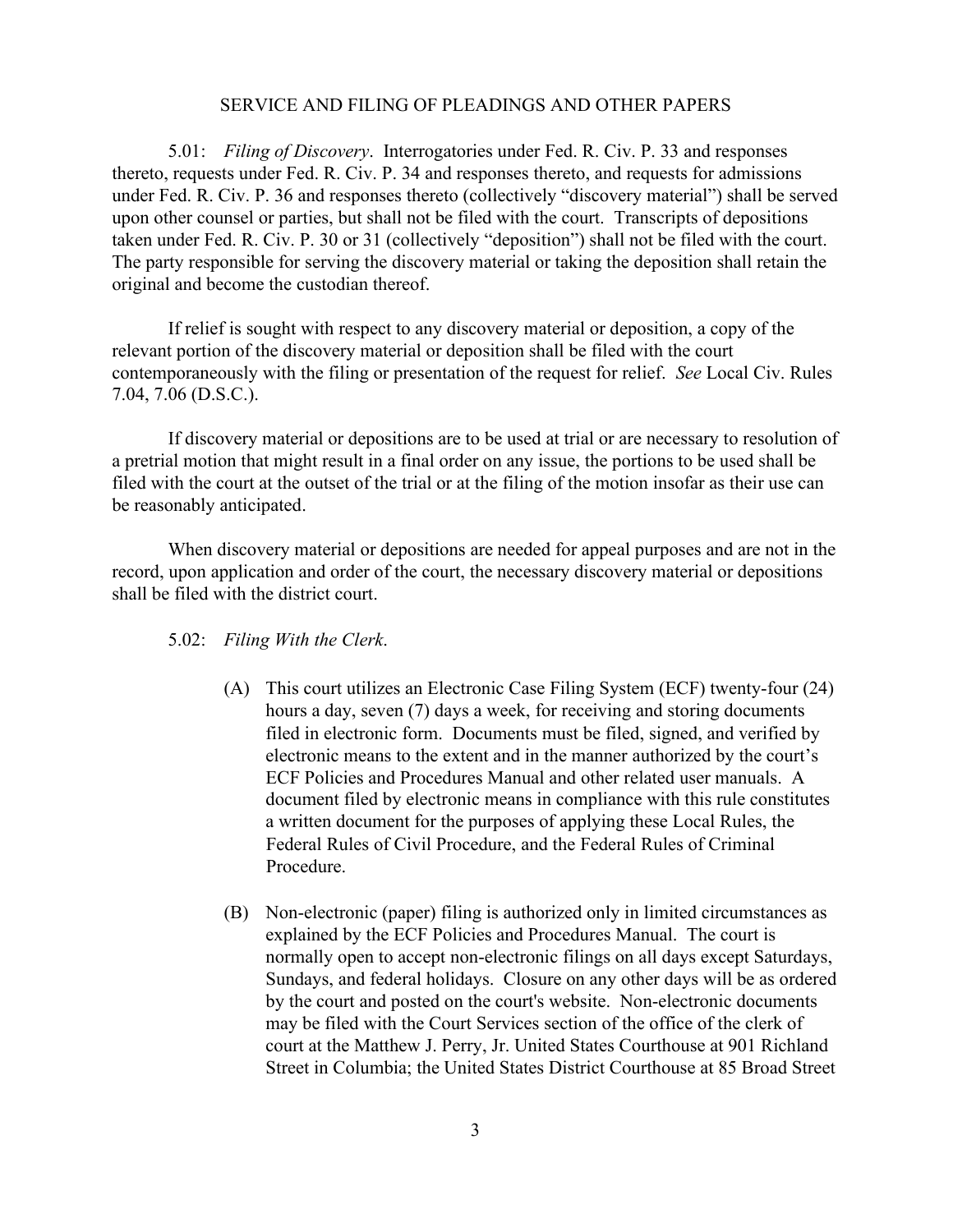## SERVICE AND FILING OF PLEADINGS AND OTHER PAPERS

5.01: *Filing of Discovery*. Interrogatories under Fed. R. Civ. P. 33 and responses thereto, requests under Fed. R. Civ. P. 34 and responses thereto, and requests for admissions under Fed. R. Civ. P. 36 and responses thereto (collectively "discovery material") shall be served upon other counsel or parties, but shall not be filed with the court. Transcripts of depositions taken under Fed. R. Civ. P. 30 or 31 (collectively "deposition") shall not be filed with the court. The party responsible for serving the discovery material or taking the deposition shall retain the original and become the custodian thereof.

If relief is sought with respect to any discovery material or deposition, a copy of the relevant portion of the discovery material or deposition shall be filed with the court contemporaneously with the filing or presentation of the request for relief. *See* Local Civ. Rules 7.04, 7.06 (D.S.C.).

If discovery material or depositions are to be used at trial or are necessary to resolution of a pretrial motion that might result in a final order on any issue, the portions to be used shall be filed with the court at the outset of the trial or at the filing of the motion insofar as their use can be reasonably anticipated.

When discovery material or depositions are needed for appeal purposes and are not in the record, upon application and order of the court, the necessary discovery material or depositions shall be filed with the district court.

5.02: *Filing With the Clerk*.

(A) This court utilizes an Electronic Case Filing System (ECF) twenty-four (24) hours a day, seven (7) days a week, for receiving and storing documents filed in electronic form. Documents must be filed, signed, and verified by electronic means to the extent and in the manner authorized by the court's ECF Policies and Procedures Manual and other related user manuals. A document filed by electronic means in compliance with this rule constitutes a written document for the purposes of applying these Local Rules, the Federal Rules of Civil Procedure, and the Federal Rules of Criminal Procedure.

(B) Non-electronic (paper) filing is authorized only in limited circumstances as explained by the ECF Policies and Procedures Manual. The court is normally open to accept non-electronic filings on all days except Saturdays, Sundays, and federal holidays. Closure on any other days will be as ordered by the court and posted on the court's website. Non-electronic documents may be filed with the Court Services section of the office of the clerk of court at the Matthew J. Perry, Jr. United States Courthouse at 901 Richland Street in Columbia; the United States District Courthouse at 85 Broad Street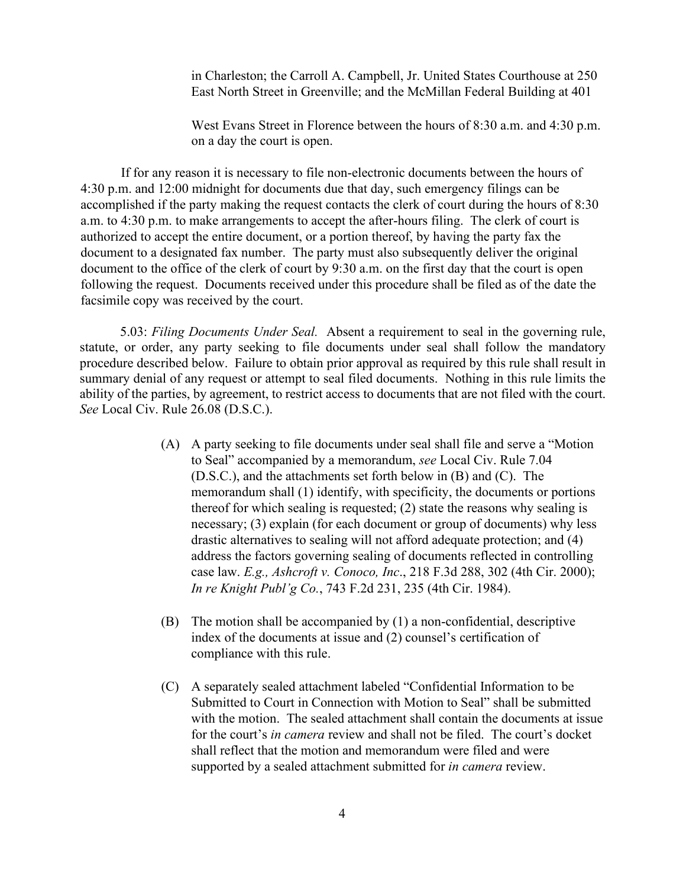in Charleston; the Carroll A. Campbell, Jr. United States Courthouse at 250 East North Street in Greenville; and the McMillan Federal Building at 401

West Evans Street in Florence between the hours of 8:30 a.m. and 4:30 p.m. on a day the court is open.

If for any reason it is necessary to file non-electronic documents between the hours of 4:30 p.m. and 12:00 midnight for documents due that day, such emergency filings can be accomplished if the party making the request contacts the clerk of court during the hours of 8:30 a.m. to 4:30 p.m. to make arrangements to accept the after-hours filing. The clerk of court is authorized to accept the entire document, or a portion thereof, by having the party fax the document to a designated fax number. The party must also subsequently deliver the original document to the office of the clerk of court by 9:30 a.m. on the first day that the court is open following the request. Documents received under this procedure shall be filed as of the date the facsimile copy was received by the court.

5.03: *Filing Documents Under Seal.* Absent a requirement to seal in the governing rule, statute, or order, any party seeking to file documents under seal shall follow the mandatory procedure described below. Failure to obtain prior approval as required by this rule shall result in summary denial of any request or attempt to seal filed documents. Nothing in this rule limits the ability of the parties, by agreement, to restrict access to documents that are not filed with the court. *See* Local Civ. Rule 26.08 (D.S.C.).

(A) A party seeking to file documents under seal shall file and serve a "Motion to Seal" accompanied by a memorandum, *see* Local Civ. Rule 7.04 (D.S.C.), and the attachments set forth below in (B) and (C). The memorandum shall (1) identify, with specificity, the documents or portions thereof for which sealing is requested; (2) state the reasons why sealing is necessary; (3) explain (for each document or group of documents) why less drastic alternatives to sealing will not afford adequate protection; and (4) address the factors governing sealing of documents reflected in controlling case law. *E.g., Ashcroft v. Conoco, Inc.*, 218 F.3d 288, 302 (4th Cir. 2000); *In re Knight Publ'g Co.*, 743 F.2d 231, 235 (4th Cir. 1984).

(B) The motion shall be accompanied by (1) a non-confidential, descriptive index of the documents at issue and (2) counsel's certification of compliance with this rule.

(C) A separately sealed attachment labeled "Confidential Information to be Submitted to Court in Connection with Motion to Seal" shall be submitted with the motion. The sealed attachment shall contain the documents at issue for the court's *in camera* review and shall not be filed. The court's docket shall reflect that the motion and memorandum were filed and were supported by a sealed attachment submitted for *in camera* review.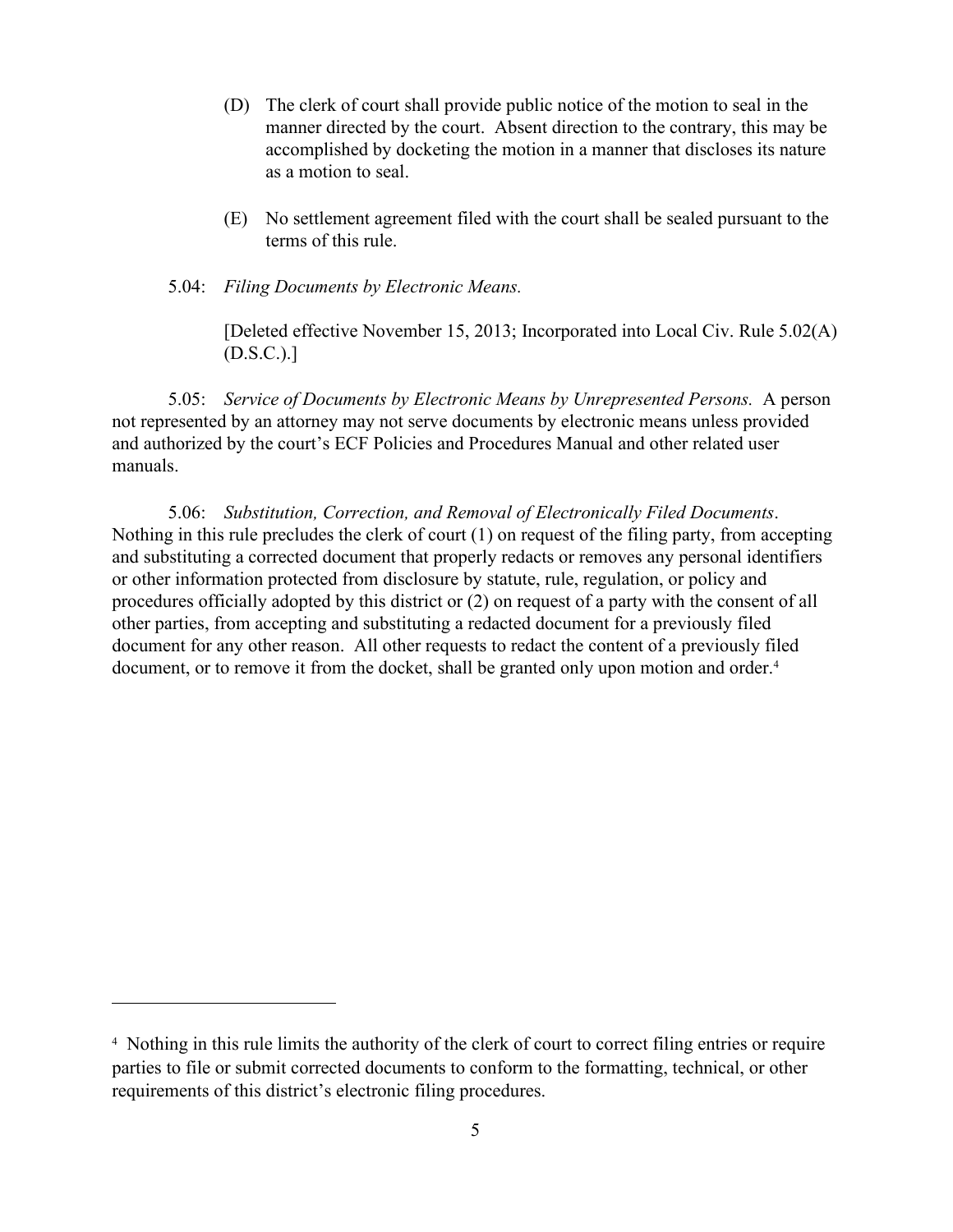(D) The clerk of court shall provide public notice of the motion to seal in the manner directed by the court. Absent direction to the contrary, this may be accomplished by docketing the motion in a manner that discloses its nature as a motion to seal.

(E) No settlement agreement filed with the court shall be sealed pursuant to the terms of this rule.

5.04: *Filing Documents by Electronic Means.*

[Deleted effective November 15, 2013; Incorporated into Local Civ. Rule 5.02(A) (D.S.C.).]

5.05: *Service of Documents by Electronic Means by Unrepresented Persons.* A person not represented by an attorney may not serve documents by electronic means unless provided and authorized by the court's ECF Policies and Procedures Manual and other related user manuals.

5.06: *Substitution, Correction, and Removal of Electronically Filed Documents*. Nothing in this rule precludes the clerk of court (1) on request of the filing party, from accepting and substituting a corrected document that properly redacts or removes any personal identifiers or other information protected from disclosure by statute, rule, regulation, or policy and procedures officially adopted by this district or (2) on request of a party with the consent of all other parties, from accepting and substituting a redacted document for a previously filed document for any other reason. All other requests to redact the content of a previously filed document, or to remove it from the docket, shall be granted only upon motion and order.[4]

---

[4] Nothing in this rule limits the authority of the clerk of court to correct filing entries or require parties to file or submit corrected documents to conform to the formatting, technical, or other requirements of this district's electronic filing procedures.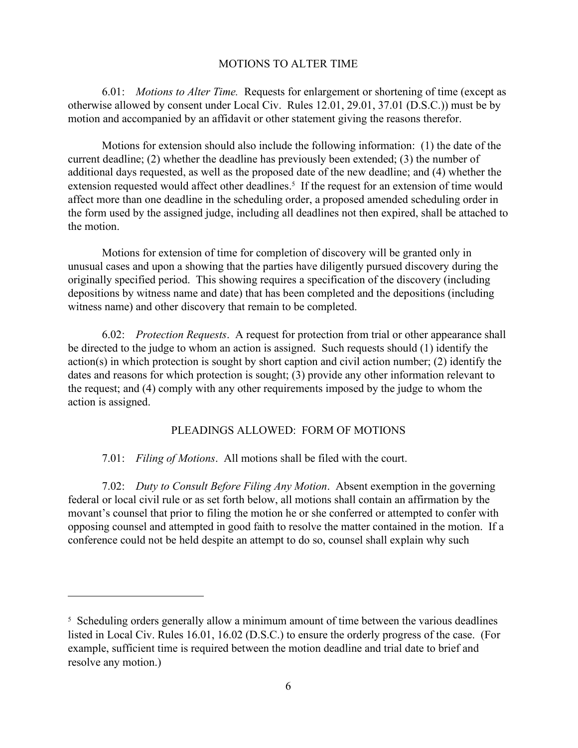## MOTIONS TO ALTER TIME

6.01: *Motions to Alter Time.* Requests for enlargement or shortening of time (except as otherwise allowed by consent under Local Civ. Rules 12.01, 29.01, 37.01 (D.S.C.)) must be by motion and accompanied by an affidavit or other statement giving the reasons therefor.

Motions for extension should also include the following information: (1) the date of the current deadline; (2) whether the deadline has previously been extended; (3) the number of additional days requested, as well as the proposed date of the new deadline; and (4) whether the extension requested would affect other deadlines.[5] If the request for an extension of time would affect more than one deadline in the scheduling order, a proposed amended scheduling order in the form used by the assigned judge, including all deadlines not then expired, shall be attached to the motion.

Motions for extension of time for completion of discovery will be granted only in unusual cases and upon a showing that the parties have diligently pursued discovery during the originally specified period. This showing requires a specification of the discovery (including depositions by witness name and date) that has been completed and the depositions (including witness name) and other discovery that remain to be completed.

6.02: *Protection Requests*. A request for protection from trial or other appearance shall be directed to the judge to whom an action is assigned. Such requests should (1) identify the action(s) in which protection is sought by short caption and civil action number; (2) identify the dates and reasons for which protection is sought; (3) provide any other information relevant to the request; and (4) comply with any other requirements imposed by the judge to whom the action is assigned.

## PLEADINGS ALLOWED: FORM OF MOTIONS

7.01: *Filing of Motions*. All motions shall be filed with the court.

7.02: *Duty to Consult Before Filing Any Motion*. Absent exemption in the governing federal or local civil rule or as set forth below, all motions shall contain an affirmation by the movant's counsel that prior to filing the motion he or she conferred or attempted to confer with opposing counsel and attempted in good faith to resolve the matter contained in the motion. If a conference could not be held despite an attempt to do so, counsel shall explain why such

---

[5] Scheduling orders generally allow a minimum amount of time between the various deadlines listed in Local Civ. Rules 16.01, 16.02 (D.S.C.) to ensure the orderly progress of the case. (For example, sufficient time is required between the motion deadline and trial date to brief and resolve any motion.)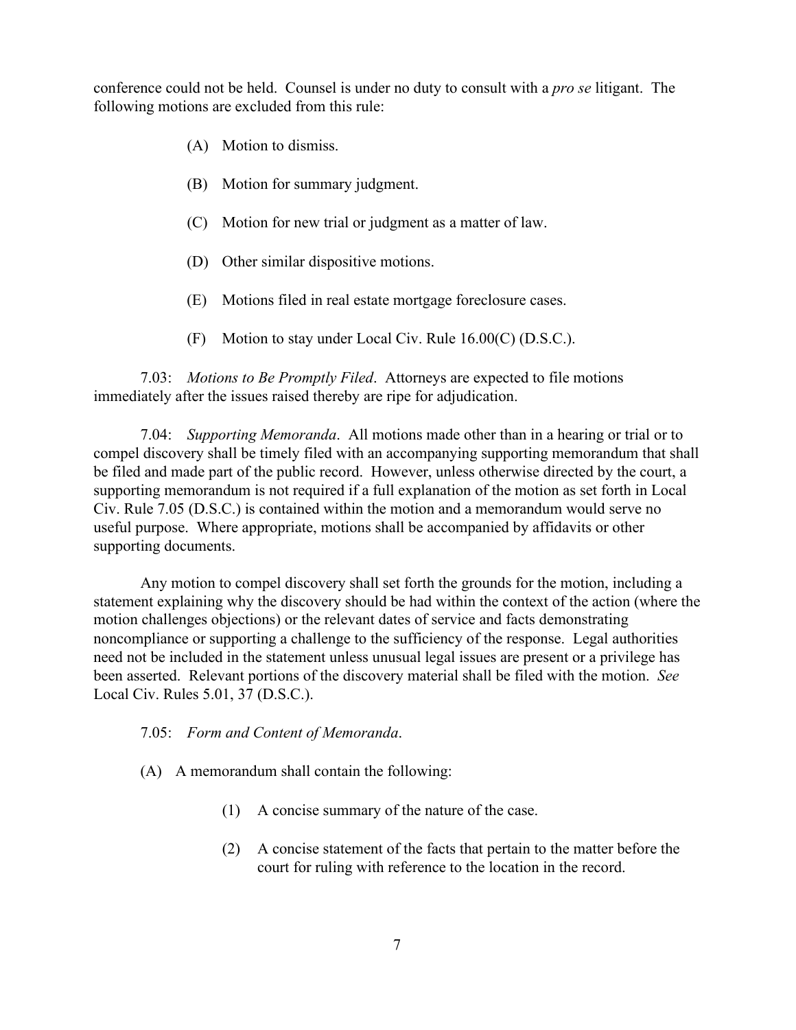conference could not be held. Counsel is under no duty to consult with a *pro se* litigant. The following motions are excluded from this rule:

(A) Motion to dismiss.

(B) Motion for summary judgment.

(C) Motion for new trial or judgment as a matter of law.

(D) Other similar dispositive motions.

(E) Motions filed in real estate mortgage foreclosure cases.

(F) Motion to stay under Local Civ. Rule 16.00(C) (D.S.C.).

7.03: *Motions to Be Promptly Filed*. Attorneys are expected to file motions immediately after the issues raised thereby are ripe for adjudication.

7.04: *Supporting Memoranda*. All motions made other than in a hearing or trial or to compel discovery shall be timely filed with an accompanying supporting memorandum that shall be filed and made part of the public record. However, unless otherwise directed by the court, a supporting memorandum is not required if a full explanation of the motion as set forth in Local Civ. Rule 7.05 (D.S.C.) is contained within the motion and a memorandum would serve no useful purpose. Where appropriate, motions shall be accompanied by affidavits or other supporting documents.

Any motion to compel discovery shall set forth the grounds for the motion, including a statement explaining why the discovery should be had within the context of the action (where the motion challenges objections) or the relevant dates of service and facts demonstrating noncompliance or supporting a challenge to the sufficiency of the response. Legal authorities need not be included in the statement unless unusual legal issues are present or a privilege has been asserted. Relevant portions of the discovery material shall be filed with the motion. *See* Local Civ. Rules 5.01, 37 (D.S.C.).

7.05: *Form and Content of Memoranda*.

(A) A memorandum shall contain the following:

(1) A concise summary of the nature of the case.

(2) A concise statement of the facts that pertain to the matter before the court for ruling with reference to the location in the record.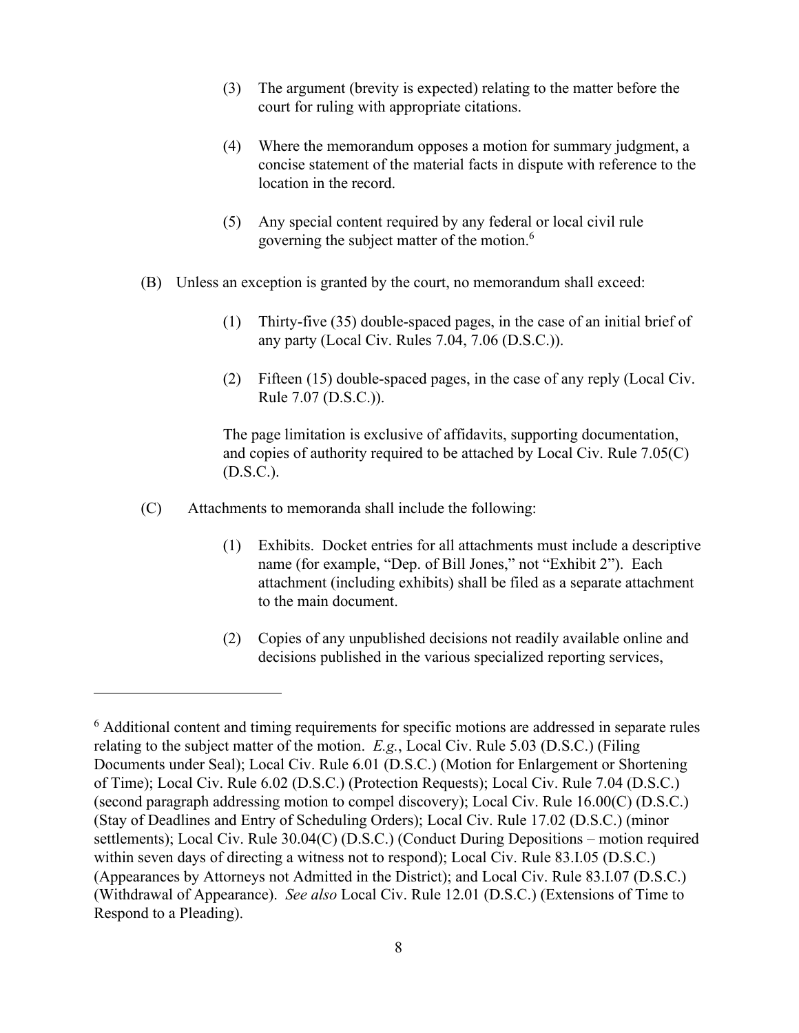(3) The argument (brevity is expected) relating to the matter before the court for ruling with appropriate citations.

(4) Where the memorandum opposes a motion for summary judgment, a concise statement of the material facts in dispute with reference to the location in the record.

(5) Any special content required by any federal or local civil rule governing the subject matter of the motion.[6]

(B) Unless an exception is granted by the court, no memorandum shall exceed:

(1) Thirty-five (35) double-spaced pages, in the case of an initial brief of any party (Local Civ. Rules 7.04, 7.06 (D.S.C.)).

(2) Fifteen (15) double-spaced pages, in the case of any reply (Local Civ. Rule 7.07 (D.S.C.)).

The page limitation is exclusive of affidavits, supporting documentation, and copies of authority required to be attached by Local Civ. Rule 7.05(C) (D.S.C.).

(C) Attachments to memoranda shall include the following:

(1) Exhibits. Docket entries for all attachments must include a descriptive name (for example, "Dep. of Bill Jones," not "Exhibit 2"). Each attachment (including exhibits) shall be filed as a separate attachment to the main document.

(2) Copies of any unpublished decisions not readily available online and decisions published in the various specialized reporting services,

---

[6] Additional content and timing requirements for specific motions are addressed in separate rules relating to the subject matter of the motion. *E.g.*, Local Civ. Rule 5.03 (D.S.C.) (Filing Documents under Seal); Local Civ. Rule 6.01 (D.S.C.) (Motion for Enlargement or Shortening of Time); Local Civ. Rule 6.02 (D.S.C.) (Protection Requests); Local Civ. Rule 7.04 (D.S.C.) (second paragraph addressing motion to compel discovery); Local Civ. Rule 16.00(C) (D.S.C.) (Stay of Deadlines and Entry of Scheduling Orders); Local Civ. Rule 17.02 (D.S.C.) (minor settlements); Local Civ. Rule 30.04(C) (D.S.C.) (Conduct During Depositions – motion required within seven days of directing a witness not to respond); Local Civ. Rule 83.I.05 (D.S.C.) (Appearances by Attorneys not Admitted in the District); and Local Civ. Rule 83.I.07 (D.S.C.) (Withdrawal of Appearance). *See also* Local Civ. Rule 12.01 (D.S.C.) (Extensions of Time to Respond to a Pleading).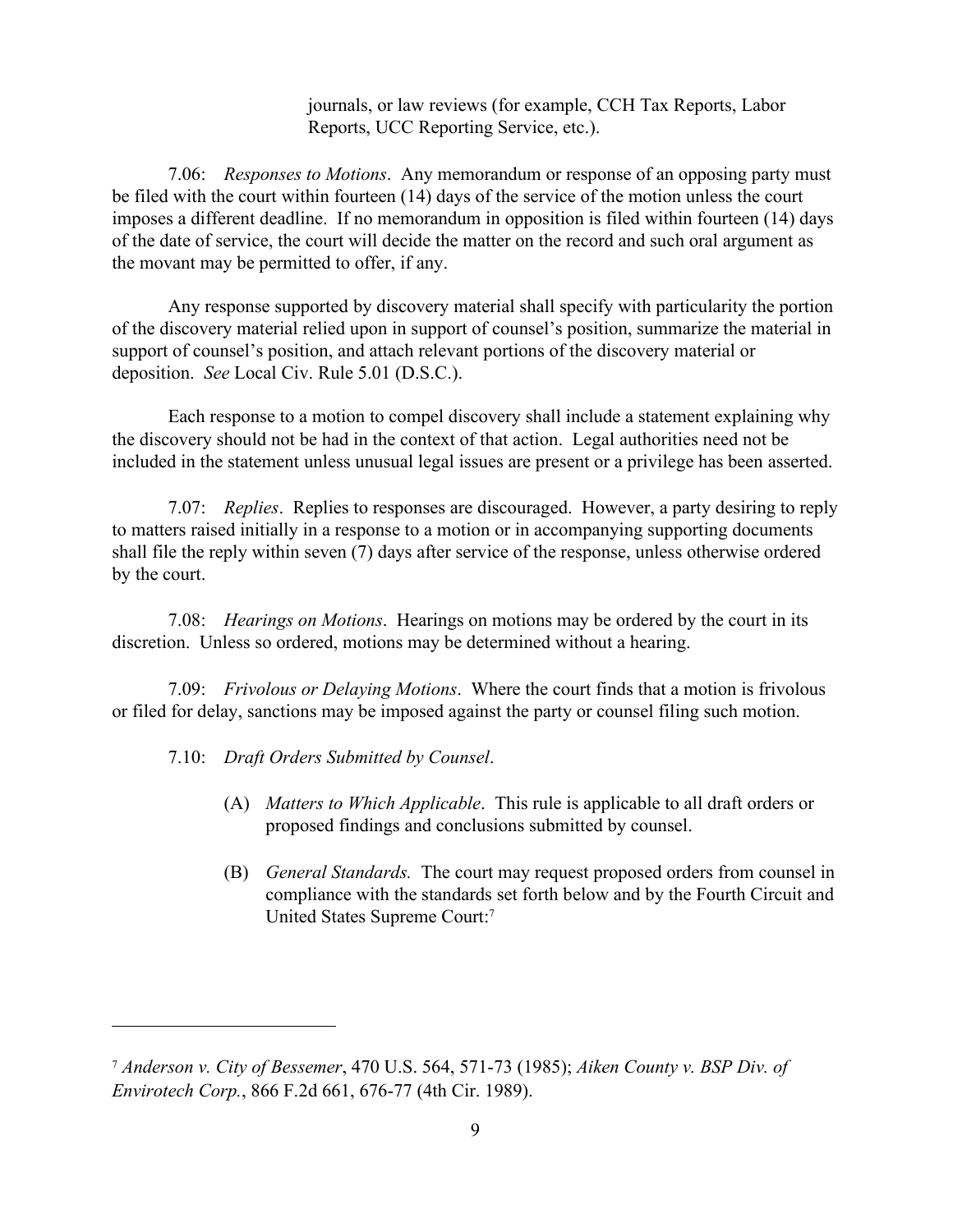journals, or law reviews (for example, CCH Tax Reports, Labor Reports, UCC Reporting Service, etc.).

7.06: *Responses to Motions*. Any memorandum or response of an opposing party must be filed with the court within fourteen (14) days of the service of the motion unless the court imposes a different deadline. If no memorandum in opposition is filed within fourteen (14) days of the date of service, the court will decide the matter on the record and such oral argument as the movant may be permitted to offer, if any.

Any response supported by discovery material shall specify with particularity the portion of the discovery material relied upon in support of counsel's position, summarize the material in support of counsel's position, and attach relevant portions of the discovery material or deposition. *See* Local Civ. Rule 5.01 (D.S.C.).

Each response to a motion to compel discovery shall include a statement explaining why the discovery should not be had in the context of that action. Legal authorities need not be included in the statement unless unusual legal issues are present or a privilege has been asserted.

7.07: *Replies*. Replies to responses are discouraged. However, a party desiring to reply to matters raised initially in a response to a motion or in accompanying supporting documents shall file the reply within seven (7) days after service of the response, unless otherwise ordered by the court.

7.08: *Hearings on Motions*. Hearings on motions may be ordered by the court in its discretion. Unless so ordered, motions may be determined without a hearing.

7.09: *Frivolous or Delaying Motions*. Where the court finds that a motion is frivolous or filed for delay, sanctions may be imposed against the party or counsel filing such motion.

7.10: *Draft Orders Submitted by Counsel*.

(A) *Matters to Which Applicable*. This rule is applicable to all draft orders or proposed findings and conclusions submitted by counsel.

(B) *General Standards.* The court may request proposed orders from counsel in compliance with the standards set forth below and by the Fourth Circuit and United States Supreme Court:[7]

---

[7] *Anderson v. City of Bessemer*, 470 U.S. 564, 571-73 (1985); *Aiken County v. BSP Div. of Envirotech Corp.*, 866 F.2d 661, 676-77 (4th Cir. 1989).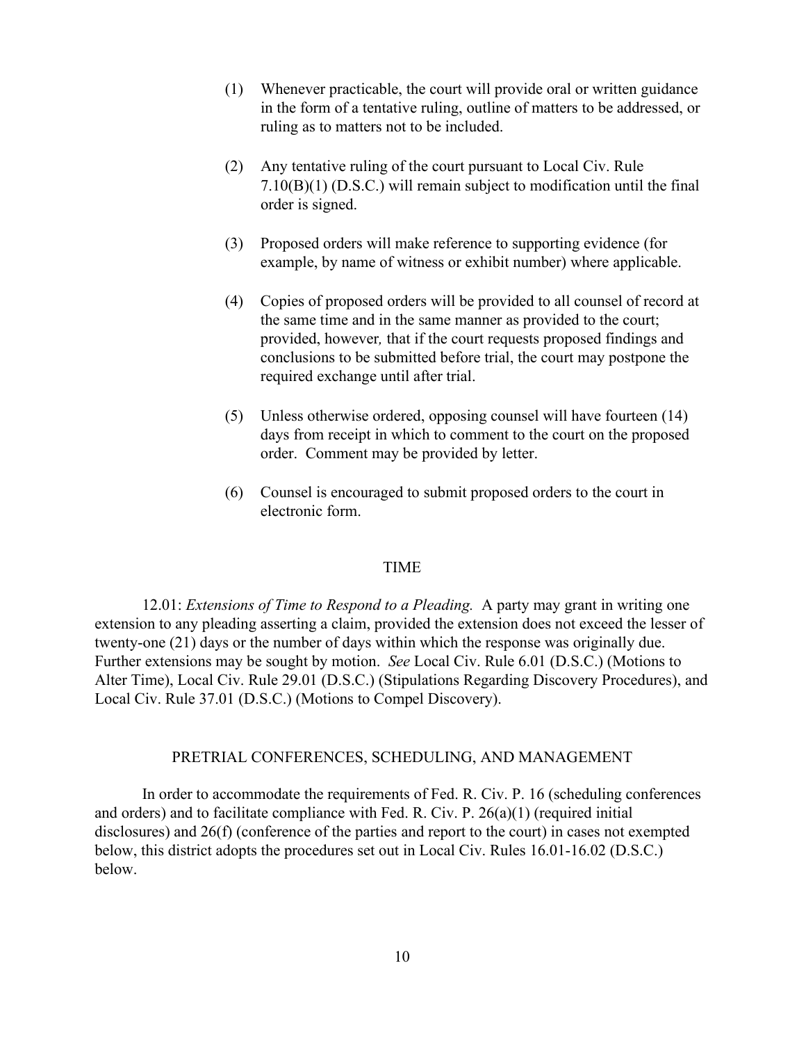(1) Whenever practicable, the court will provide oral or written guidance in the form of a tentative ruling, outline of matters to be addressed, or ruling as to matters not to be included.

(2) Any tentative ruling of the court pursuant to Local Civ. Rule 7.10(B)(1) (D.S.C.) will remain subject to modification until the final order is signed.

(3) Proposed orders will make reference to supporting evidence (for example, by name of witness or exhibit number) where applicable.

(4) Copies of proposed orders will be provided to all counsel of record at the same time and in the same manner as provided to the court; provided, *however,* that if the court requests proposed findings and conclusions to be submitted before trial, the court may postpone the required exchange until after trial.

(5) Unless otherwise ordered, opposing counsel will have fourteen (14) days from receipt in which to comment to the court on the proposed order. Comment may be provided by letter.

(6) Counsel is encouraged to submit proposed orders to the court in electronic form.

## TIME

12.01: *Extensions of Time to Respond to a Pleading.* A party may grant in writing one extension to any pleading asserting a claim, provided the extension does not exceed the lesser of twenty-one (21) days or the number of days within which the response was originally due. Further extensions may be sought by motion. *See* Local Civ. Rule 6.01 (D.S.C.) (Motions to Alter Time), Local Civ. Rule 29.01 (D.S.C.) (Stipulations Regarding Discovery Procedures), and Local Civ. Rule 37.01 (D.S.C.) (Motions to Compel Discovery).

## PRETRIAL CONFERENCES, SCHEDULING, AND MANAGEMENT

In order to accommodate the requirements of Fed. R. Civ. P. 16 (scheduling conferences and orders) and to facilitate compliance with Fed. R. Civ. P. 26(a)(1) (required initial disclosures) and 26(f) (conference of the parties and report to the court) in cases not exempted below, this district adopts the procedures set out in Local Civ. Rules 16.01-16.02 (D.S.C.) below.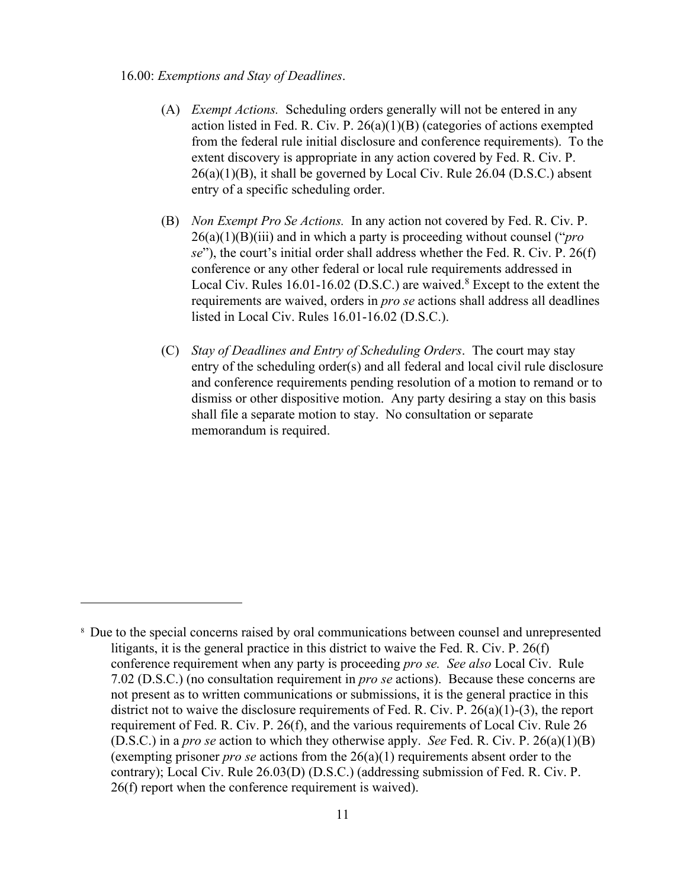16.00: *Exemptions and Stay of Deadlines*.

(A) *Exempt Actions.* Scheduling orders generally will not be entered in any action listed in Fed. R. Civ. P. 26(a)(1)(B) (categories of actions exempted from the federal rule initial disclosure and conference requirements). To the extent discovery is appropriate in any action covered by Fed. R. Civ. P. 26(a)(1)(B), it shall be governed by Local Civ. Rule 26.04 (D.S.C.) absent entry of a specific scheduling order.

(B) *Non Exempt Pro Se Actions.* In any action not covered by Fed. R. Civ. P. 26(a)(1)(B)(iii) and in which a party is proceeding without counsel ("*pro se*"), the court's initial order shall address whether the Fed. R. Civ. P. 26(f) conference or any other federal or local rule requirements addressed in Local Civ. Rules 16.01-16.02 (D.S.C.) are waived.[8] Except to the extent the requirements are waived, orders in *pro se* actions shall address all deadlines listed in Local Civ. Rules 16.01-16.02 (D.S.C.).

(C) *Stay of Deadlines and Entry of Scheduling Orders*. The court may stay entry of the scheduling order(s) and all federal and local civil rule disclosure and conference requirements pending resolution of a motion to remand or to dismiss or other dispositive motion. Any party desiring a stay on this basis shall file a separate motion to stay. No consultation or separate memorandum is required.

---

[8] Due to the special concerns raised by oral communications between counsel and unrepresented litigants, it is the general practice in this district to waive the Fed. R. Civ. P. 26(f) conference requirement when any party is proceeding *pro se. See also* Local Civ. Rule 7.02 (D.S.C.) (no consultation requirement in *pro se* actions). Because these concerns are not present as to written communications or submissions, it is the general practice in this district not to waive the disclosure requirements of Fed. R. Civ. P. 26(a)(1)-(3), the report requirement of Fed. R. Civ. P. 26(f), and the various requirements of Local Civ. Rule 26 (D.S.C.) in a *pro se* action to which they otherwise apply. *See* Fed. R. Civ. P. 26(a)(1)(B) (exempting prisoner *pro se* actions from the 26(a)(1) requirements absent order to the contrary); Local Civ. Rule 26.03(D) (D.S.C.) (addressing submission of Fed. R. Civ. P. 26(f) report when the conference requirement is waived).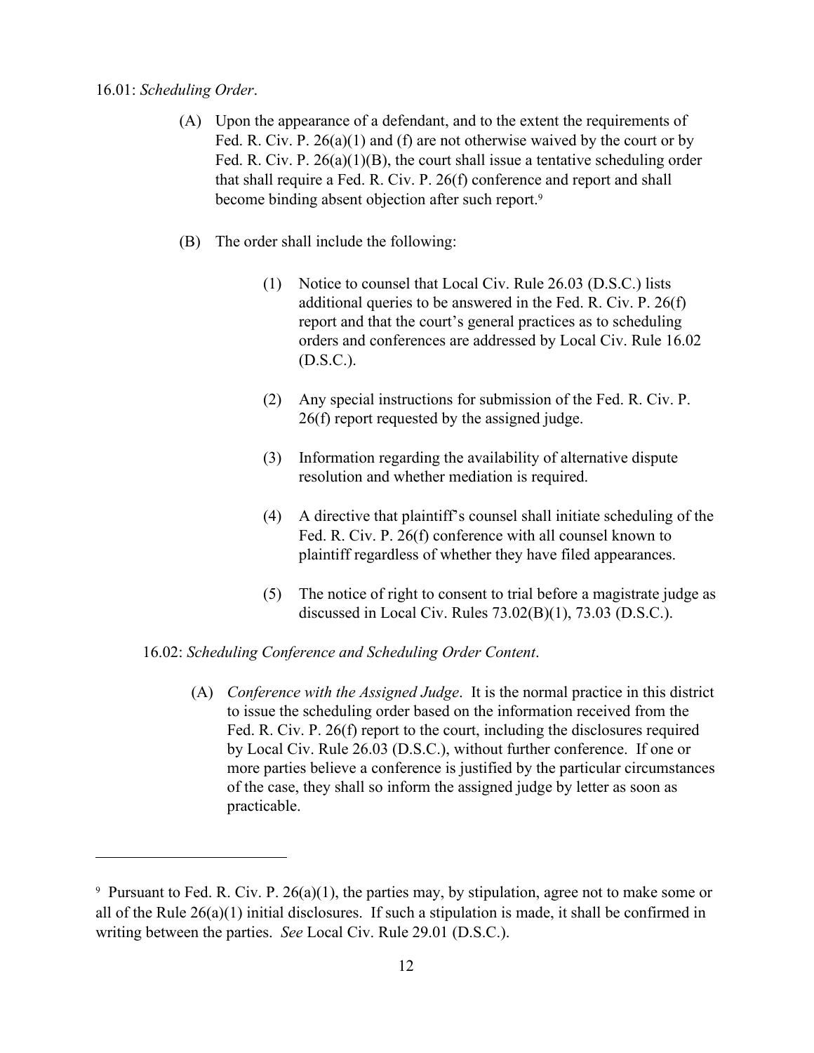16.01: *Scheduling Order*.

(A) Upon the appearance of a defendant, and to the extent the requirements of Fed. R. Civ. P. 26(a)(1) and (f) are not otherwise waived by the court or by Fed. R. Civ. P. 26(a)(1)(B), the court shall issue a tentative scheduling order that shall require a Fed. R. Civ. P. 26(f) conference and report and shall become binding absent objection after such report.[9]

(B) The order shall include the following:

(1) Notice to counsel that Local Civ. Rule 26.03 (D.S.C.) lists additional queries to be answered in the Fed. R. Civ. P. 26(f) report and that the court's general practices as to scheduling orders and conferences are addressed by Local Civ. Rule 16.02 (D.S.C.).

(2) Any special instructions for submission of the Fed. R. Civ. P. 26(f) report requested by the assigned judge.

(3) Information regarding the availability of alternative dispute resolution and whether mediation is required.

(4) A directive that plaintiff's counsel shall initiate scheduling of the Fed. R. Civ. P. 26(f) conference with all counsel known to plaintiff regardless of whether they have filed appearances.

(5) The notice of right to consent to trial before a magistrate judge as discussed in Local Civ. Rules 73.02(B)(1), 73.03 (D.S.C.).

16.02: *Scheduling Conference and Scheduling Order Content*.

(A) *Conference with the Assigned Judge*. It is the normal practice in this district to issue the scheduling order based on the information received from the Fed. R. Civ. P. 26(f) report to the court, including the disclosures required by Local Civ. Rule 26.03 (D.S.C.), without further conference. If one or more parties believe a conference is justified by the particular circumstances of the case, they shall so inform the assigned judge by letter as soon as practicable.

---

[9] Pursuant to Fed. R. Civ. P. 26(a)(1), the parties may, by stipulation, agree not to make some or all of the Rule 26(a)(1) initial disclosures. If such a stipulation is made, it shall be confirmed in writing between the parties. *See* Local Civ. Rule 29.01 (D.S.C.).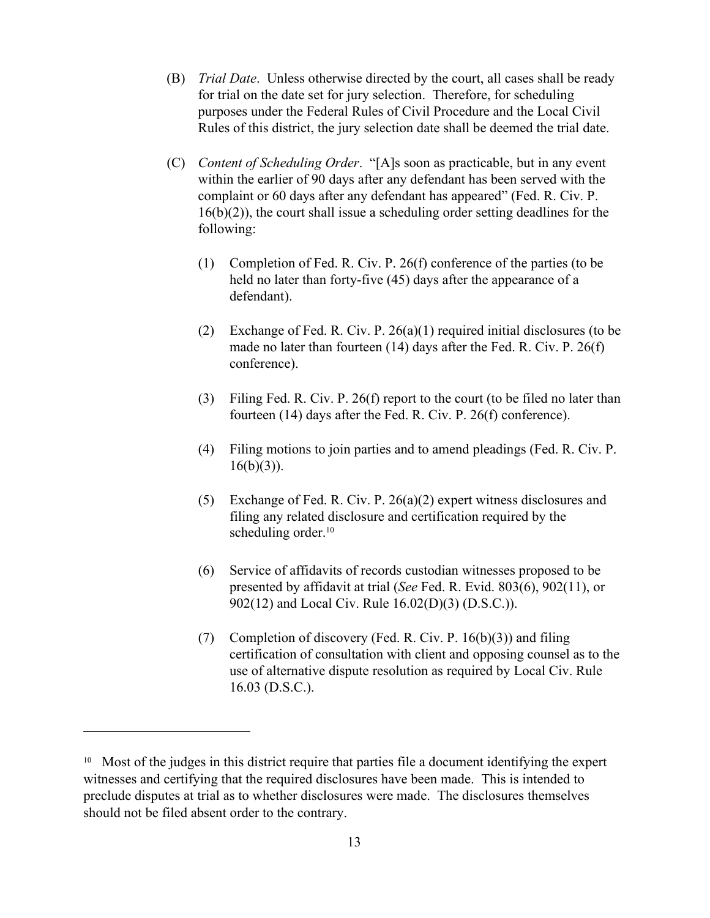(B) *Trial Date*. Unless otherwise directed by the court, all cases shall be ready for trial on the date set for jury selection. Therefore, for scheduling purposes under the Federal Rules of Civil Procedure and the Local Civil Rules of this district, the jury selection date shall be deemed the trial date.

(C) *Content of Scheduling Order*. "[A]s soon as practicable, but in any event within the earlier of 90 days after any defendant has been served with the complaint or 60 days after any defendant has appeared" (Fed. R. Civ. P. 16(b)(2)), the court shall issue a scheduling order setting deadlines for the following:

(1) Completion of Fed. R. Civ. P. 26(f) conference of the parties (to be held no later than forty-five (45) days after the appearance of a defendant).

(2) Exchange of Fed. R. Civ. P. 26(a)(1) required initial disclosures (to be made no later than fourteen (14) days after the Fed. R. Civ. P. 26(f) conference).

(3) Filing Fed. R. Civ. P. 26(f) report to the court (to be filed no later than fourteen (14) days after the Fed. R. Civ. P. 26(f) conference).

(4) Filing motions to join parties and to amend pleadings (Fed. R. Civ. P. 16(b)(3)).

(5) Exchange of Fed. R. Civ. P. 26(a)(2) expert witness disclosures and filing any related disclosure and certification required by the scheduling order.[10]

(6) Service of affidavits of records custodian witnesses proposed to be presented by affidavit at trial (*See* Fed. R. Evid. 803(6), 902(11), or 902(12) and Local Civ. Rule 16.02(D)(3) (D.S.C.)).

(7) Completion of discovery (Fed. R. Civ. P. 16(b)(3)) and filing certification of consultation with client and opposing counsel as to the use of alternative dispute resolution as required by Local Civ. Rule 16.03 (D.S.C.).

---

[10] Most of the judges in this district require that parties file a document identifying the expert witnesses and certifying that the required disclosures have been made. This is intended to preclude disputes at trial as to whether disclosures were made. The disclosures themselves should not be filed absent order to the contrary.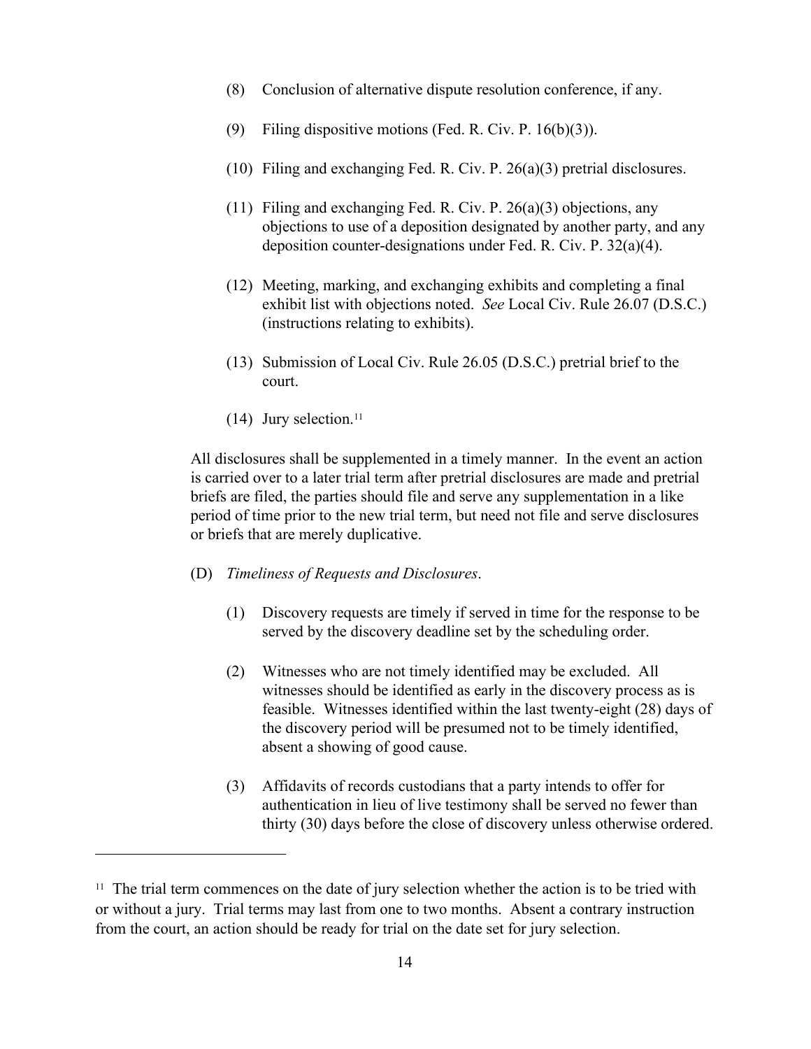(8) Conclusion of alternative dispute resolution conference, if any.

(9) Filing dispositive motions (Fed. R. Civ. P. 16(b)(3)).

(10) Filing and exchanging Fed. R. Civ. P. 26(a)(3) pretrial disclosures.

(11) Filing and exchanging Fed. R. Civ. P. 26(a)(3) objections, any objections to use of a deposition designated by another party, and any deposition counter-designations under Fed. R. Civ. P. 32(a)(4).

(12) Meeting, marking, and exchanging exhibits and completing a final exhibit list with objections noted. *See* Local Civ. Rule 26.07 (D.S.C.) (instructions relating to exhibits).

(13) Submission of Local Civ. Rule 26.05 (D.S.C.) pretrial brief to the court.

(14) Jury selection.[11]

All disclosures shall be supplemented in a timely manner. In the event an action is carried over to a later trial term after pretrial disclosures are made and pretrial briefs are filed, the parties should file and serve any supplementation in a like period of time prior to the new trial term, but need not file and serve disclosures or briefs that are merely duplicative.

(D) *Timeliness of Requests and Disclosures*.

(1) Discovery requests are timely if served in time for the response to be served by the discovery deadline set by the scheduling order.

(2) Witnesses who are not timely identified may be excluded. All witnesses should be identified as early in the discovery process as is feasible. Witnesses identified within the last twenty-eight (28) days of the discovery period will be presumed not to be timely identified, absent a showing of good cause.

(3) Affidavits of records custodians that a party intends to offer for authentication in lieu of live testimony shall be served no fewer than thirty (30) days before the close of discovery unless otherwise ordered.

---

[11] The trial term commences on the date of jury selection whether the action is to be tried with or without a jury. Trial terms may last from one to two months. Absent a contrary instruction from the court, an action should be ready for trial on the date set for jury selection.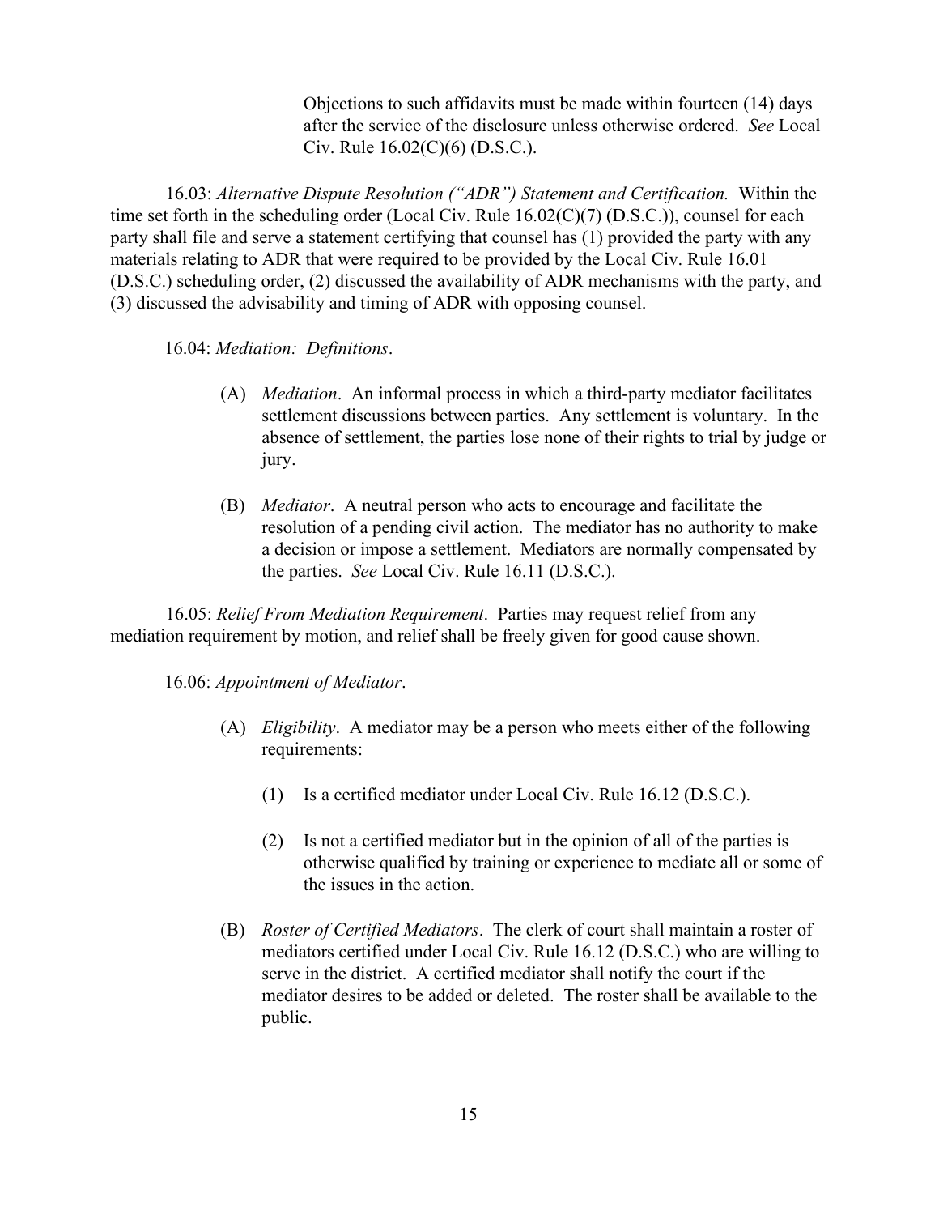Objections to such affidavits must be made within fourteen (14) days after the service of the disclosure unless otherwise ordered. *See* Local Civ. Rule 16.02(C)(6) (D.S.C.).

16.03: *Alternative Dispute Resolution ("ADR") Statement and Certification.* Within the time set forth in the scheduling order (Local Civ. Rule 16.02(C)(7) (D.S.C.)), counsel for each party shall file and serve a statement certifying that counsel has (1) provided the party with any materials relating to ADR that were required to be provided by the Local Civ. Rule 16.01 (D.S.C.) scheduling order, (2) discussed the availability of ADR mechanisms with the party, and (3) discussed the advisability and timing of ADR with opposing counsel.

16.04: *Mediation: Definitions*.

(A) *Mediation*. An informal process in which a third-party mediator facilitates settlement discussions between parties. Any settlement is voluntary. In the absence of settlement, the parties lose none of their rights to trial by judge or jury.

(B) *Mediator*. A neutral person who acts to encourage and facilitate the resolution of a pending civil action. The mediator has no authority to make a decision or impose a settlement. Mediators are normally compensated by the parties. *See* Local Civ. Rule 16.11 (D.S.C.).

16.05: *Relief From Mediation Requirement*. Parties may request relief from any mediation requirement by motion, and relief shall be freely given for good cause shown.

16.06: *Appointment of Mediator*.

(A) *Eligibility*. A mediator may be a person who meets either of the following requirements:

(1) Is a certified mediator under Local Civ. Rule 16.12 (D.S.C.).

(2) Is not a certified mediator but in the opinion of all of the parties is otherwise qualified by training or experience to mediate all or some of the issues in the action.

(B) *Roster of Certified Mediators*. The clerk of court shall maintain a roster of mediators certified under Local Civ. Rule 16.12 (D.S.C.) who are willing to serve in the district. A certified mediator shall notify the court if the mediator desires to be added or deleted. The roster shall be available to the public.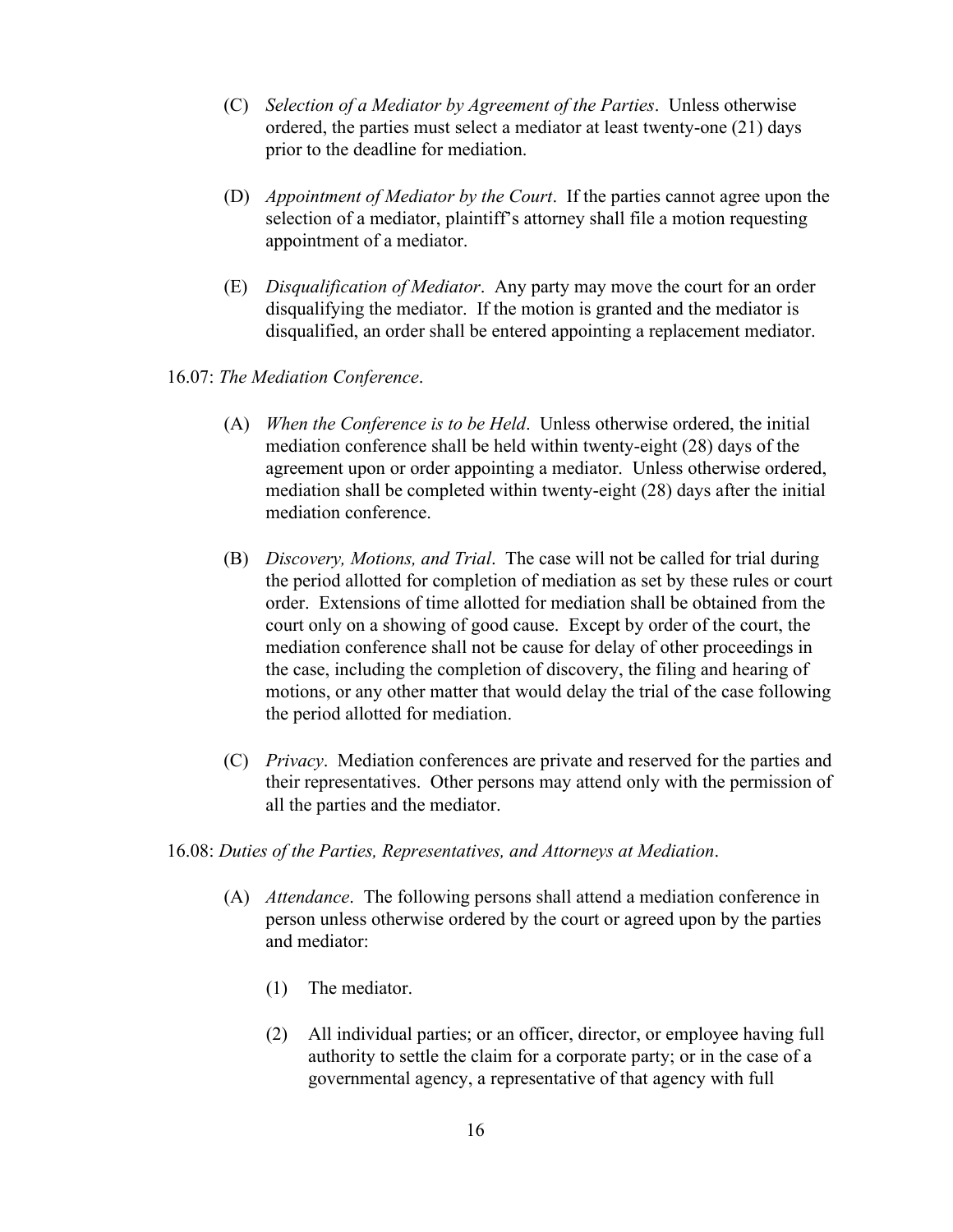(C) *Selection of a Mediator by Agreement of the Parties*. Unless otherwise ordered, the parties must select a mediator at least twenty-one (21) days prior to the deadline for mediation.

(D) *Appointment of Mediator by the Court*. If the parties cannot agree upon the selection of a mediator, plaintiff's attorney shall file a motion requesting appointment of a mediator.

(E) *Disqualification of Mediator*. Any party may move the court for an order disqualifying the mediator. If the motion is granted and the mediator is disqualified, an order shall be entered appointing a replacement mediator.

16.07: *The Mediation Conference*.

(A) *When the Conference is to be Held*. Unless otherwise ordered, the initial mediation conference shall be held within twenty-eight (28) days of the agreement upon or order appointing a mediator. Unless otherwise ordered, mediation shall be completed within twenty-eight (28) days after the initial mediation conference.

(B) *Discovery, Motions, and Trial*. The case will not be called for trial during the period allotted for completion of mediation as set by these rules or court order. Extensions of time allotted for mediation shall be obtained from the court only on a showing of good cause. Except by order of the court, the mediation conference shall not be cause for delay of other proceedings in the case, including the completion of discovery, the filing and hearing of motions, or any other matter that would delay the trial of the case following the period allotted for mediation.

(C) *Privacy*. Mediation conferences are private and reserved for the parties and their representatives. Other persons may attend only with the permission of all the parties and the mediator.

16.08: *Duties of the Parties, Representatives, and Attorneys at Mediation*.

(A) *Attendance*. The following persons shall attend a mediation conference in person unless otherwise ordered by the court or agreed upon by the parties and mediator:

(1) The mediator.

(2) All individual parties; or an officer, director, or employee having full authority to settle the claim for a corporate party; or in the case of a governmental agency, a representative of that agency with full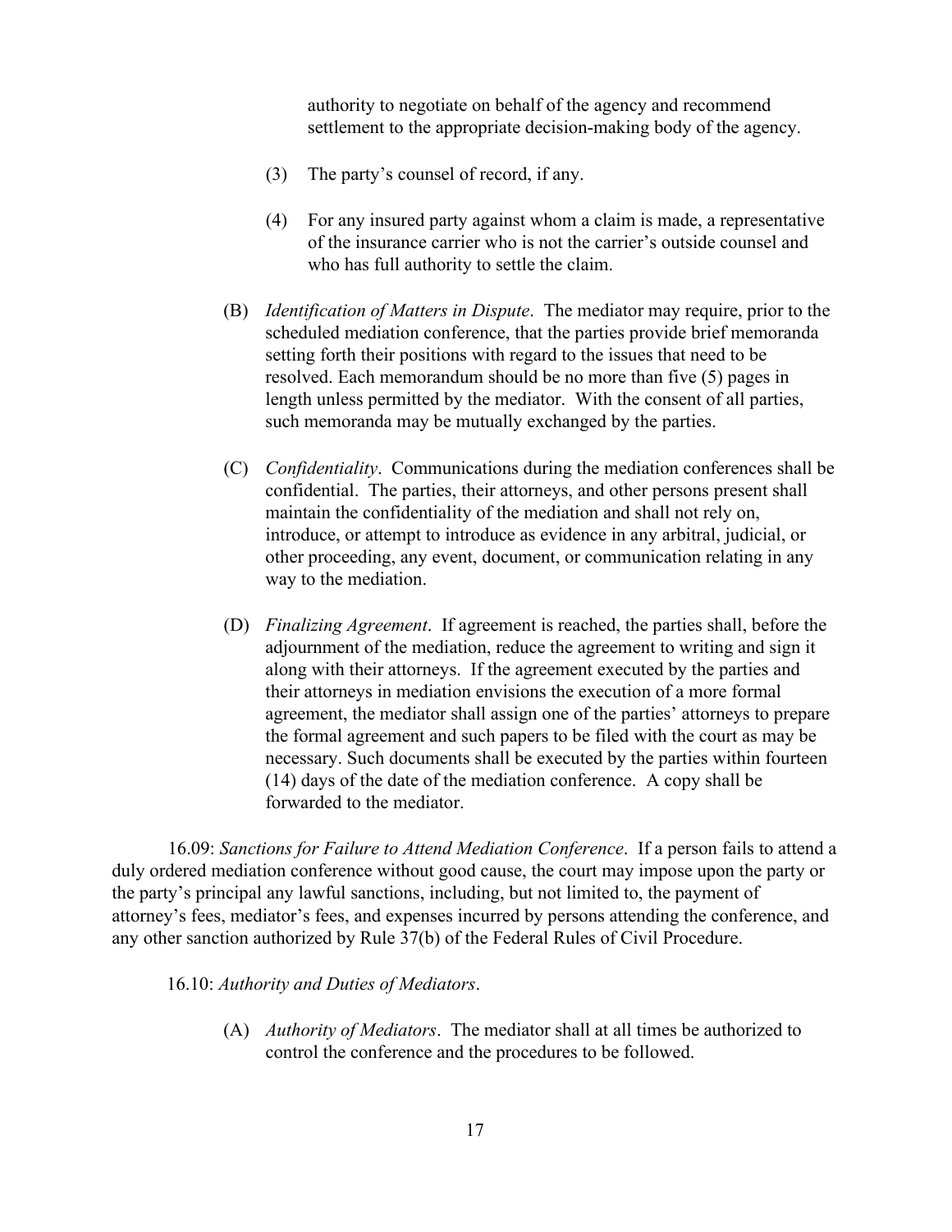authority to negotiate on behalf of the agency and recommend settlement to the appropriate decision-making body of the agency.

(3) The party's counsel of record, if any.

(4) For any insured party against whom a claim is made, a representative of the insurance carrier who is not the carrier's outside counsel and who has full authority to settle the claim.

(B) *Identification of Matters in Dispute*. The mediator may require, prior to the scheduled mediation conference, that the parties provide brief memoranda setting forth their positions with regard to the issues that need to be resolved. Each memorandum should be no more than five (5) pages in length unless permitted by the mediator. With the consent of all parties, such memoranda may be mutually exchanged by the parties.

(C) *Confidentiality*. Communications during the mediation conferences shall be confidential. The parties, their attorneys, and other persons present shall maintain the confidentiality of the mediation and shall not rely on, introduce, or attempt to introduce as evidence in any arbitral, judicial, or other proceeding, any event, document, or communication relating in any way to the mediation.

(D) *Finalizing Agreement*. If agreement is reached, the parties shall, before the adjournment of the mediation, reduce the agreement to writing and sign it along with their attorneys. If the agreement executed by the parties and their attorneys in mediation envisions the execution of a more formal agreement, the mediator shall assign one of the parties' attorneys to prepare the formal agreement and such papers to be filed with the court as may be necessary. Such documents shall be executed by the parties within fourteen (14) days of the date of the mediation conference. A copy shall be forwarded to the mediator.

16.09: *Sanctions for Failure to Attend Mediation Conference*. If a person fails to attend a duly ordered mediation conference without good cause, the court may impose upon the party or the party's principal any lawful sanctions, including, but not limited to, the payment of attorney's fees, mediator's fees, and expenses incurred by persons attending the conference, and any other sanction authorized by Rule 37(b) of the Federal Rules of Civil Procedure.

16.10: *Authority and Duties of Mediators*.

(A) *Authority of Mediators*. The mediator shall at all times be authorized to control the conference and the procedures to be followed.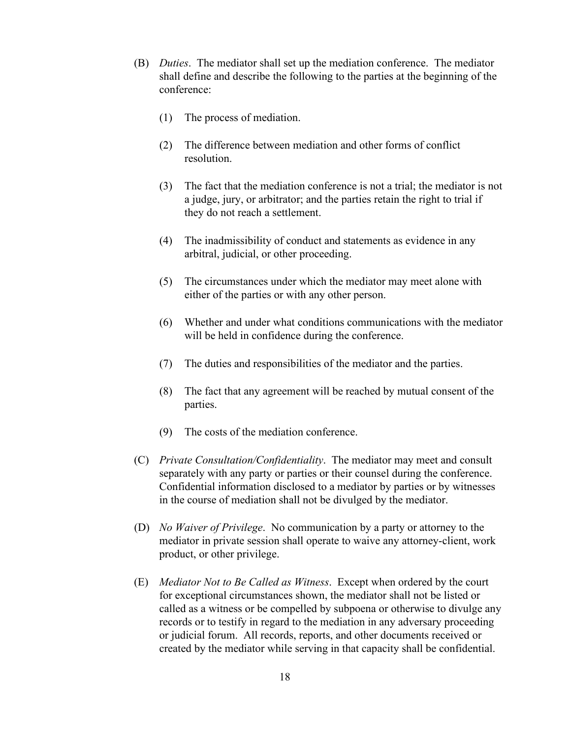(B) *Duties*. The mediator shall set up the mediation conference. The mediator shall define and describe the following to the parties at the beginning of the conference:

   (1) The process of mediation.

   (2) The difference between mediation and other forms of conflict resolution.

   (3) The fact that the mediation conference is not a trial; the mediator is not a judge, jury, or arbitrator; and the parties retain the right to trial if they do not reach a settlement.

   (4) The inadmissibility of conduct and statements as evidence in any arbitral, judicial, or other proceeding.

   (5) The circumstances under which the mediator may meet alone with either of the parties or with any other person.

   (6) Whether and under what conditions communications with the mediator will be held in confidence during the conference.

   (7) The duties and responsibilities of the mediator and the parties.

   (8) The fact that any agreement will be reached by mutual consent of the parties.

   (9) The costs of the mediation conference.

(C) *Private Consultation/Confidentiality*. The mediator may meet and consult separately with any party or parties or their counsel during the conference. Confidential information disclosed to a mediator by parties or by witnesses in the course of mediation shall not be divulged by the mediator.

(D) *No Waiver of Privilege*. No communication by a party or attorney to the mediator in private session shall operate to waive any attorney-client, work product, or other privilege.

(E) *Mediator Not to Be Called as Witness*. Except when ordered by the court for exceptional circumstances shown, the mediator shall not be listed or called as a witness or be compelled by subpoena or otherwise to divulge any records or to testify in regard to the mediation in any adversary proceeding or judicial forum. All records, reports, and other documents received or created by the mediator while serving in that capacity shall be confidential.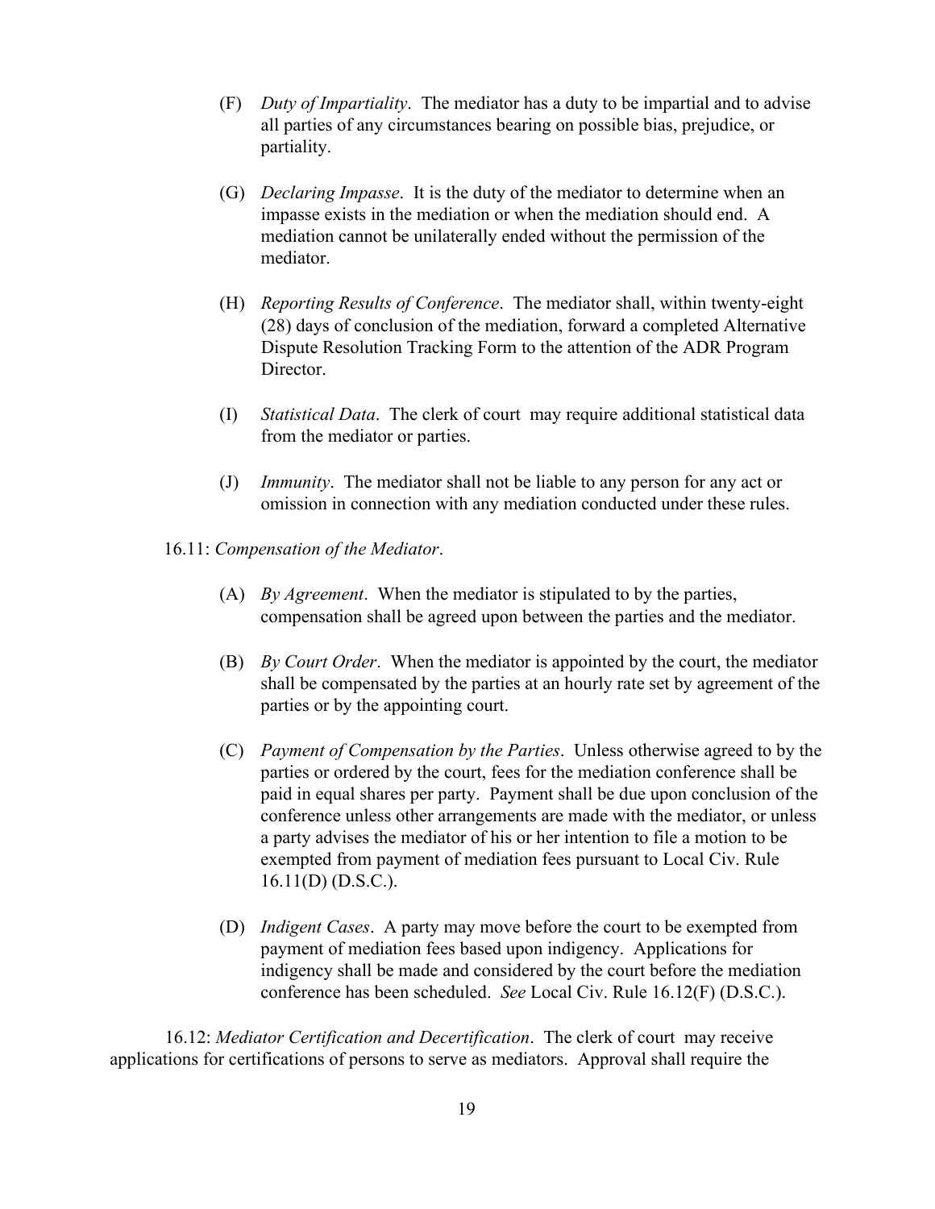(F) *Duty of Impartiality*. The mediator has a duty to be impartial and to advise all parties of any circumstances bearing on possible bias, prejudice, or partiality.

(G) *Declaring Impasse*. It is the duty of the mediator to determine when an impasse exists in the mediation or when the mediation should end. A mediation cannot be unilaterally ended without the permission of the mediator.

(H) *Reporting Results of Conference*. The mediator shall, within twenty-eight (28) days of conclusion of the mediation, forward a completed Alternative Dispute Resolution Tracking Form to the attention of the ADR Program Director.

(I) *Statistical Data*. The clerk of court may require additional statistical data from the mediator or parties.

(J) *Immunity*. The mediator shall not be liable to any person for any act or omission in connection with any mediation conducted under these rules.

16.11: *Compensation of the Mediator*.

(A) *By Agreement*. When the mediator is stipulated to by the parties, compensation shall be agreed upon between the parties and the mediator.

(B) *By Court Order*. When the mediator is appointed by the court, the mediator shall be compensated by the parties at an hourly rate set by agreement of the parties or by the appointing court.

(C) *Payment of Compensation by the Parties*. Unless otherwise agreed to by the parties or ordered by the court, fees for the mediation conference shall be paid in equal shares per party. Payment shall be due upon conclusion of the conference unless other arrangements are made with the mediator, or unless a party advises the mediator of his or her intention to file a motion to be exempted from payment of mediation fees pursuant to Local Civ. Rule 16.11(D) (D.S.C.).

(D) *Indigent Cases*. A party may move before the court to be exempted from payment of mediation fees based upon indigency. Applications for indigency shall be made and considered by the court before the mediation conference has been scheduled. *See* Local Civ. Rule 16.12(F) (D.S.C.).

16.12: *Mediator Certification and Decertification*. The clerk of court may receive applications for certifications of persons to serve as mediators. Approval shall require the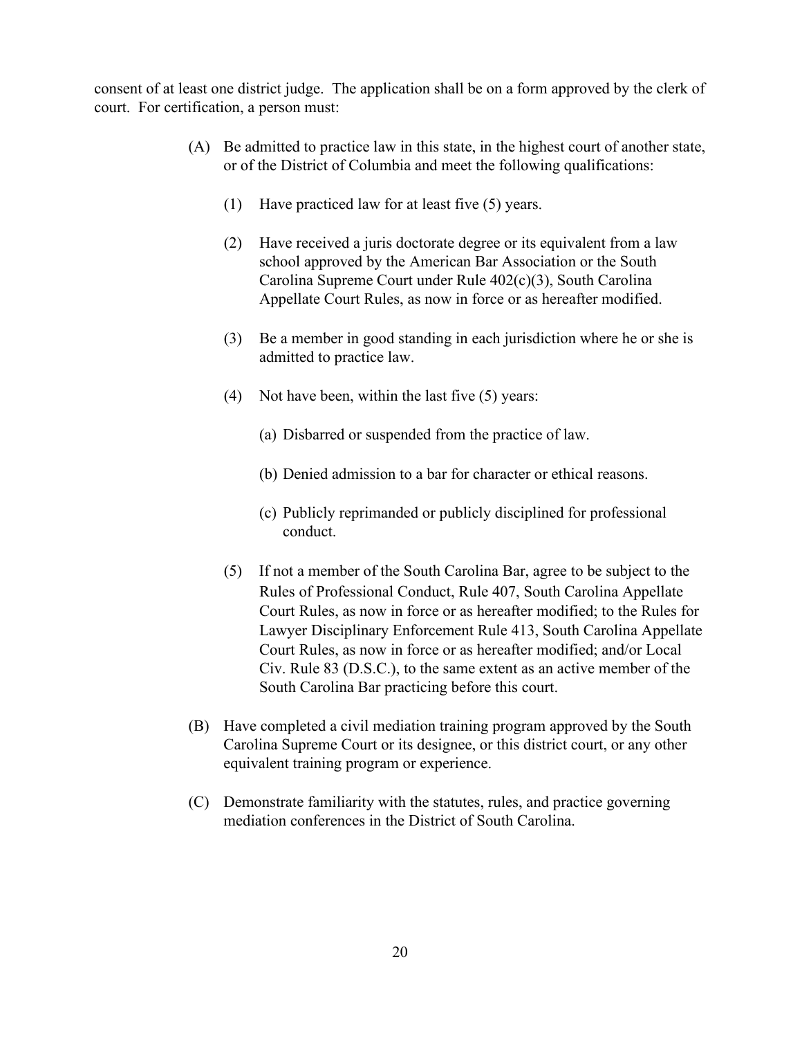consent of at least one district judge. The application shall be on a form approved by the clerk of court. For certification, a person must:

(A) Be admitted to practice law in this state, in the highest court of another state, or of the District of Columbia and meet the following qualifications:

(1) Have practiced law for at least five (5) years.

(2) Have received a juris doctorate degree or its equivalent from a law school approved by the American Bar Association or the South Carolina Supreme Court under Rule 402(c)(3), South Carolina Appellate Court Rules, as now in force or as hereafter modified.

(3) Be a member in good standing in each jurisdiction where he or she is admitted to practice law.

(4) Not have been, within the last five (5) years:

(a) Disbarred or suspended from the practice of law.

(b) Denied admission to a bar for character or ethical reasons.

(c) Publicly reprimanded or publicly disciplined for professional conduct.

(5) If not a member of the South Carolina Bar, agree to be subject to the Rules of Professional Conduct, Rule 407, South Carolina Appellate Court Rules, as now in force or as hereafter modified; to the Rules for Lawyer Disciplinary Enforcement Rule 413, South Carolina Appellate Court Rules, as now in force or as hereafter modified; and/or Local Civ. Rule 83 (D.S.C.), to the same extent as an active member of the South Carolina Bar practicing before this court.

(B) Have completed a civil mediation training program approved by the South Carolina Supreme Court or its designee, or this district court, or any other equivalent training program or experience.

(C) Demonstrate familiarity with the statutes, rules, and practice governing mediation conferences in the District of South Carolina.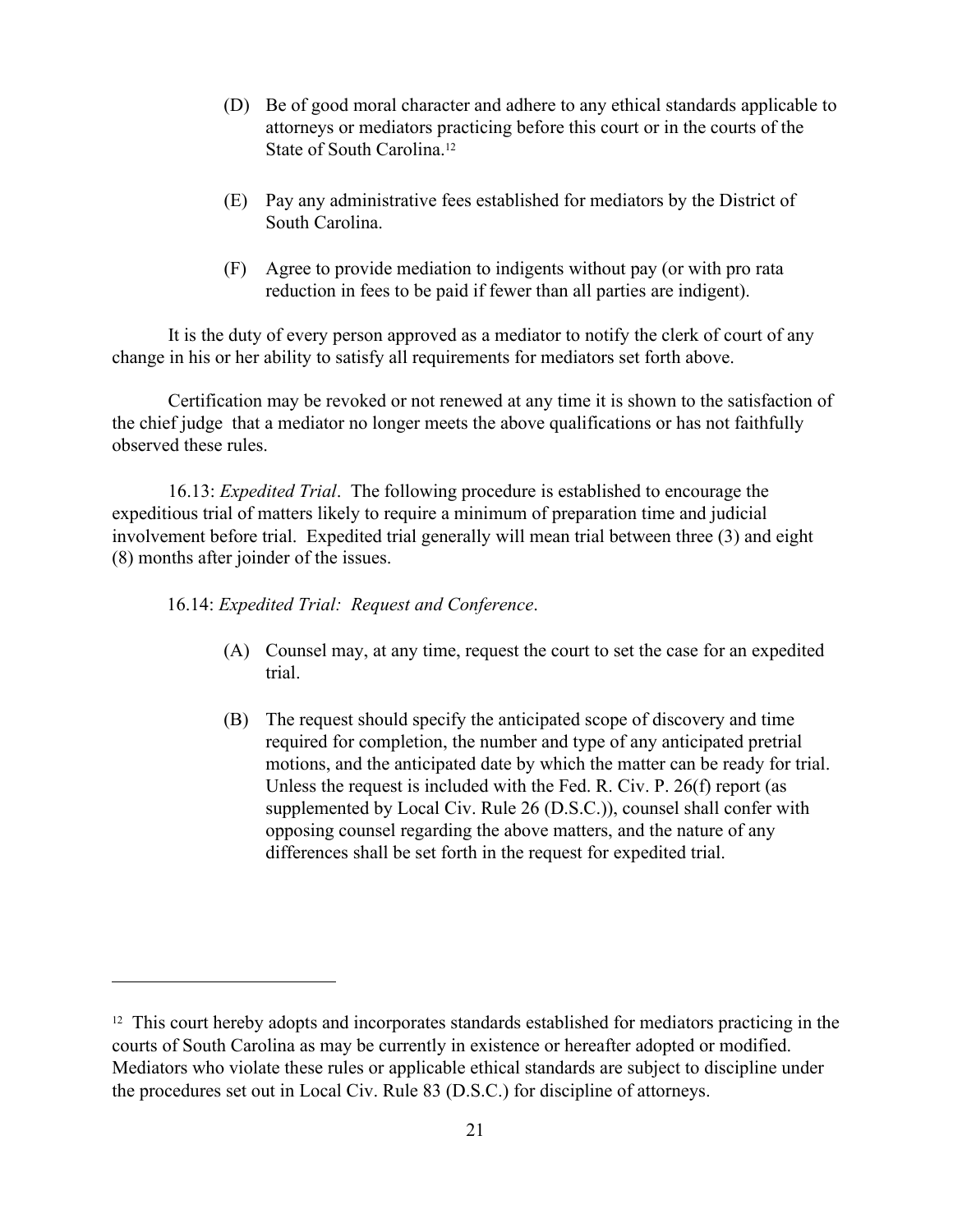(D) Be of good moral character and adhere to any ethical standards applicable to attorneys or mediators practicing before this court or in the courts of the State of South Carolina.[12]

(E) Pay any administrative fees established for mediators by the District of South Carolina.

(F) Agree to provide mediation to indigents without pay (or with pro rata reduction in fees to be paid if fewer than all parties are indigent).

It is the duty of every person approved as a mediator to notify the clerk of court of any change in his or her ability to satisfy all requirements for mediators set forth above.

Certification may be revoked or not renewed at any time it is shown to the satisfaction of the chief judge that a mediator no longer meets the above qualifications or has not faithfully observed these rules.

16.13: *Expedited Trial*. The following procedure is established to encourage the expeditious trial of matters likely to require a minimum of preparation time and judicial involvement before trial. Expedited trial generally will mean trial between three (3) and eight (8) months after joinder of the issues.

16.14: *Expedited Trial: Request and Conference*.

(A) Counsel may, at any time, request the court to set the case for an expedited trial.

(B) The request should specify the anticipated scope of discovery and time required for completion, the number and type of any anticipated pretrial motions, and the anticipated date by which the matter can be ready for trial. Unless the request is included with the Fed. R. Civ. P. 26(f) report (as supplemented by Local Civ. Rule 26 (D.S.C.)), counsel shall confer with opposing counsel regarding the above matters, and the nature of any differences shall be set forth in the request for expedited trial.

---

[12] This court hereby adopts and incorporates standards established for mediators practicing in the courts of South Carolina as may be currently in existence or hereafter adopted or modified. Mediators who violate these rules or applicable ethical standards are subject to discipline under the procedures set out in Local Civ. Rule 83 (D.S.C.) for discipline of attorneys.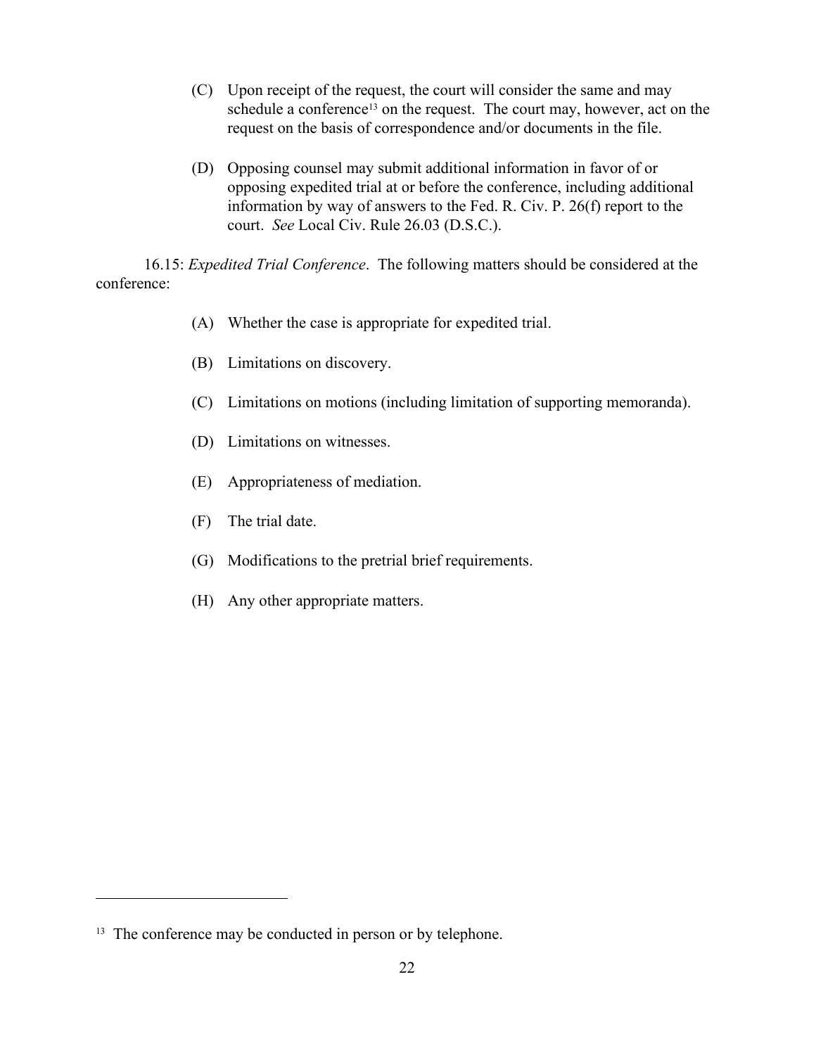(C) Upon receipt of the request, the court will consider the same and may schedule a conference[13] on the request. The court may, however, act on the request on the basis of correspondence and/or documents in the file.

(D) Opposing counsel may submit additional information in favor of or opposing expedited trial at or before the conference, including additional information by way of answers to the Fed. R. Civ. P. 26(f) report to the court. *See* Local Civ. Rule 26.03 (D.S.C.).

16.15: *Expedited Trial Conference*. The following matters should be considered at the conference:

(A) Whether the case is appropriate for expedited trial.

(B) Limitations on discovery.

(C) Limitations on motions (including limitation of supporting memoranda).

(D) Limitations on witnesses.

(E) Appropriateness of mediation.

(F) The trial date.

(G) Modifications to the pretrial brief requirements.

(H) Any other appropriate matters.

---

[13] The conference may be conducted in person or by telephone.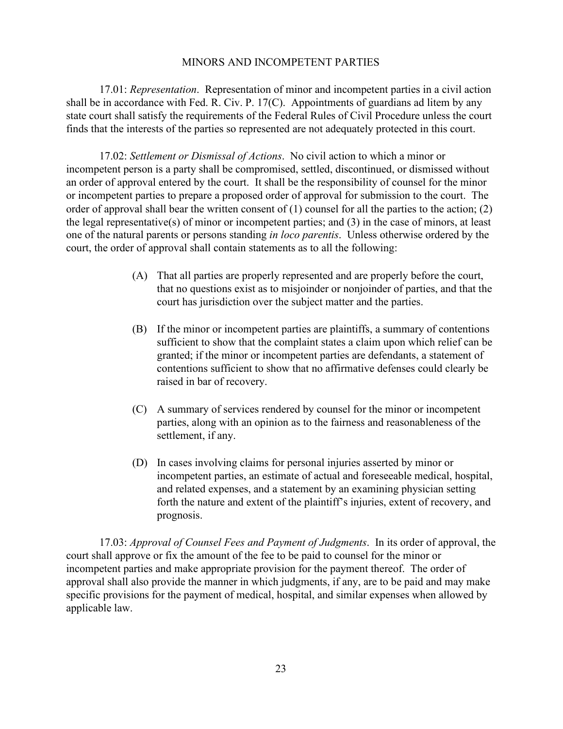## MINORS AND INCOMPETENT PARTIES

17.01: *Representation*. Representation of minor and incompetent parties in a civil action shall be in accordance with Fed. R. Civ. P. 17(C). Appointments of guardians ad litem by any state court shall satisfy the requirements of the Federal Rules of Civil Procedure unless the court finds that the interests of the parties so represented are not adequately protected in this court.

17.02: *Settlement or Dismissal of Actions*. No civil action to which a minor or incompetent person is a party shall be compromised, settled, discontinued, or dismissed without an order of approval entered by the court. It shall be the responsibility of counsel for the minor or incompetent parties to prepare a proposed order of approval for submission to the court. The order of approval shall bear the written consent of (1) counsel for all the parties to the action; (2) the legal representative(s) of minor or incompetent parties; and (3) in the case of minors, at least one of the natural parents or persons standing *in loco parentis*. Unless otherwise ordered by the court, the order of approval shall contain statements as to all the following:

(A) That all parties are properly represented and are properly before the court, that no questions exist as to misjoinder or nonjoinder of parties, and that the court has jurisdiction over the subject matter and the parties.

(B) If the minor or incompetent parties are plaintiffs, a summary of contentions sufficient to show that the complaint states a claim upon which relief can be granted; if the minor or incompetent parties are defendants, a statement of contentions sufficient to show that no affirmative defenses could clearly be raised in bar of recovery.

(C) A summary of services rendered by counsel for the minor or incompetent parties, along with an opinion as to the fairness and reasonableness of the settlement, if any.

(D) In cases involving claims for personal injuries asserted by minor or incompetent parties, an estimate of actual and foreseeable medical, hospital, and related expenses, and a statement by an examining physician setting forth the nature and extent of the plaintiff's injuries, extent of recovery, and prognosis.

17.03: *Approval of Counsel Fees and Payment of Judgments*. In its order of approval, the court shall approve or fix the amount of the fee to be paid to counsel for the minor or incompetent parties and make appropriate provision for the payment thereof. The order of approval shall also provide the manner in which judgments, if any, are to be paid and may make specific provisions for the payment of medical, hospital, and similar expenses when allowed by applicable law.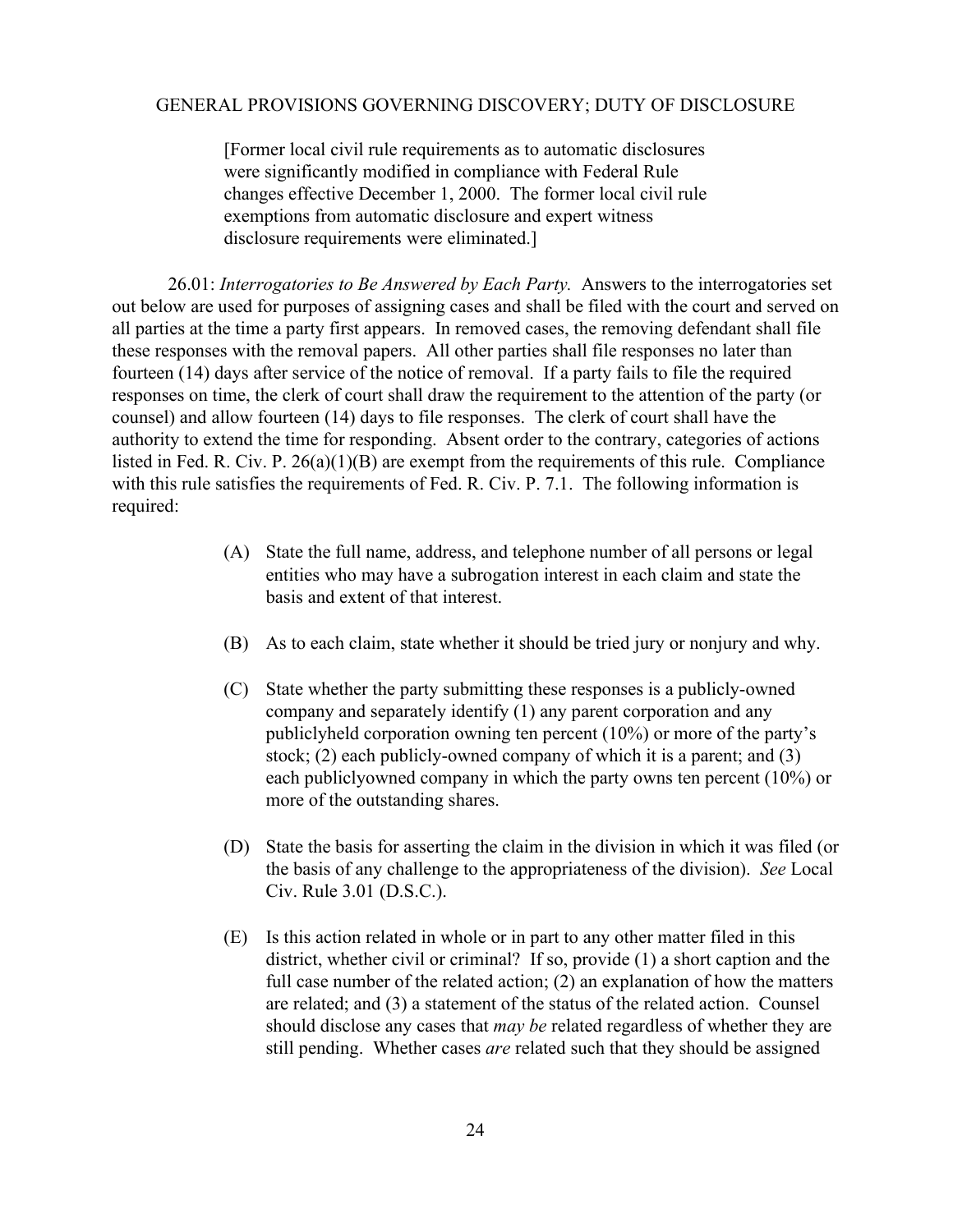## GENERAL PROVISIONS GOVERNING DISCOVERY; DUTY OF DISCLOSURE

[Former local civil rule requirements as to automatic disclosures were significantly modified in compliance with Federal Rule changes effective December 1, 2000. The former local civil rule exemptions from automatic disclosure and expert witness disclosure requirements were eliminated.]

26.01: *Interrogatories to Be Answered by Each Party.* Answers to the interrogatories set out below are used for purposes of assigning cases and shall be filed with the court and served on all parties at the time a party first appears. In removed cases, the removing defendant shall file these responses with the removal papers. All other parties shall file responses no later than fourteen (14) days after service of the notice of removal. If a party fails to file the required responses on time, the clerk of court shall draw the requirement to the attention of the party (or counsel) and allow fourteen (14) days to file responses. The clerk of court shall have the authority to extend the time for responding. Absent order to the contrary, categories of actions listed in Fed. R. Civ. P. 26(a)(1)(B) are exempt from the requirements of this rule. Compliance with this rule satisfies the requirements of Fed. R. Civ. P. 7.1. The following information is required:

(A) State the full name, address, and telephone number of all persons or legal entities who may have a subrogation interest in each claim and state the basis and extent of that interest.

(B) As to each claim, state whether it should be tried jury or nonjury and why.

(C) State whether the party submitting these responses is a publicly-owned company and separately identify (1) any parent corporation and any publiclyheld corporation owning ten percent (10%) or more of the party's stock; (2) each publicly-owned company of which it is a parent; and (3) each publiclyowned company in which the party owns ten percent (10%) or more of the outstanding shares.

(D) State the basis for asserting the claim in the division in which it was filed (or the basis of any challenge to the appropriateness of the division). *See* Local Civ. Rule 3.01 (D.S.C.).

(E) Is this action related in whole or in part to any other matter filed in this district, whether civil or criminal? If so, provide (1) a short caption and the full case number of the related action; (2) an explanation of how the matters are related; and (3) a statement of the status of the related action. Counsel should disclose any cases that *may be* related regardless of whether they are still pending. Whether cases *are* related such that they should be assigned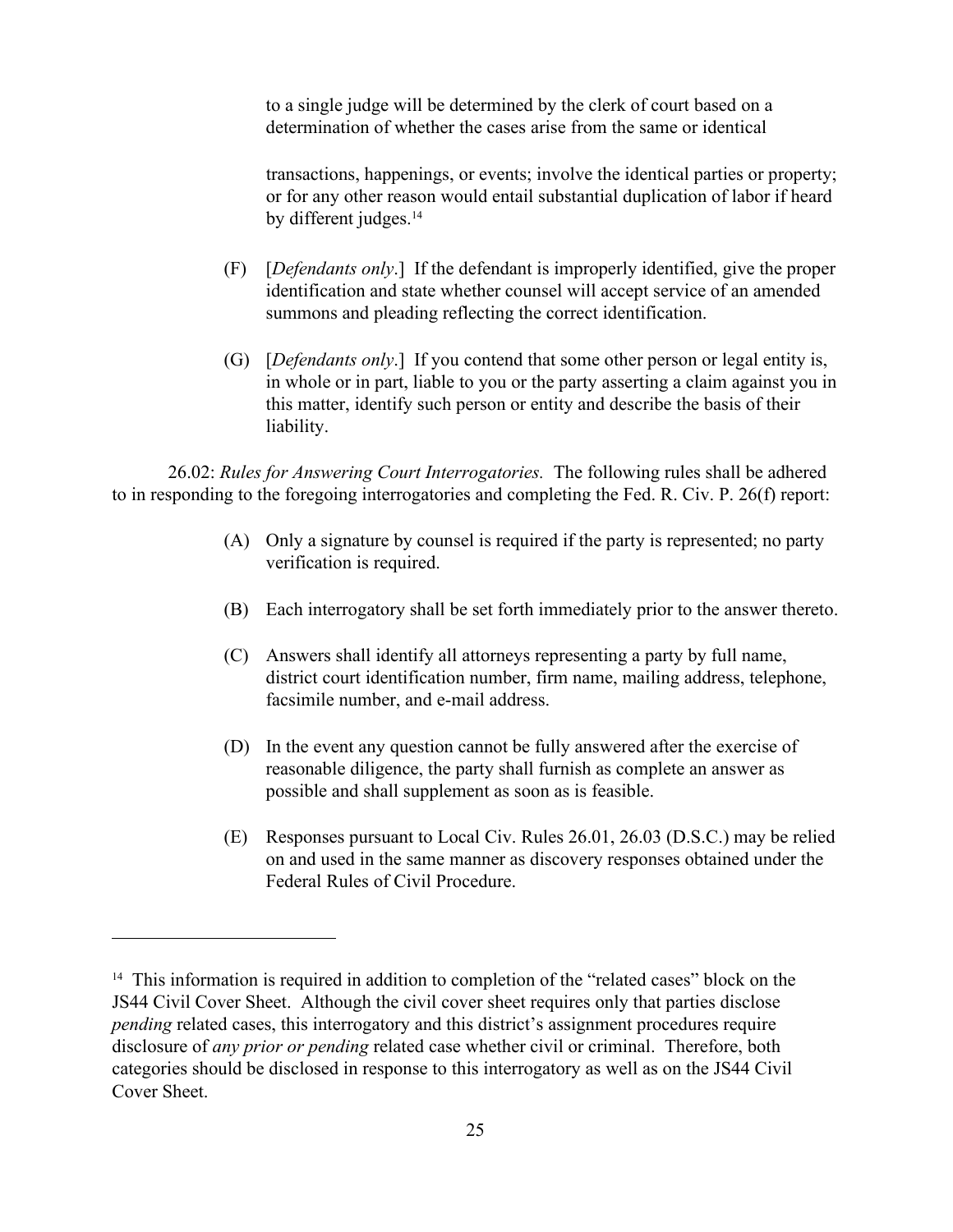to a single judge will be determined by the clerk of court based on a determination of whether the cases arise from the same or identical transactions, happenings, or events; involve the identical parties or property; or for any other reason would entail substantial duplication of labor if heard by different judges.[14]

(F) [*Defendants only*.] If the defendant is improperly identified, give the proper identification and state whether counsel will accept service of an amended summons and pleading reflecting the correct identification.

(G) [*Defendants only*.] If you contend that some other person or legal entity is, in whole or in part, liable to you or the party asserting a claim against you in this matter, identify such person or entity and describe the basis of their liability.

26.02: *Rules for Answering Court Interrogatories.* The following rules shall be adhered to in responding to the foregoing interrogatories and completing the Fed. R. Civ. P. 26(f) report:

(A) Only a signature by counsel is required if the party is represented; no party verification is required.

(B) Each interrogatory shall be set forth immediately prior to the answer thereto.

(C) Answers shall identify all attorneys representing a party by full name, district court identification number, firm name, mailing address, telephone, facsimile number, and e-mail address.

(D) In the event any question cannot be fully answered after the exercise of reasonable diligence, the party shall furnish as complete an answer as possible and shall supplement as soon as is feasible.

(E) Responses pursuant to Local Civ. Rules 26.01, 26.03 (D.S.C.) may be relied on and used in the same manner as discovery responses obtained under the Federal Rules of Civil Procedure.

---

[14] This information is required in addition to completion of the "related cases" block on the JS44 Civil Cover Sheet. Although the civil cover sheet requires only that parties disclose *pending* related cases, this interrogatory and this district's assignment procedures require disclosure of *any prior or pending* related case whether civil or criminal. Therefore, both categories should be disclosed in response to this interrogatory as well as on the JS44 Civil Cover Sheet.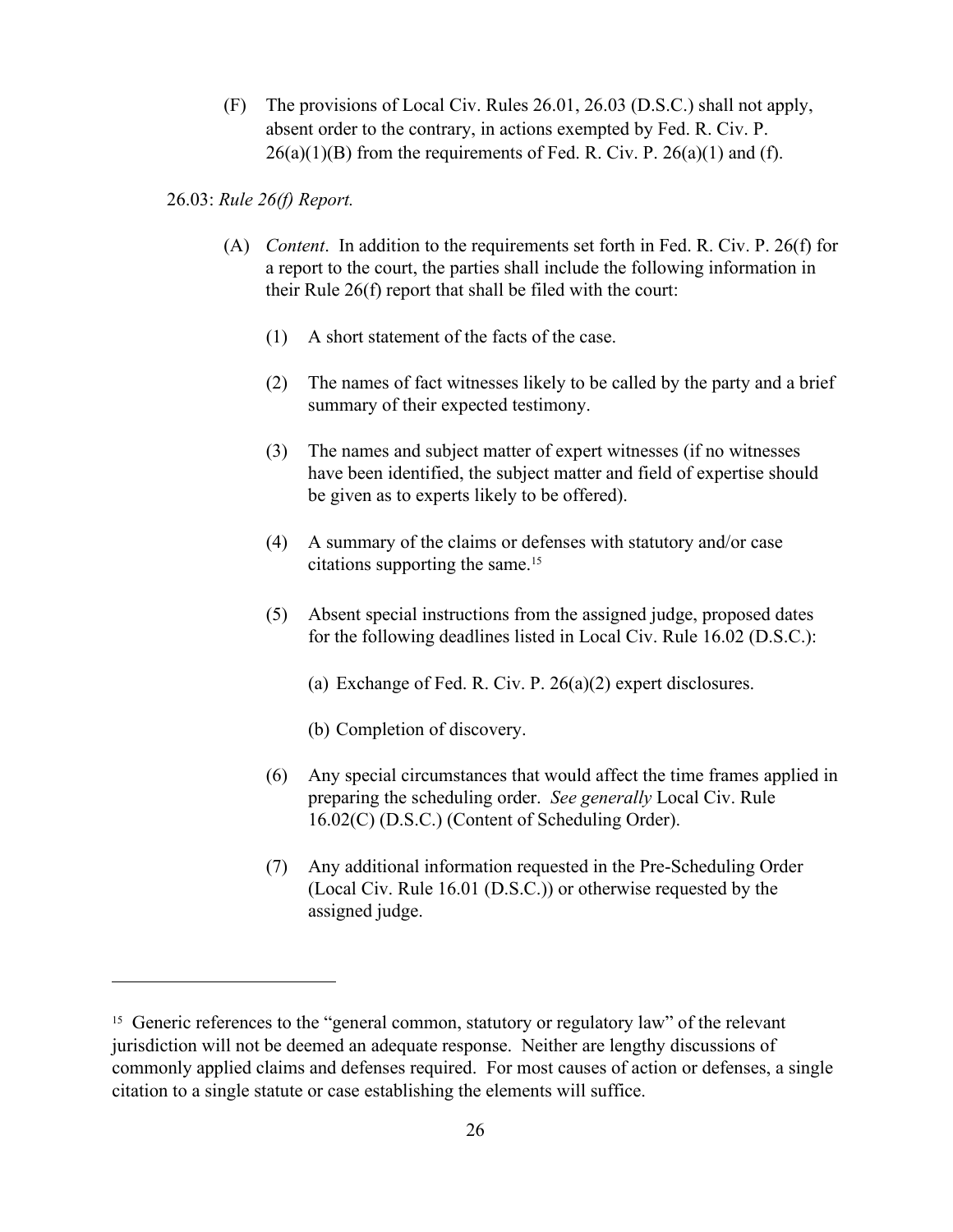(F) The provisions of Local Civ. Rules 26.01, 26.03 (D.S.C.) shall not apply, absent order to the contrary, in actions exempted by Fed. R. Civ. P. 26(a)(1)(B) from the requirements of Fed. R. Civ. P. 26(a)(1) and (f).

26.03: *Rule 26(f) Report.*

(A) *Content*. In addition to the requirements set forth in Fed. R. Civ. P. 26(f) for a report to the court, the parties shall include the following information in their Rule 26(f) report that shall be filed with the court:

(1) A short statement of the facts of the case.

(2) The names of fact witnesses likely to be called by the party and a brief summary of their expected testimony.

(3) The names and subject matter of expert witnesses (if no witnesses have been identified, the subject matter and field of expertise should be given as to experts likely to be offered).

(4) A summary of the claims or defenses with statutory and/or case citations supporting the same.[15]

(5) Absent special instructions from the assigned judge, proposed dates for the following deadlines listed in Local Civ. Rule 16.02 (D.S.C.):

(a) Exchange of Fed. R. Civ. P. 26(a)(2) expert disclosures.

(b) Completion of discovery.

(6) Any special circumstances that would affect the time frames applied in preparing the scheduling order. *See generally* Local Civ. Rule 16.02(C) (D.S.C.) (Content of Scheduling Order).

(7) Any additional information requested in the Pre-Scheduling Order (Local Civ. Rule 16.01 (D.S.C.)) or otherwise requested by the assigned judge.

---

[15] Generic references to the "general common, statutory or regulatory law" of the relevant jurisdiction will not be deemed an adequate response. Neither are lengthy discussions of commonly applied claims and defenses required. For most causes of action or defenses, a single citation to a single statute or case establishing the elements will suffice.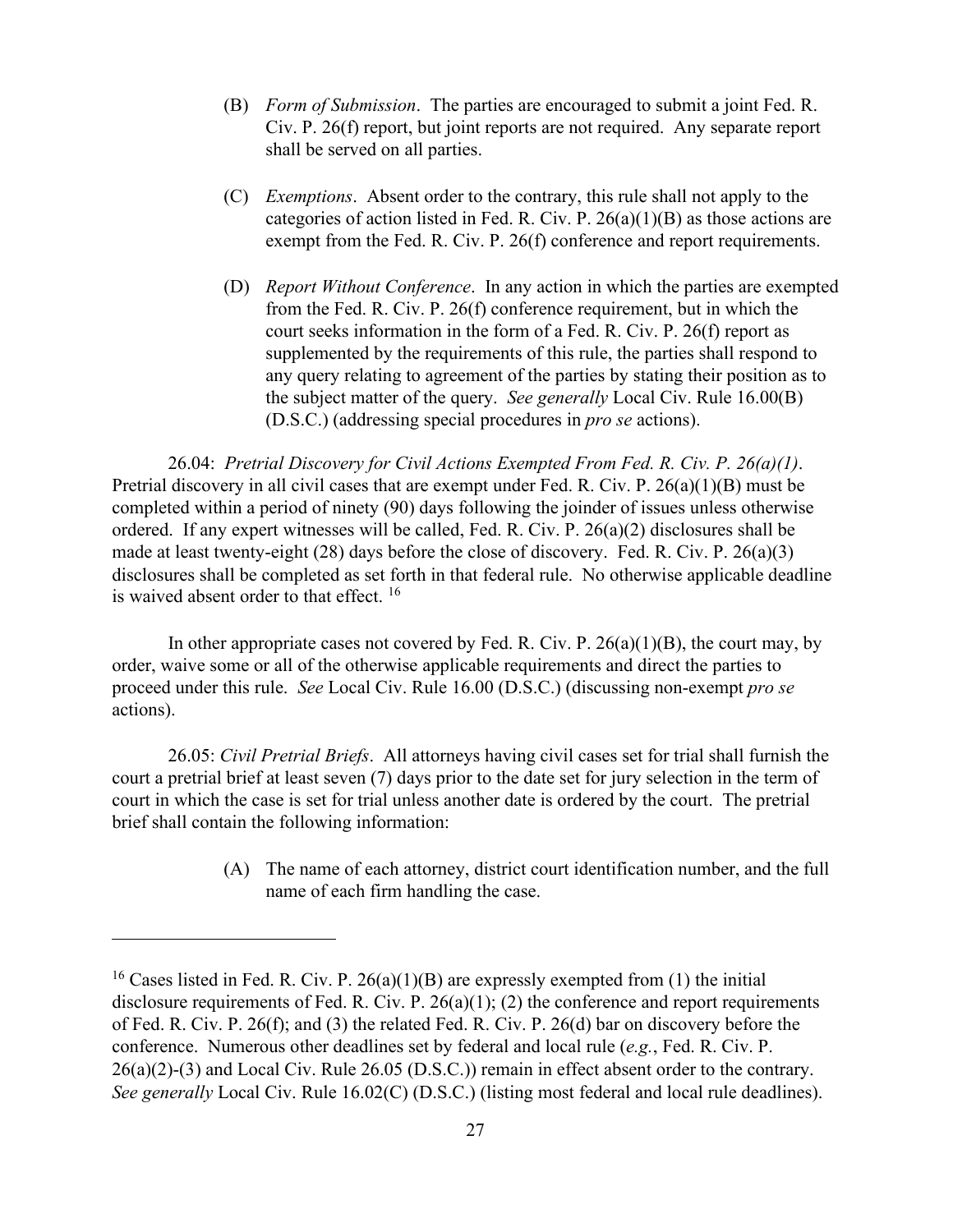(B) *Form of Submission*. The parties are encouraged to submit a joint Fed. R. Civ. P. 26(f) report, but joint reports are not required. Any separate report shall be served on all parties.

(C) *Exemptions*. Absent order to the contrary, this rule shall not apply to the categories of action listed in Fed. R. Civ. P. 26(a)(1)(B) as those actions are exempt from the Fed. R. Civ. P. 26(f) conference and report requirements.

(D) *Report Without Conference*. In any action in which the parties are exempted from the Fed. R. Civ. P. 26(f) conference requirement, but in which the court seeks information in the form of a Fed. R. Civ. P. 26(f) report as supplemented by the requirements of this rule, the parties shall respond to any query relating to agreement of the parties by stating their position as to the subject matter of the query. *See generally* Local Civ. Rule 16.00(B) (D.S.C.) (addressing special procedures in *pro se* actions).

26.04: *Pretrial Discovery for Civil Actions Exempted From Fed. R. Civ. P. 26(a)(1)*. Pretrial discovery in all civil cases that are exempt under Fed. R. Civ. P. 26(a)(1)(B) must be completed within a period of ninety (90) days following the joinder of issues unless otherwise ordered. If any expert witnesses will be called, Fed. R. Civ. P. 26(a)(2) disclosures shall be made at least twenty-eight (28) days before the close of discovery. Fed. R. Civ. P. 26(a)(3) disclosures shall be completed as set forth in that federal rule. No otherwise applicable deadline is waived absent order to that effect. [16]

In other appropriate cases not covered by Fed. R. Civ. P. 26(a)(1)(B), the court may, by order, waive some or all of the otherwise applicable requirements and direct the parties to proceed under this rule. *See* Local Civ. Rule 16.00 (D.S.C.) (discussing non-exempt *pro se* actions).

26.05: *Civil Pretrial Briefs*. All attorneys having civil cases set for trial shall furnish the court a pretrial brief at least seven (7) days prior to the date set for jury selection in the term of court in which the case is set for trial unless another date is ordered by the court. The pretrial brief shall contain the following information:

(A) The name of each attorney, district court identification number, and the full name of each firm handling the case.

---

[16] Cases listed in Fed. R. Civ. P. 26(a)(1)(B) are expressly exempted from (1) the initial disclosure requirements of Fed. R. Civ. P. 26(a)(1); (2) the conference and report requirements of Fed. R. Civ. P. 26(f); and (3) the related Fed. R. Civ. P. 26(d) bar on discovery before the conference. Numerous other deadlines set by federal and local rule (*e.g.*, Fed. R. Civ. P. 26(a)(2)-(3) and Local Civ. Rule 26.05 (D.S.C.)) remain in effect absent order to the contrary. *See generally* Local Civ. Rule 16.02(C) (D.S.C.) (listing most federal and local rule deadlines).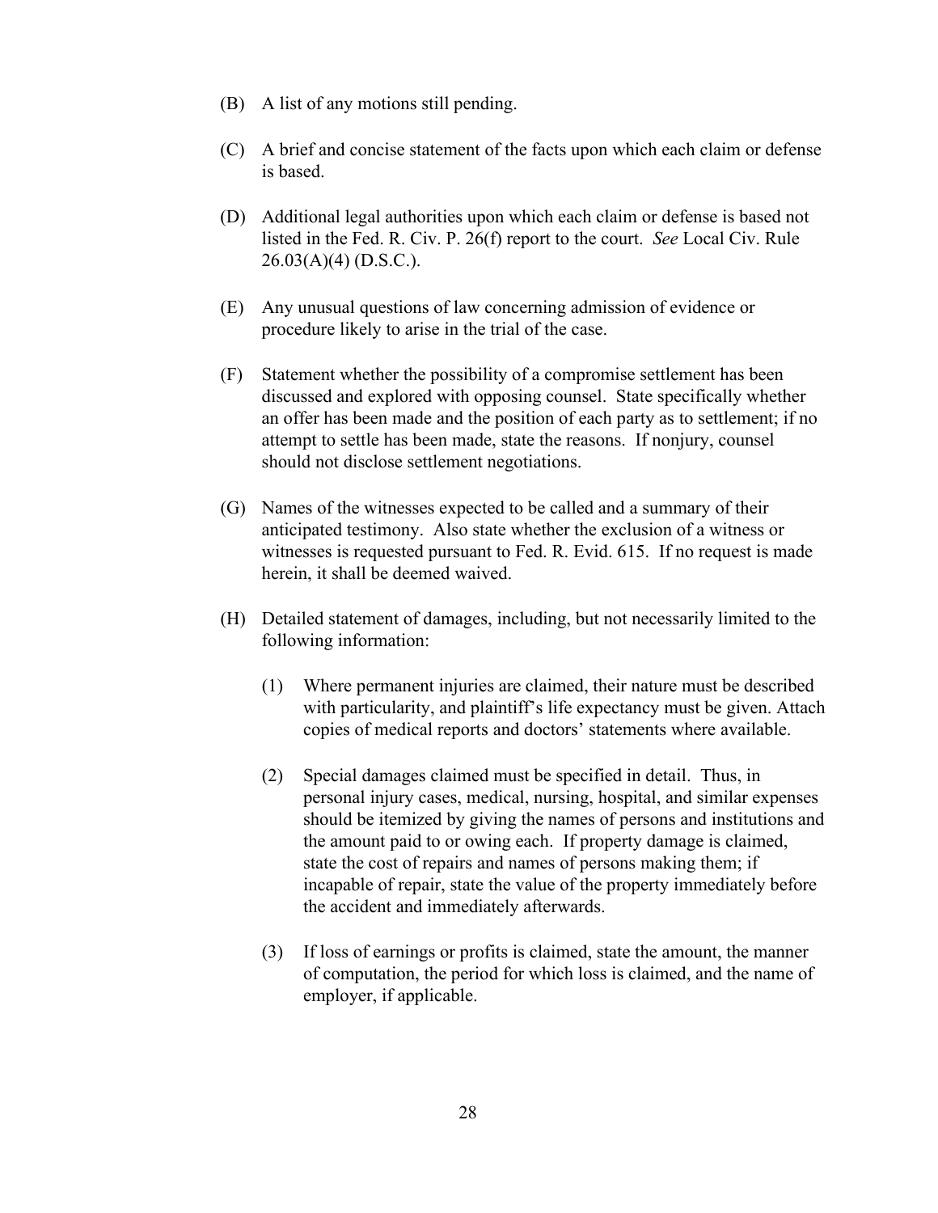(B) A list of any motions still pending.

(C) A brief and concise statement of the facts upon which each claim or defense is based.

(D) Additional legal authorities upon which each claim or defense is based not listed in the Fed. R. Civ. P. 26(f) report to the court. *See* Local Civ. Rule 26.03(A)(4) (D.S.C.).

(E) Any unusual questions of law concerning admission of evidence or procedure likely to arise in the trial of the case.

(F) Statement whether the possibility of a compromise settlement has been discussed and explored with opposing counsel. State specifically whether an offer has been made and the position of each party as to settlement; if no attempt to settle has been made, state the reasons. If nonjury, counsel should not disclose settlement negotiations.

(G) Names of the witnesses expected to be called and a summary of their anticipated testimony. Also state whether the exclusion of a witness or witnesses is requested pursuant to Fed. R. Evid. 615. If no request is made herein, it shall be deemed waived.

(H) Detailed statement of damages, including, but not necessarily limited to the following information:

   (1) Where permanent injuries are claimed, their nature must be described with particularity, and plaintiff's life expectancy must be given. Attach copies of medical reports and doctors' statements where available.

   (2) Special damages claimed must be specified in detail. Thus, in personal injury cases, medical, nursing, hospital, and similar expenses should be itemized by giving the names of persons and institutions and the amount paid to or owing each. If property damage is claimed, state the cost of repairs and names of persons making them; if incapable of repair, state the value of the property immediately before the accident and immediately afterwards.

   (3) If loss of earnings or profits is claimed, state the amount, the manner of computation, the period for which loss is claimed, and the name of employer, if applicable.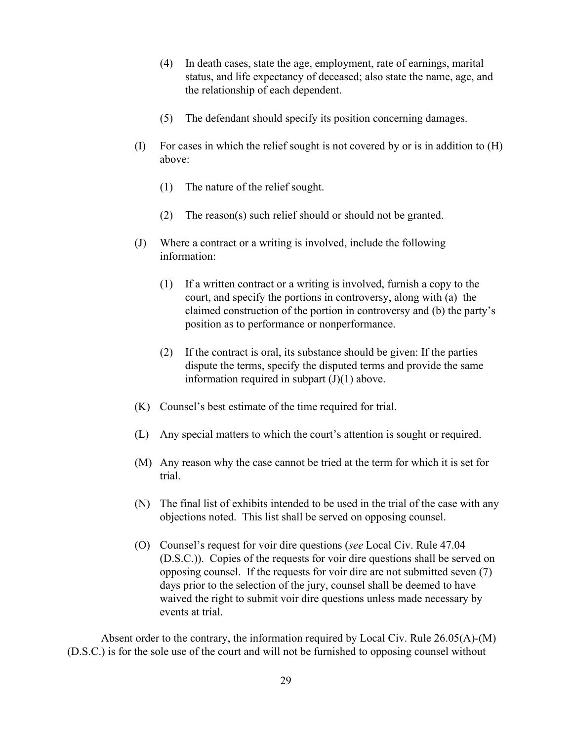(4) In death cases, state the age, employment, rate of earnings, marital status, and life expectancy of deceased; also state the name, age, and the relationship of each dependent.

(5) The defendant should specify its position concerning damages.

(I) For cases in which the relief sought is not covered by or is in addition to (H) above:

(1) The nature of the relief sought.

(2) The reason(s) such relief should or should not be granted.

(J) Where a contract or a writing is involved, include the following information:

(1) If a written contract or a writing is involved, furnish a copy to the court, and specify the portions in controversy, along with (a) the claimed construction of the portion in controversy and (b) the party's position as to performance or nonperformance.

(2) If the contract is oral, its substance should be given: If the parties dispute the terms, specify the disputed terms and provide the same information required in subpart (J)(1) above.

(K) Counsel's best estimate of the time required for trial.

(L) Any special matters to which the court's attention is sought or required.

(M) Any reason why the case cannot be tried at the term for which it is set for trial.

(N) The final list of exhibits intended to be used in the trial of the case with any objections noted. This list shall be served on opposing counsel.

(O) Counsel's request for voir dire questions (*see* Local Civ. Rule 47.04 (D.S.C.)). Copies of the requests for voir dire questions shall be served on opposing counsel. If the requests for voir dire are not submitted seven (7) days prior to the selection of the jury, counsel shall be deemed to have waived the right to submit voir dire questions unless made necessary by events at trial.

Absent order to the contrary, the information required by Local Civ. Rule 26.05(A)-(M) (D.S.C.) is for the sole use of the court and will not be furnished to opposing counsel without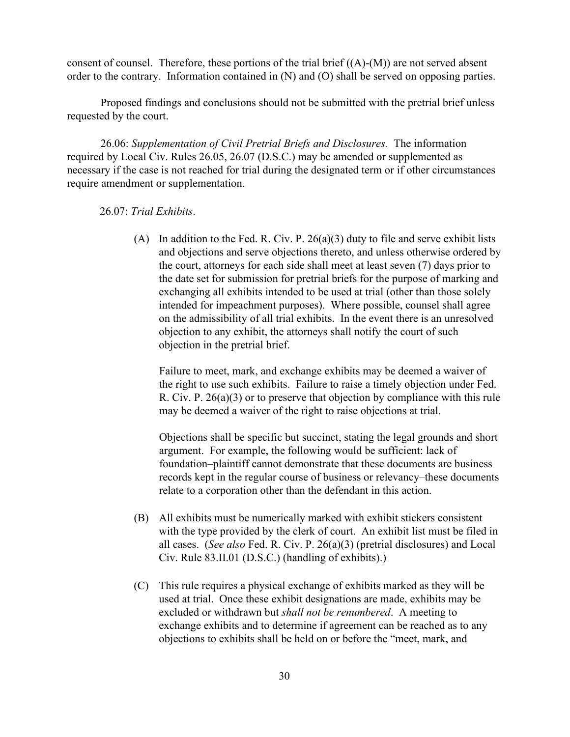consent of counsel. Therefore, these portions of the trial brief ((A)-(M)) are not served absent order to the contrary. Information contained in (N) and (O) shall be served on opposing parties.

Proposed findings and conclusions should not be submitted with the pretrial brief unless requested by the court.

26.06: *Supplementation of Civil Pretrial Briefs and Disclosures.* The information required by Local Civ. Rules 26.05, 26.07 (D.S.C.) may be amended or supplemented as necessary if the case is not reached for trial during the designated term or if other circumstances require amendment or supplementation.

26.07: *Trial Exhibits*.

(A) In addition to the Fed. R. Civ. P. 26(a)(3) duty to file and serve exhibit lists and objections and serve objections thereto, and unless otherwise ordered by the court, attorneys for each side shall meet at least seven (7) days prior to the date set for submission for pretrial briefs for the purpose of marking and exchanging all exhibits intended to be used at trial (other than those solely intended for impeachment purposes). Where possible, counsel shall agree on the admissibility of all trial exhibits. In the event there is an unresolved objection to any exhibit, the attorneys shall notify the court of such objection in the pretrial brief.

Failure to meet, mark, and exchange exhibits may be deemed a waiver of the right to use such exhibits. Failure to raise a timely objection under Fed. R. Civ. P. 26(a)(3) or to preserve that objection by compliance with this rule may be deemed a waiver of the right to raise objections at trial.

Objections shall be specific but succinct, stating the legal grounds and short argument. For example, the following would be sufficient: lack of foundation–plaintiff cannot demonstrate that these documents are business records kept in the regular course of business or relevancy–these documents relate to a corporation other than the defendant in this action.

(B) All exhibits must be numerically marked with exhibit stickers consistent with the type provided by the clerk of court. An exhibit list must be filed in all cases. (*See also* Fed. R. Civ. P. 26(a)(3) (pretrial disclosures) and Local Civ. Rule 83.II.01 (D.S.C.) (handling of exhibits).)

(C) This rule requires a physical exchange of exhibits marked as they will be used at trial. Once these exhibit designations are made, exhibits may be excluded or withdrawn but *shall not be renumbered*. A meeting to exchange exhibits and to determine if agreement can be reached as to any objections to exhibits shall be held on or before the "meet, mark, and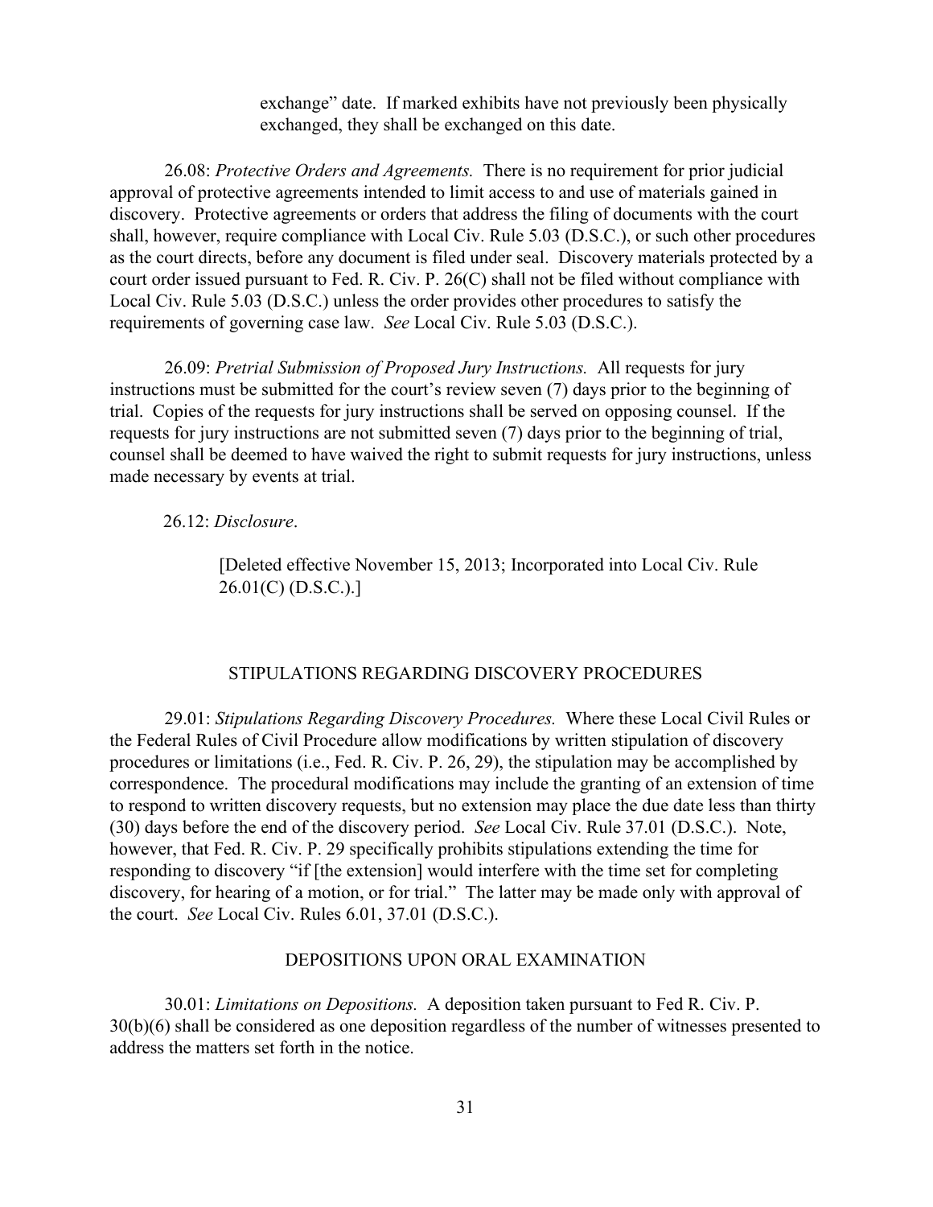exchange" date. If marked exhibits have not previously been physically exchanged, they shall be exchanged on this date.

26.08: *Protective Orders and Agreements.* There is no requirement for prior judicial approval of protective agreements intended to limit access to and use of materials gained in discovery. Protective agreements or orders that address the filing of documents with the court shall, however, require compliance with Local Civ. Rule 5.03 (D.S.C.), or such other procedures as the court directs, before any document is filed under seal. Discovery materials protected by a court order issued pursuant to Fed. R. Civ. P. 26(C) shall not be filed without compliance with Local Civ. Rule 5.03 (D.S.C.) unless the order provides other procedures to satisfy the requirements of governing case law. *See* Local Civ. Rule 5.03 (D.S.C.).

26.09: *Pretrial Submission of Proposed Jury Instructions.* All requests for jury instructions must be submitted for the court's review seven (7) days prior to the beginning of trial. Copies of the requests for jury instructions shall be served on opposing counsel. If the requests for jury instructions are not submitted seven (7) days prior to the beginning of trial, counsel shall be deemed to have waived the right to submit requests for jury instructions, unless made necessary by events at trial.

26.12: *Disclosure*.

> [Deleted effective November 15, 2013; Incorporated into Local Civ. Rule 26.01(C) (D.S.C.).]

## STIPULATIONS REGARDING DISCOVERY PROCEDURES

29.01: *Stipulations Regarding Discovery Procedures.* Where these Local Civil Rules or the Federal Rules of Civil Procedure allow modifications by written stipulation of discovery procedures or limitations (i.e., Fed. R. Civ. P. 26, 29), the stipulation may be accomplished by correspondence. The procedural modifications may include the granting of an extension of time to respond to written discovery requests, but no extension may place the due date less than thirty (30) days before the end of the discovery period. *See* Local Civ. Rule 37.01 (D.S.C.). Note, however, that Fed. R. Civ. P. 29 specifically prohibits stipulations extending the time for responding to discovery "if [the extension] would interfere with the time set for completing discovery, for hearing of a motion, or for trial." The latter may be made only with approval of the court. *See* Local Civ. Rules 6.01, 37.01 (D.S.C.).

## DEPOSITIONS UPON ORAL EXAMINATION

30.01: *Limitations on Depositions.* A deposition taken pursuant to Fed R. Civ. P. 30(b)(6) shall be considered as one deposition regardless of the number of witnesses presented to address the matters set forth in the notice.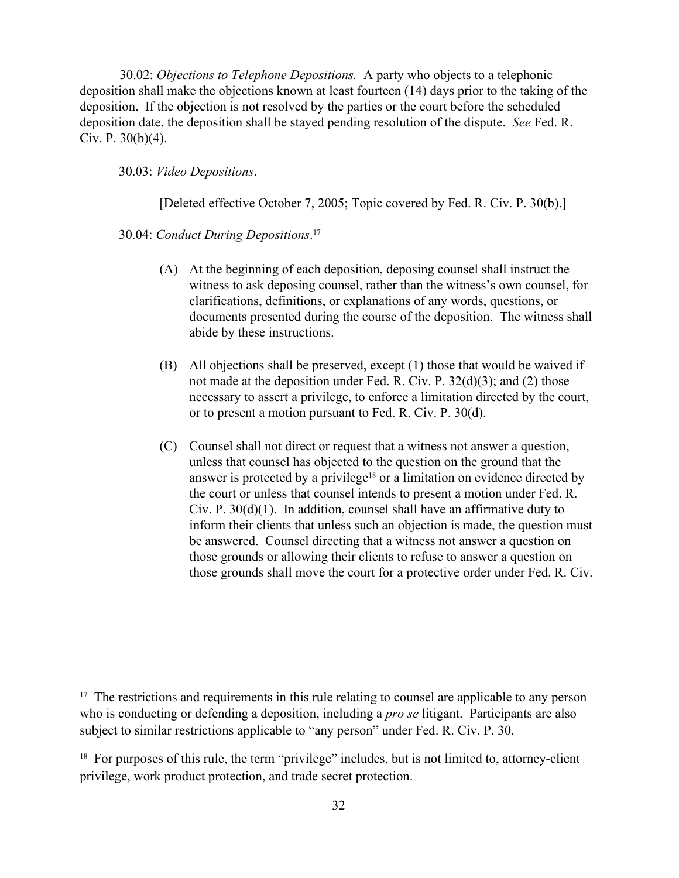30.02: *Objections to Telephone Depositions.* A party who objects to a telephonic deposition shall make the objections known at least fourteen (14) days prior to the taking of the deposition. If the objection is not resolved by the parties or the court before the scheduled deposition date, the deposition shall be stayed pending resolution of the dispute. *See* Fed. R. Civ. P. 30(b)(4).

30.03: *Video Depositions*.

[Deleted effective October 7, 2005; Topic covered by Fed. R. Civ. P. 30(b).]

30.04: *Conduct During Depositions*.[17]

(A) At the beginning of each deposition, deposing counsel shall instruct the witness to ask deposing counsel, rather than the witness's own counsel, for clarifications, definitions, or explanations of any words, questions, or documents presented during the course of the deposition. The witness shall abide by these instructions.

(B) All objections shall be preserved, except (1) those that would be waived if not made at the deposition under Fed. R. Civ. P. 32(d)(3); and (2) those necessary to assert a privilege, to enforce a limitation directed by the court, or to present a motion pursuant to Fed. R. Civ. P. 30(d).

(C) Counsel shall not direct or request that a witness not answer a question, unless that counsel has objected to the question on the ground that the answer is protected by a privilege[18] or a limitation on evidence directed by the court or unless that counsel intends to present a motion under Fed. R. Civ. P. 30(d)(1). In addition, counsel shall have an affirmative duty to inform their clients that unless such an objection is made, the question must be answered. Counsel directing that a witness not answer a question on those grounds or allowing their clients to refuse to answer a question on those grounds shall move the court for a protective order under Fed. R. Civ.

---

[17] The restrictions and requirements in this rule relating to counsel are applicable to any person who is conducting or defending a deposition, including a *pro se* litigant. Participants are also subject to similar restrictions applicable to "any person" under Fed. R. Civ. P. 30.

[18] For purposes of this rule, the term "privilege" includes, but is not limited to, attorney-client privilege, work product protection, and trade secret protection.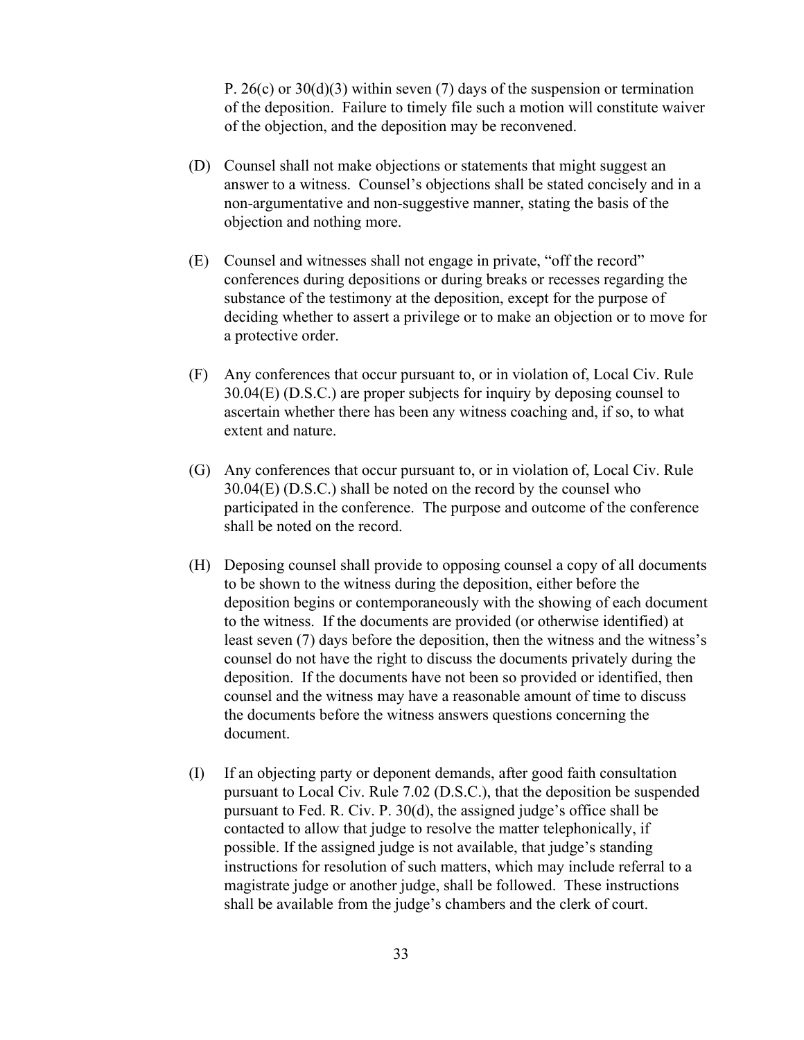P. 26(c) or 30(d)(3) within seven (7) days of the suspension or termination of the deposition. Failure to timely file such a motion will constitute waiver of the objection, and the deposition may be reconvened.

(D) Counsel shall not make objections or statements that might suggest an answer to a witness. Counsel's objections shall be stated concisely and in a non-argumentative and non-suggestive manner, stating the basis of the objection and nothing more.

(E) Counsel and witnesses shall not engage in private, "off the record" conferences during depositions or during breaks or recesses regarding the substance of the testimony at the deposition, except for the purpose of deciding whether to assert a privilege or to make an objection or to move for a protective order.

(F) Any conferences that occur pursuant to, or in violation of, Local Civ. Rule 30.04(E) (D.S.C.) are proper subjects for inquiry by deposing counsel to ascertain whether there has been any witness coaching and, if so, to what extent and nature.

(G) Any conferences that occur pursuant to, or in violation of, Local Civ. Rule 30.04(E) (D.S.C.) shall be noted on the record by the counsel who participated in the conference. The purpose and outcome of the conference shall be noted on the record.

(H) Deposing counsel shall provide to opposing counsel a copy of all documents to be shown to the witness during the deposition, either before the deposition begins or contemporaneously with the showing of each document to the witness. If the documents are provided (or otherwise identified) at least seven (7) days before the deposition, then the witness and the witness's counsel do not have the right to discuss the documents privately during the deposition. If the documents have not been so provided or identified, then counsel and the witness may have a reasonable amount of time to discuss the documents before the witness answers questions concerning the document.

(I) If an objecting party or deponent demands, after good faith consultation pursuant to Local Civ. Rule 7.02 (D.S.C.), that the deposition be suspended pursuant to Fed. R. Civ. P. 30(d), the assigned judge's office shall be contacted to allow that judge to resolve the matter telephonically, if possible. If the assigned judge is not available, that judge's standing instructions for resolution of such matters, which may include referral to a magistrate judge or another judge, shall be followed. These instructions shall be available from the judge's chambers and the clerk of court.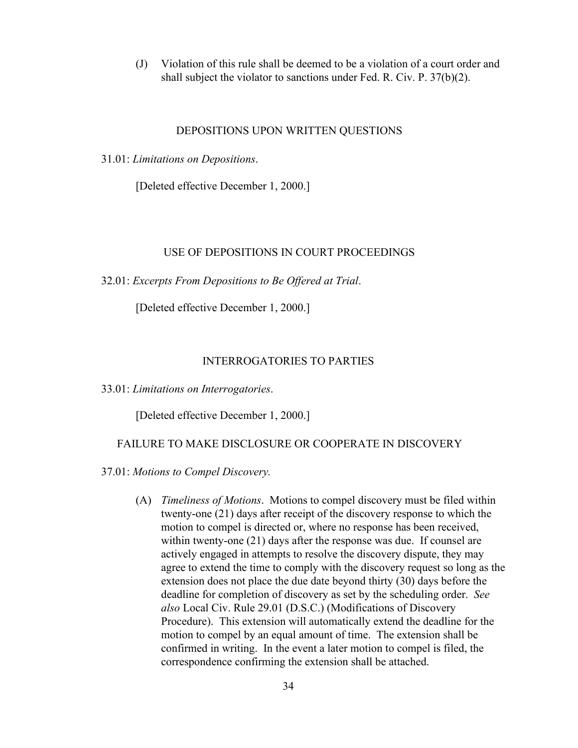(J) Violation of this rule shall be deemed to be a violation of a court order and shall subject the violator to sanctions under Fed. R. Civ. P. 37(b)(2).

## DEPOSITIONS UPON WRITTEN QUESTIONS

31.01: *Limitations on Depositions*.

[Deleted effective December 1, 2000.]

## USE OF DEPOSITIONS IN COURT PROCEEDINGS

32.01: *Excerpts From Depositions to Be Offered at Trial*.

[Deleted effective December 1, 2000.]

## INTERROGATORIES TO PARTIES

33.01: *Limitations on Interrogatories*.

[Deleted effective December 1, 2000.]

## FAILURE TO MAKE DISCLOSURE OR COOPERATE IN DISCOVERY

37.01: *Motions to Compel Discovery.*

(A) *Timeliness of Motions*. Motions to compel discovery must be filed within twenty-one (21) days after receipt of the discovery response to which the motion to compel is directed or, where no response has been received, within twenty-one (21) days after the response was due. If counsel are actively engaged in attempts to resolve the discovery dispute, they may agree to extend the time to comply with the discovery request so long as the extension does not place the due date beyond thirty (30) days before the deadline for completion of discovery as set by the scheduling order. *See also* Local Civ. Rule 29.01 (D.S.C.) (Modifications of Discovery Procedure). This extension will automatically extend the deadline for the motion to compel by an equal amount of time. The extension shall be confirmed in writing. In the event a later motion to compel is filed, the correspondence confirming the extension shall be attached.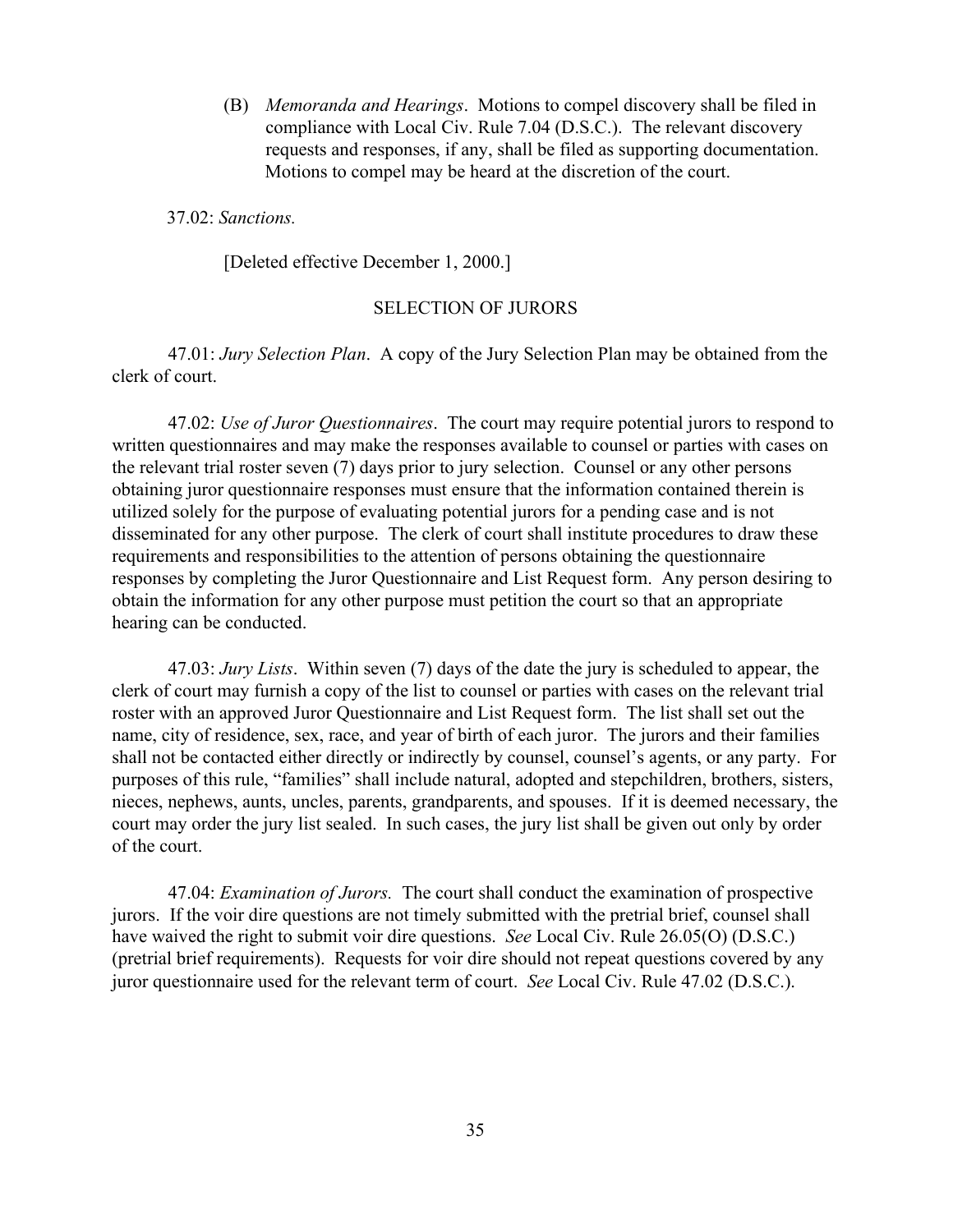(B) *Memoranda and Hearings*. Motions to compel discovery shall be filed in compliance with Local Civ. Rule 7.04 (D.S.C.). The relevant discovery requests and responses, if any, shall be filed as supporting documentation. Motions to compel may be heard at the discretion of the court.

37.02: *Sanctions.*

[Deleted effective December 1, 2000.]

## SELECTION OF JURORS

47.01: *Jury Selection Plan*. A copy of the Jury Selection Plan may be obtained from the clerk of court.

47.02: *Use of Juror Questionnaires*. The court may require potential jurors to respond to written questionnaires and may make the responses available to counsel or parties with cases on the relevant trial roster seven (7) days prior to jury selection. Counsel or any other persons obtaining juror questionnaire responses must ensure that the information contained therein is utilized solely for the purpose of evaluating potential jurors for a pending case and is not disseminated for any other purpose. The clerk of court shall institute procedures to draw these requirements and responsibilities to the attention of persons obtaining the questionnaire responses by completing the Juror Questionnaire and List Request form. Any person desiring to obtain the information for any other purpose must petition the court so that an appropriate hearing can be conducted.

47.03: *Jury Lists*. Within seven (7) days of the date the jury is scheduled to appear, the clerk of court may furnish a copy of the list to counsel or parties with cases on the relevant trial roster with an approved Juror Questionnaire and List Request form. The list shall set out the name, city of residence, sex, race, and year of birth of each juror. The jurors and their families shall not be contacted either directly or indirectly by counsel, counsel's agents, or any party. For purposes of this rule, "families" shall include natural, adopted and stepchildren, brothers, sisters, nieces, nephews, aunts, uncles, parents, grandparents, and spouses. If it is deemed necessary, the court may order the jury list sealed. In such cases, the jury list shall be given out only by order of the court.

47.04: *Examination of Jurors.* The court shall conduct the examination of prospective jurors. If the voir dire questions are not timely submitted with the pretrial brief, counsel shall have waived the right to submit voir dire questions. *See* Local Civ. Rule 26.05(O) (D.S.C.) (pretrial brief requirements). Requests for voir dire should not repeat questions covered by any juror questionnaire used for the relevant term of court. *See* Local Civ. Rule 47.02 (D.S.C.).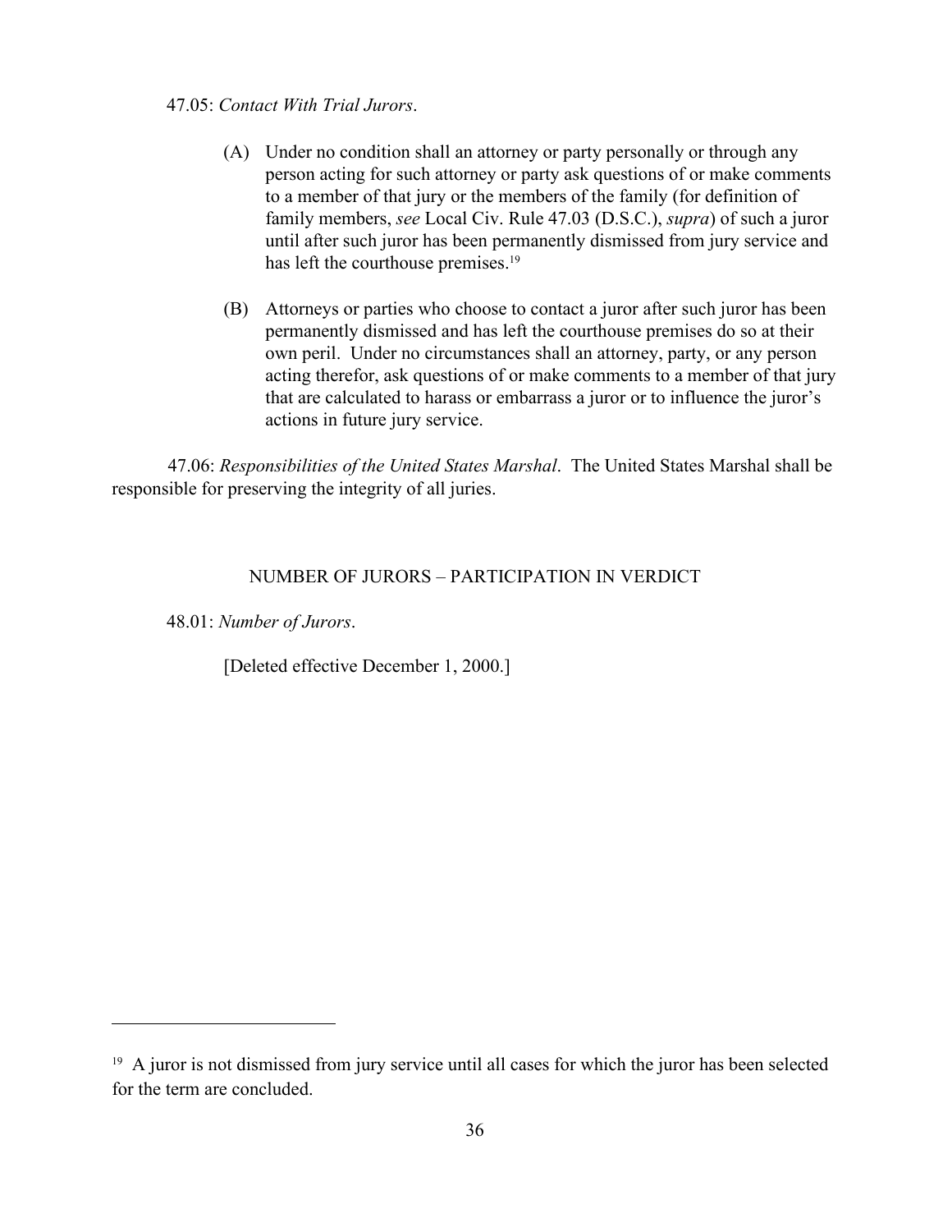47.05: *Contact With Trial Jurors*.

(A) Under no condition shall an attorney or party personally or through any person acting for such attorney or party ask questions of or make comments to a member of that jury or the members of the family (for definition of family members, *see* Local Civ. Rule 47.03 (D.S.C.), *supra*) of such a juror until after such juror has been permanently dismissed from jury service and has left the courthouse premises.[19]

(B) Attorneys or parties who choose to contact a juror after such juror has been permanently dismissed and has left the courthouse premises do so at their own peril. Under no circumstances shall an attorney, party, or any person acting therefor, ask questions of or make comments to a member of that jury that are calculated to harass or embarrass a juror or to influence the juror's actions in future jury service.

47.06: *Responsibilities of the United States Marshal*. The United States Marshal shall be responsible for preserving the integrity of all juries.

## NUMBER OF JURORS – PARTICIPATION IN VERDICT

48.01: *Number of Jurors*.

[Deleted effective December 1, 2000.]

---

[19] A juror is not dismissed from jury service until all cases for which the juror has been selected for the term are concluded.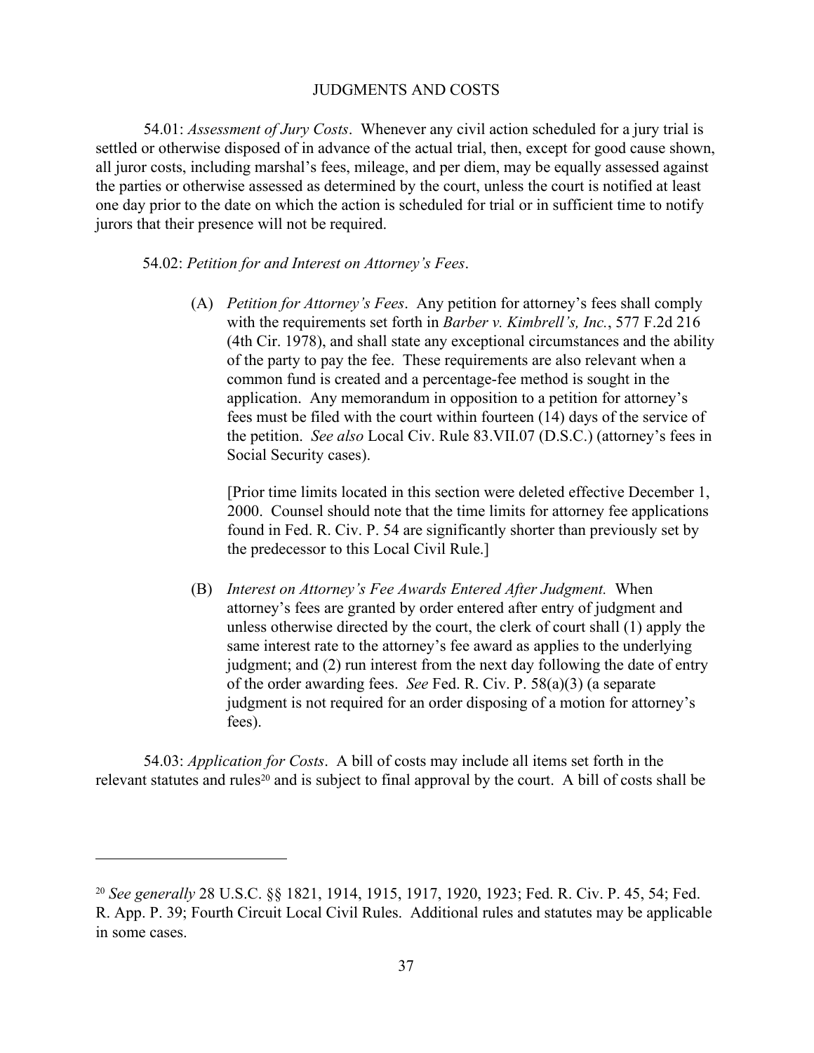## JUDGMENTS AND COSTS

54.01: *Assessment of Jury Costs*. Whenever any civil action scheduled for a jury trial is settled or otherwise disposed of in advance of the actual trial, then, except for good cause shown, all juror costs, including marshal's fees, mileage, and per diem, may be equally assessed against the parties or otherwise assessed as determined by the court, unless the court is notified at least one day prior to the date on which the action is scheduled for trial or in sufficient time to notify jurors that their presence will not be required.

54.02: *Petition for and Interest on Attorney's Fees*.

(A) *Petition for Attorney's Fees*. Any petition for attorney's fees shall comply with the requirements set forth in *Barber v. Kimbrell's, Inc.*, 577 F.2d 216 (4th Cir. 1978), and shall state any exceptional circumstances and the ability of the party to pay the fee. These requirements are also relevant when a common fund is created and a percentage-fee method is sought in the application. Any memorandum in opposition to a petition for attorney's fees must be filed with the court within fourteen (14) days of the service of the petition. *See also* Local Civ. Rule 83.VII.07 (D.S.C.) (attorney's fees in Social Security cases).

[Prior time limits located in this section were deleted effective December 1, 2000. Counsel should note that the time limits for attorney fee applications found in Fed. R. Civ. P. 54 are significantly shorter than previously set by the predecessor to this Local Civil Rule.]

(B) *Interest on Attorney's Fee Awards Entered After Judgment.* When attorney's fees are granted by order entered after entry of judgment and unless otherwise directed by the court, the clerk of court shall (1) apply the same interest rate to the attorney's fee award as applies to the underlying judgment; and (2) run interest from the next day following the date of entry of the order awarding fees. *See* Fed. R. Civ. P. 58(a)(3) (a separate judgment is not required for an order disposing of a motion for attorney's fees).

54.03: *Application for Costs*. A bill of costs may include all items set forth in the relevant statutes and rules[20] and is subject to final approval by the court. A bill of costs shall be

---

[20] *See generally* 28 U.S.C. §§ 1821, 1914, 1915, 1917, 1920, 1923; Fed. R. Civ. P. 45, 54; Fed. R. App. P. 39; Fourth Circuit Local Civil Rules. Additional rules and statutes may be applicable in some cases.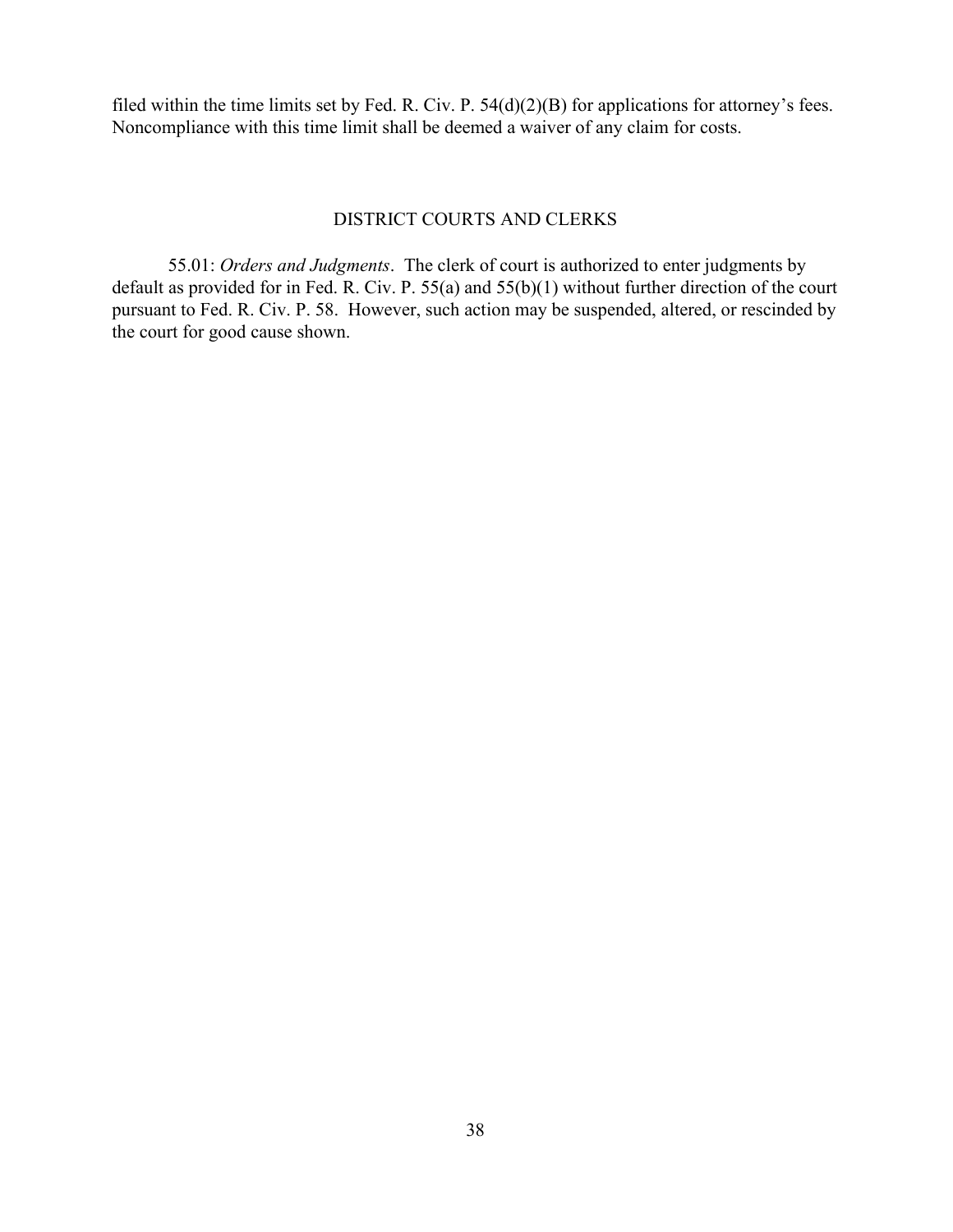filed within the time limits set by Fed. R. Civ. P. 54(d)(2)(B) for applications for attorney's fees. Noncompliance with this time limit shall be deemed a waiver of any claim for costs.

## DISTRICT COURTS AND CLERKS

55.01: *Orders and Judgments*. The clerk of court is authorized to enter judgments by default as provided for in Fed. R. Civ. P. 55(a) and 55(b)(1) without further direction of the court pursuant to Fed. R. Civ. P. 58. However, such action may be suspended, altered, or rescinded by the court for good cause shown.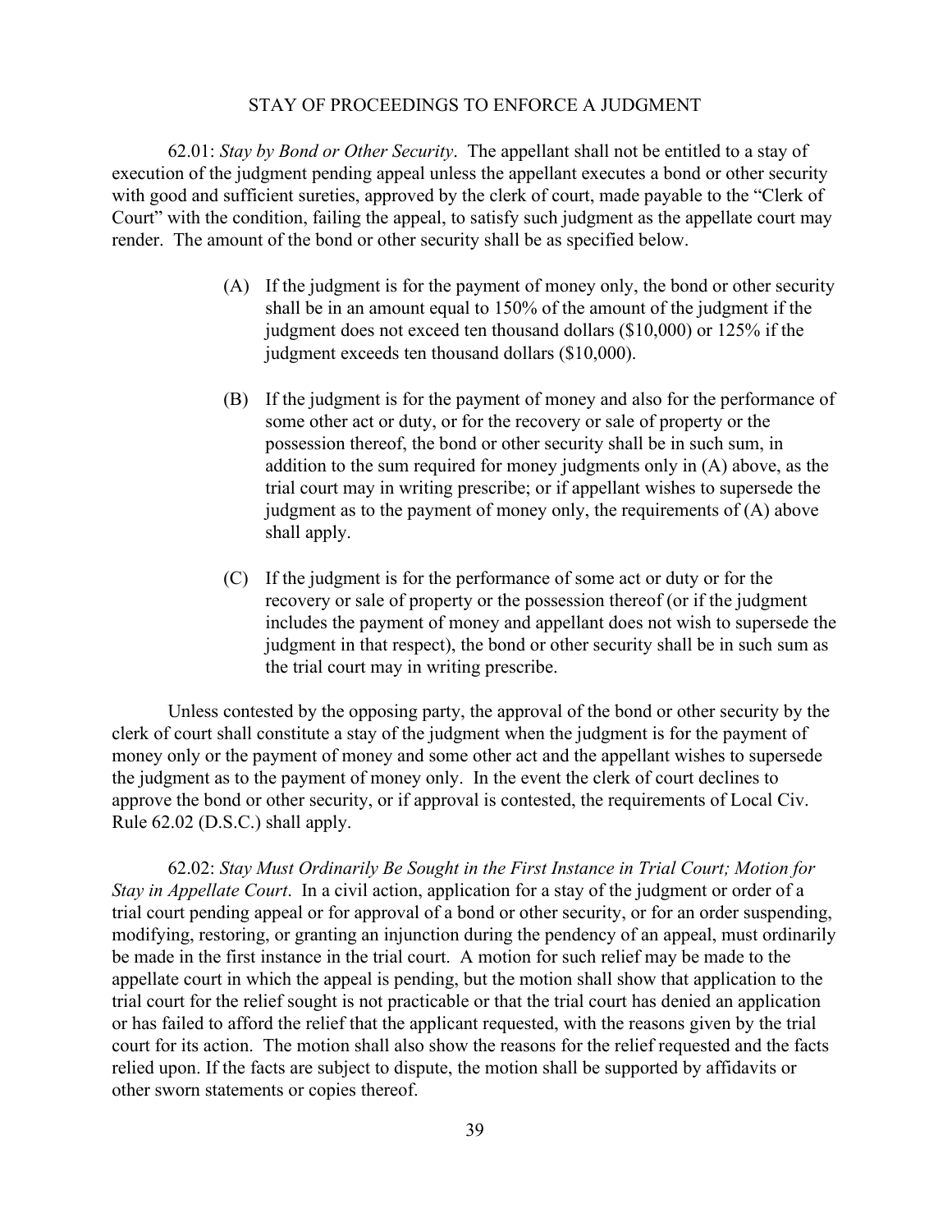## STAY OF PROCEEDINGS TO ENFORCE A JUDGMENT

62.01: *Stay by Bond or Other Security*. The appellant shall not be entitled to a stay of execution of the judgment pending appeal unless the appellant executes a bond or other security with good and sufficient sureties, approved by the clerk of court, made payable to the "Clerk of Court" with the condition, failing the appeal, to satisfy such judgment as the appellate court may render. The amount of the bond or other security shall be as specified below.

(A) If the judgment is for the payment of money only, the bond or other security shall be in an amount equal to 150% of the amount of the judgment if the judgment does not exceed ten thousand dollars ($10,000) or 125% if the judgment exceeds ten thousand dollars ($10,000).

(B) If the judgment is for the payment of money and also for the performance of some other act or duty, or for the recovery or sale of property or the possession thereof, the bond or other security shall be in such sum, in addition to the sum required for money judgments only in (A) above, as the trial court may in writing prescribe; or if appellant wishes to supersede the judgment as to the payment of money only, the requirements of (A) above shall apply.

(C) If the judgment is for the performance of some act or duty or for the recovery or sale of property or the possession thereof (or if the judgment includes the payment of money and appellant does not wish to supersede the judgment in that respect), the bond or other security shall be in such sum as the trial court may in writing prescribe.

Unless contested by the opposing party, the approval of the bond or other security by the clerk of court shall constitute a stay of the judgment when the judgment is for the payment of money only or the payment of money and some other act and the appellant wishes to supersede the judgment as to the payment of money only. In the event the clerk of court declines to approve the bond or other security, or if approval is contested, the requirements of Local Civ. Rule 62.02 (D.S.C.) shall apply.

62.02: *Stay Must Ordinarily Be Sought in the First Instance in Trial Court; Motion for Stay in Appellate Court*. In a civil action, application for a stay of the judgment or order of a trial court pending appeal or for approval of a bond or other security, or for an order suspending, modifying, restoring, or granting an injunction during the pendency of an appeal, must ordinarily be made in the first instance in the trial court. A motion for such relief may be made to the appellate court in which the appeal is pending, but the motion shall show that application to the trial court for the relief sought is not practicable or that the trial court has denied an application or has failed to afford the relief that the applicant requested, with the reasons given by the trial court for its action. The motion shall also show the reasons for the relief requested and the facts relied upon. If the facts are subject to dispute, the motion shall be supported by affidavits or other sworn statements or copies thereof.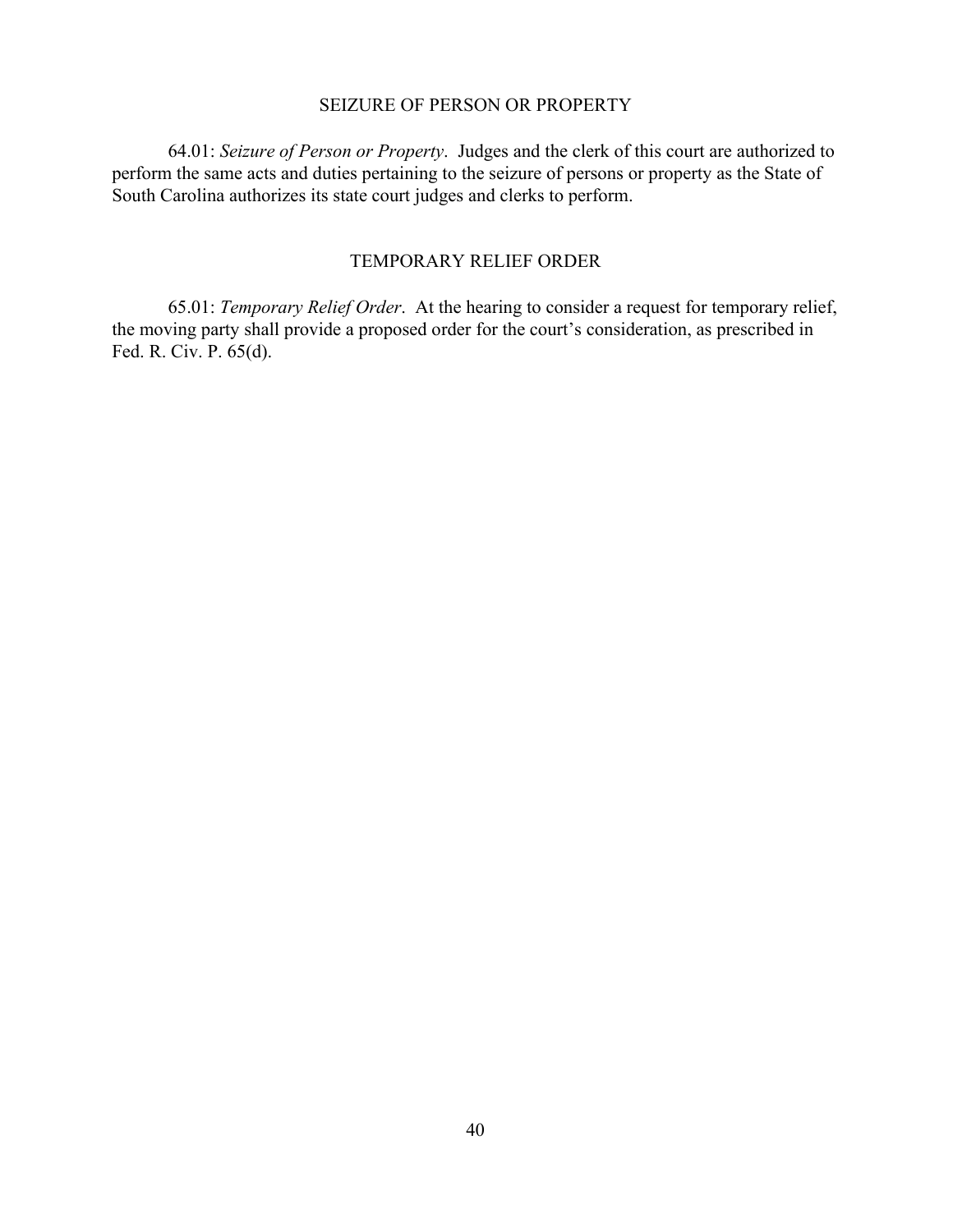## SEIZURE OF PERSON OR PROPERTY

64.01: *Seizure of Person or Property*. Judges and the clerk of this court are authorized to perform the same acts and duties pertaining to the seizure of persons or property as the State of South Carolina authorizes its state court judges and clerks to perform.

## TEMPORARY RELIEF ORDER

65.01: *Temporary Relief Order*. At the hearing to consider a request for temporary relief, the moving party shall provide a proposed order for the court's consideration, as prescribed in Fed. R. Civ. P. 65(d).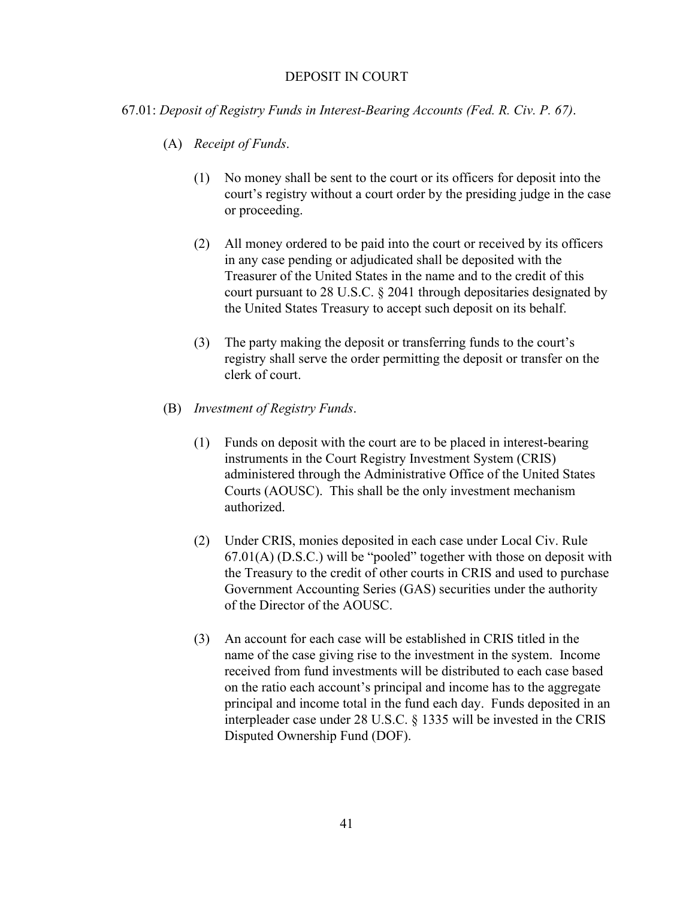## DEPOSIT IN COURT

67.01: *Deposit of Registry Funds in Interest-Bearing Accounts (Fed. R. Civ. P. 67)*.

(A) *Receipt of Funds*.

(1) No money shall be sent to the court or its officers for deposit into the court's registry without a court order by the presiding judge in the case or proceeding.

(2) All money ordered to be paid into the court or received by its officers in any case pending or adjudicated shall be deposited with the Treasurer of the United States in the name and to the credit of this court pursuant to 28 U.S.C. § 2041 through depositaries designated by the United States Treasury to accept such deposit on its behalf.

(3) The party making the deposit or transferring funds to the court's registry shall serve the order permitting the deposit or transfer on the clerk of court.

(B) *Investment of Registry Funds*.

(1) Funds on deposit with the court are to be placed in interest-bearing instruments in the Court Registry Investment System (CRIS) administered through the Administrative Office of the United States Courts (AOUSC). This shall be the only investment mechanism authorized.

(2) Under CRIS, monies deposited in each case under Local Civ. Rule 67.01(A) (D.S.C.) will be "pooled" together with those on deposit with the Treasury to the credit of other courts in CRIS and used to purchase Government Accounting Series (GAS) securities under the authority of the Director of the AOUSC.

(3) An account for each case will be established in CRIS titled in the name of the case giving rise to the investment in the system. Income received from fund investments will be distributed to each case based on the ratio each account's principal and income has to the aggregate principal and income total in the fund each day. Funds deposited in an interpleader case under 28 U.S.C. § 1335 will be invested in the CRIS Disputed Ownership Fund (DOF).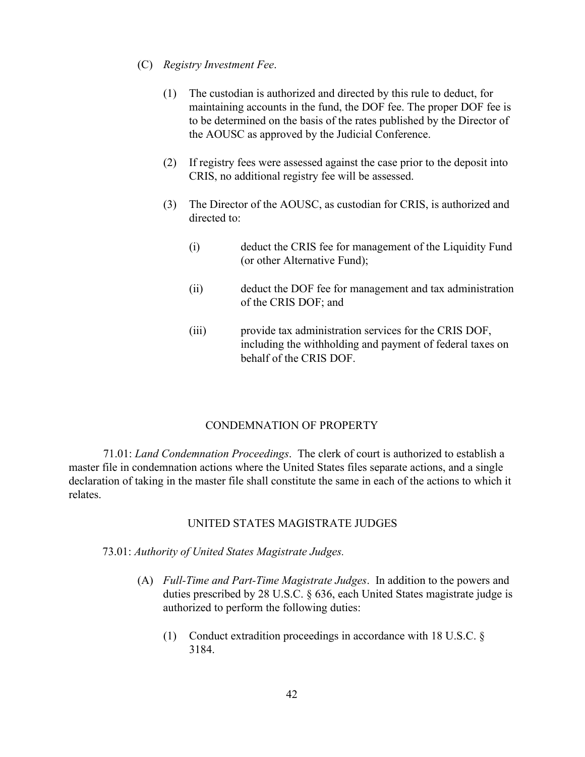(C) *Registry Investment Fee*.

(1) The custodian is authorized and directed by this rule to deduct, for maintaining accounts in the fund, the DOF fee. The proper DOF fee is to be determined on the basis of the rates published by the Director of the AOUSC as approved by the Judicial Conference.

(2) If registry fees were assessed against the case prior to the deposit into CRIS, no additional registry fee will be assessed.

(3) The Director of the AOUSC, as custodian for CRIS, is authorized and directed to:

(i) deduct the CRIS fee for management of the Liquidity Fund (or other Alternative Fund);

(ii) deduct the DOF fee for management and tax administration of the CRIS DOF; and

(iii) provide tax administration services for the CRIS DOF, including the withholding and payment of federal taxes on behalf of the CRIS DOF.

## CONDEMNATION OF PROPERTY

71.01: *Land Condemnation Proceedings*. The clerk of court is authorized to establish a master file in condemnation actions where the United States files separate actions, and a single declaration of taking in the master file shall constitute the same in each of the actions to which it relates.

## UNITED STATES MAGISTRATE JUDGES

73.01: *Authority of United States Magistrate Judges.*

(A) *Full-Time and Part-Time Magistrate Judges*. In addition to the powers and duties prescribed by 28 U.S.C. § 636, each United States magistrate judge is authorized to perform the following duties:

(1) Conduct extradition proceedings in accordance with 18 U.S.C. § 3184.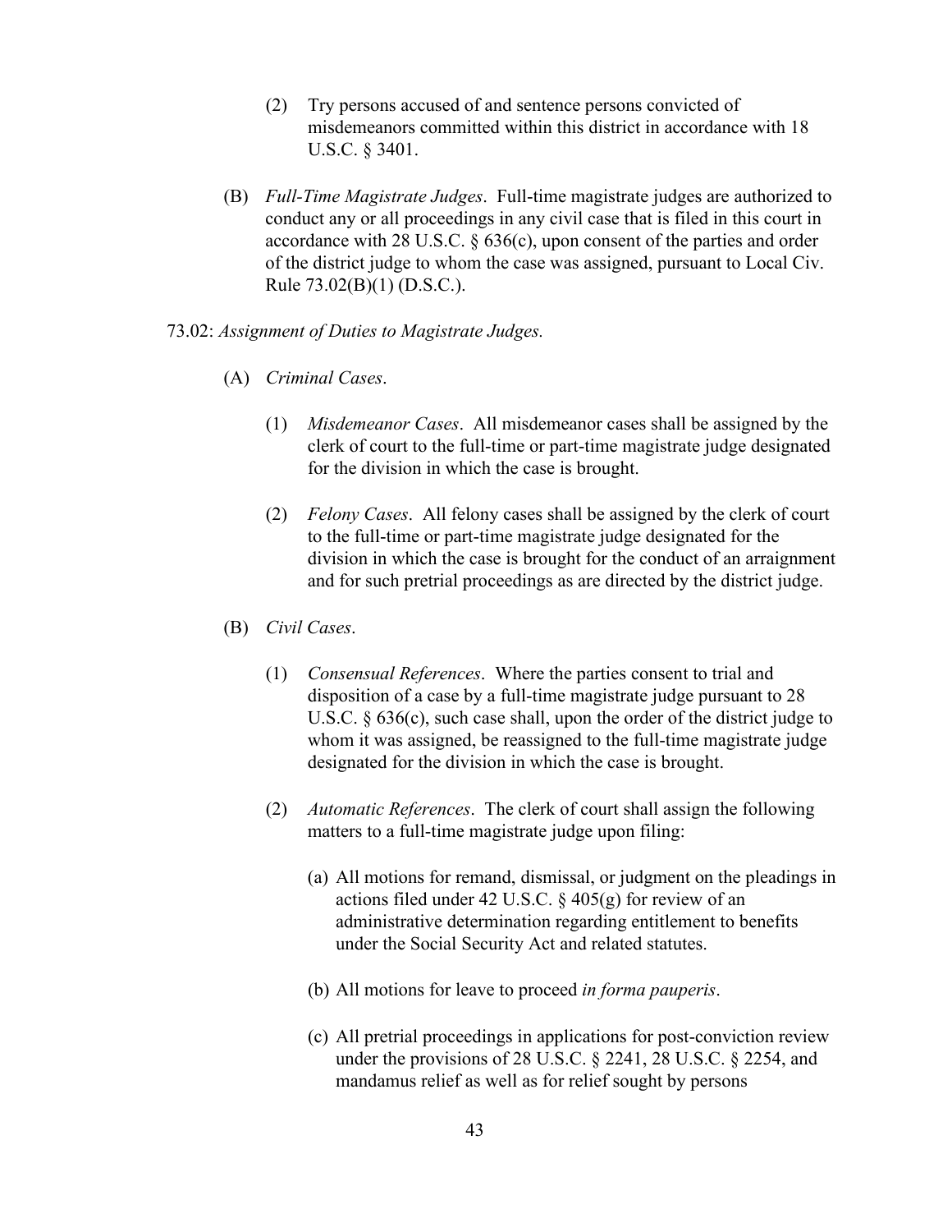(2) Try persons accused of and sentence persons convicted of misdemeanors committed within this district in accordance with 18 U.S.C. § 3401.

(B) *Full-Time Magistrate Judges*. Full-time magistrate judges are authorized to conduct any or all proceedings in any civil case that is filed in this court in accordance with 28 U.S.C. § 636(c), upon consent of the parties and order of the district judge to whom the case was assigned, pursuant to Local Civ. Rule 73.02(B)(1) (D.S.C.).

73.02: *Assignment of Duties to Magistrate Judges.*

(A) *Criminal Cases*.

(1) *Misdemeanor Cases*. All misdemeanor cases shall be assigned by the clerk of court to the full-time or part-time magistrate judge designated for the division in which the case is brought.

(2) *Felony Cases*. All felony cases shall be assigned by the clerk of court to the full-time or part-time magistrate judge designated for the division in which the case is brought for the conduct of an arraignment and for such pretrial proceedings as are directed by the district judge.

(B) *Civil Cases*.

(1) *Consensual References*. Where the parties consent to trial and disposition of a case by a full-time magistrate judge pursuant to 28 U.S.C. § 636(c), such case shall, upon the order of the district judge to whom it was assigned, be reassigned to the full-time magistrate judge designated for the division in which the case is brought.

(2) *Automatic References*. The clerk of court shall assign the following matters to a full-time magistrate judge upon filing:

(a) All motions for remand, dismissal, or judgment on the pleadings in actions filed under 42 U.S.C. § 405(g) for review of an administrative determination regarding entitlement to benefits under the Social Security Act and related statutes.

(b) All motions for leave to proceed *in forma pauperis*.

(c) All pretrial proceedings in applications for post-conviction review under the provisions of 28 U.S.C. § 2241, 28 U.S.C. § 2254, and mandamus relief as well as for relief sought by persons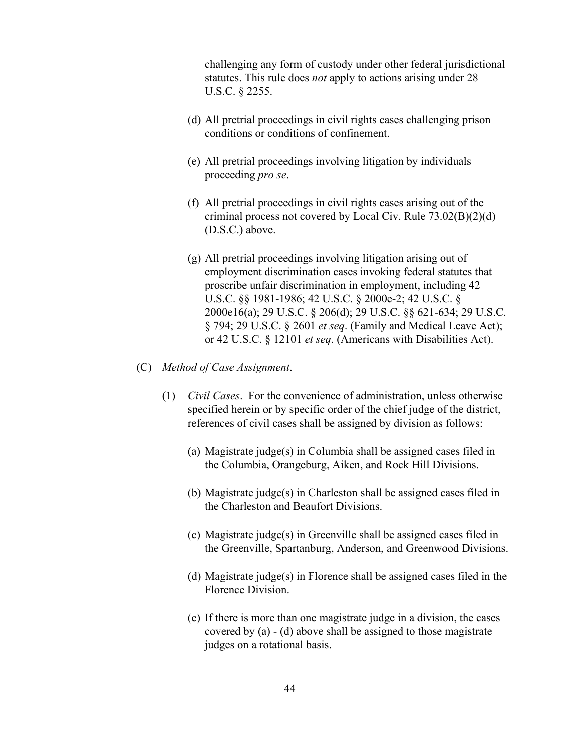challenging any form of custody under other federal jurisdictional statutes. This rule does *not* apply to actions arising under 28 U.S.C. § 2255.

(d) All pretrial proceedings in civil rights cases challenging prison conditions or conditions of confinement.

(e) All pretrial proceedings involving litigation by individuals proceeding *pro se*.

(f) All pretrial proceedings in civil rights cases arising out of the criminal process not covered by Local Civ. Rule 73.02(B)(2)(d) (D.S.C.) above.

(g) All pretrial proceedings involving litigation arising out of employment discrimination cases invoking federal statutes that proscribe unfair discrimination in employment, including 42 U.S.C. §§ 1981-1986; 42 U.S.C. § 2000e-2; 42 U.S.C. § 2000e16(a); 29 U.S.C. § 206(d); 29 U.S.C. §§ 621-634; 29 U.S.C. § 794; 29 U.S.C. § 2601 *et seq*. (Family and Medical Leave Act); or 42 U.S.C. § 12101 *et seq*. (Americans with Disabilities Act).

(C) *Method of Case Assignment*.

(1) *Civil Cases*. For the convenience of administration, unless otherwise specified herein or by specific order of the chief judge of the district, references of civil cases shall be assigned by division as follows:

(a) Magistrate judge(s) in Columbia shall be assigned cases filed in the Columbia, Orangeburg, Aiken, and Rock Hill Divisions.

(b) Magistrate judge(s) in Charleston shall be assigned cases filed in the Charleston and Beaufort Divisions.

(c) Magistrate judge(s) in Greenville shall be assigned cases filed in the Greenville, Spartanburg, Anderson, and Greenwood Divisions.

(d) Magistrate judge(s) in Florence shall be assigned cases filed in the Florence Division.

(e) If there is more than one magistrate judge in a division, the cases covered by (a) - (d) above shall be assigned to those magistrate judges on a rotational basis.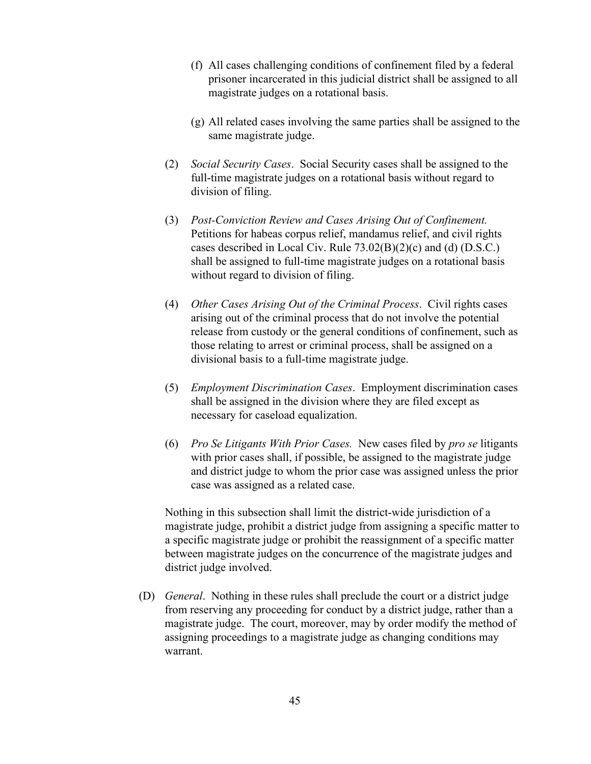(f) All cases challenging conditions of confinement filed by a federal prisoner incarcerated in this judicial district shall be assigned to all magistrate judges on a rotational basis.

(g) All related cases involving the same parties shall be assigned to the same magistrate judge.

(2) *Social Security Cases*. Social Security cases shall be assigned to the full-time magistrate judges on a rotational basis without regard to division of filing.

(3) *Post-Conviction Review and Cases Arising Out of Confinement.* Petitions for habeas corpus relief, mandamus relief, and civil rights cases described in Local Civ. Rule 73.02(B)(2)(c) and (d) (D.S.C.) shall be assigned to full-time magistrate judges on a rotational basis without regard to division of filing.

(4) *Other Cases Arising Out of the Criminal Process*. Civil rights cases arising out of the criminal process that do not involve the potential release from custody or the general conditions of confinement, such as those relating to arrest or criminal process, shall be assigned on a divisional basis to a full-time magistrate judge.

(5) *Employment Discrimination Cases*. Employment discrimination cases shall be assigned in the division where they are filed except as necessary for caseload equalization.

(6) *Pro Se Litigants With Prior Cases.* New cases filed by *pro se* litigants with prior cases shall, if possible, be assigned to the magistrate judge and district judge to whom the prior case was assigned unless the prior case was assigned as a related case.

Nothing in this subsection shall limit the district-wide jurisdiction of a magistrate judge, prohibit a district judge from assigning a specific matter to a specific magistrate judge or prohibit the reassignment of a specific matter between magistrate judges on the concurrence of the magistrate judges and district judge involved.

(D) *General*. Nothing in these rules shall preclude the court or a district judge from reserving any proceeding for conduct by a district judge, rather than a magistrate judge. The court, moreover, may by order modify the method of assigning proceedings to a magistrate judge as changing conditions may warrant.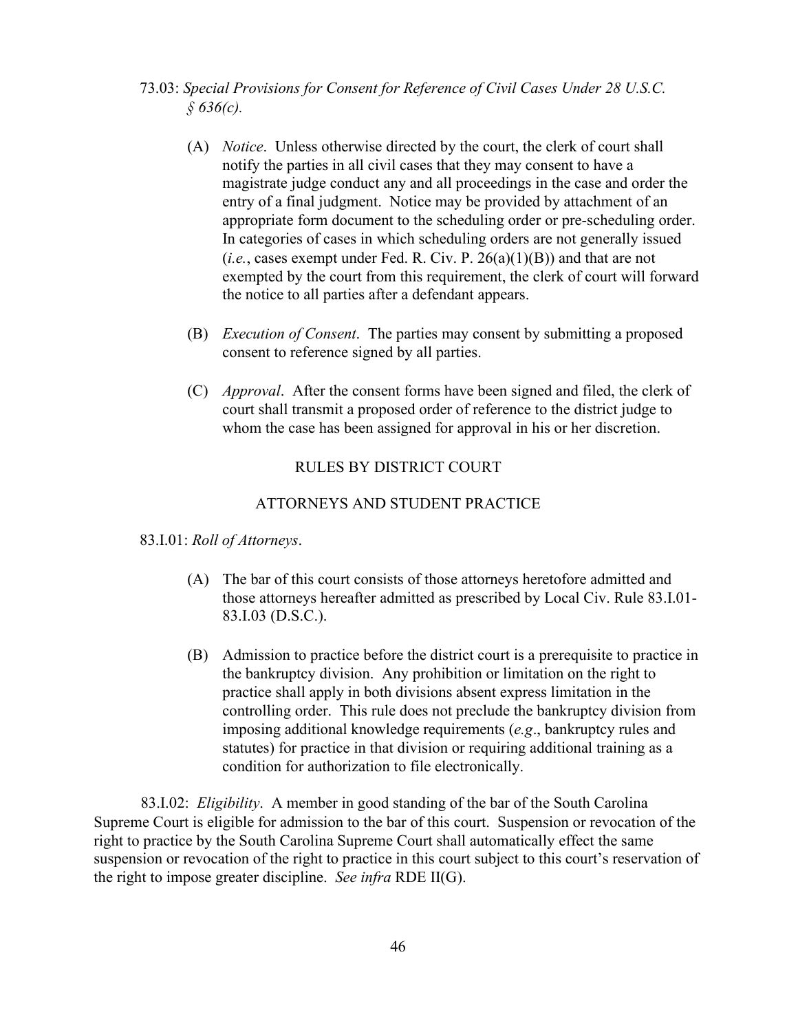73.03: *Special Provisions for Consent for Reference of Civil Cases Under 28 U.S.C. § 636(c).*

(A) *Notice*. Unless otherwise directed by the court, the clerk of court shall notify the parties in all civil cases that they may consent to have a magistrate judge conduct any and all proceedings in the case and order the entry of a final judgment. Notice may be provided by attachment of an appropriate form document to the scheduling order or pre-scheduling order. In categories of cases in which scheduling orders are not generally issued (*i.e.*, cases exempt under Fed. R. Civ. P. 26(a)(1)(B)) and that are not exempted by the court from this requirement, the clerk of court will forward the notice to all parties after a defendant appears.

(B) *Execution of Consent*. The parties may consent by submitting a proposed consent to reference signed by all parties.

(C) *Approval*. After the consent forms have been signed and filed, the clerk of court shall transmit a proposed order of reference to the district judge to whom the case has been assigned for approval in his or her discretion.

## RULES BY DISTRICT COURT

## ATTORNEYS AND STUDENT PRACTICE

83.I.01: *Roll of Attorneys*.

(A) The bar of this court consists of those attorneys heretofore admitted and those attorneys hereafter admitted as prescribed by Local Civ. Rule 83.I.01-83.I.03 (D.S.C.).

(B) Admission to practice before the district court is a prerequisite to practice in the bankruptcy division. Any prohibition or limitation on the right to practice shall apply in both divisions absent express limitation in the controlling order. This rule does not preclude the bankruptcy division from imposing additional knowledge requirements (*e.g*., bankruptcy rules and statutes) for practice in that division or requiring additional training as a condition for authorization to file electronically.

83.I.02: *Eligibility*. A member in good standing of the bar of the South Carolina Supreme Court is eligible for admission to the bar of this court. Suspension or revocation of the right to practice by the South Carolina Supreme Court shall automatically effect the same suspension or revocation of the right to practice in this court subject to this court's reservation of the right to impose greater discipline. *See infra* RDE II(G).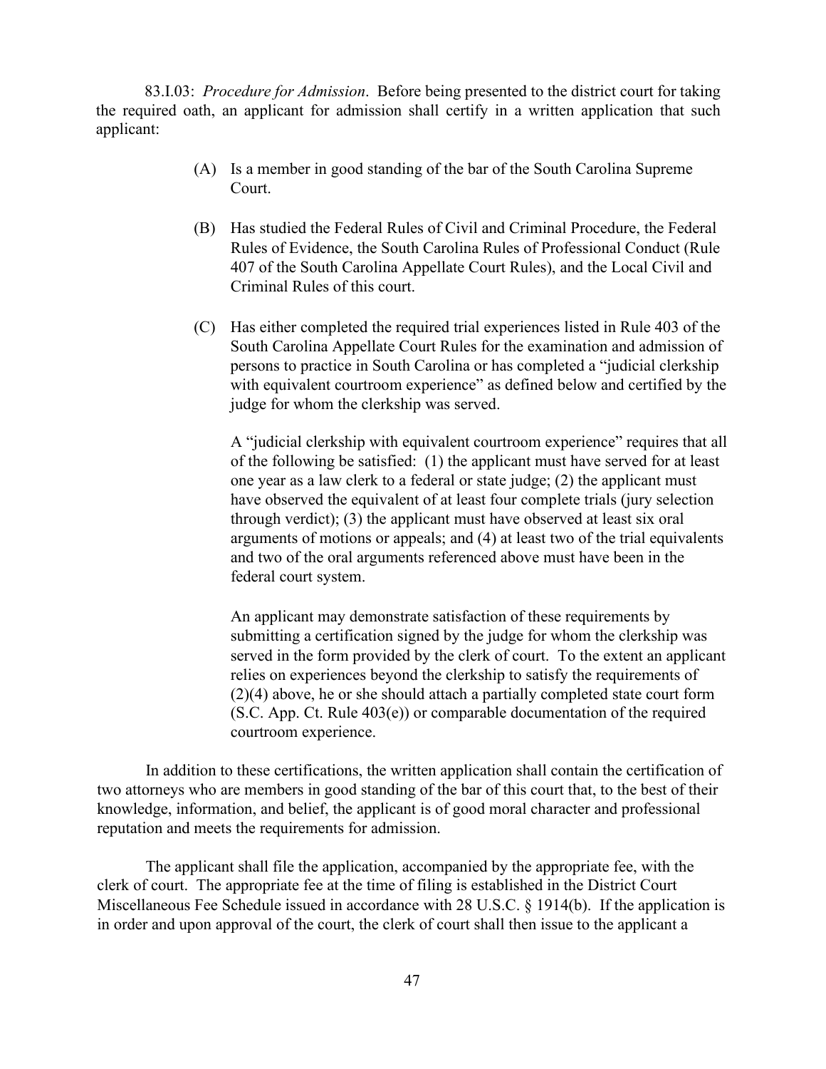83.I.03: *Procedure for Admission*. Before being presented to the district court for taking the required oath, an applicant for admission shall certify in a written application that such applicant:

(A) Is a member in good standing of the bar of the South Carolina Supreme Court.

(B) Has studied the Federal Rules of Civil and Criminal Procedure, the Federal Rules of Evidence, the South Carolina Rules of Professional Conduct (Rule 407 of the South Carolina Appellate Court Rules), and the Local Civil and Criminal Rules of this court.

(C) Has either completed the required trial experiences listed in Rule 403 of the South Carolina Appellate Court Rules for the examination and admission of persons to practice in South Carolina or has completed a "judicial clerkship with equivalent courtroom experience" as defined below and certified by the judge for whom the clerkship was served.

A "judicial clerkship with equivalent courtroom experience" requires that all of the following be satisfied: (1) the applicant must have served for at least one year as a law clerk to a federal or state judge; (2) the applicant must have observed the equivalent of at least four complete trials (jury selection through verdict); (3) the applicant must have observed at least six oral arguments of motions or appeals; and (4) at least two of the trial equivalents and two of the oral arguments referenced above must have been in the federal court system.

An applicant may demonstrate satisfaction of these requirements by submitting a certification signed by the judge for whom the clerkship was served in the form provided by the clerk of court. To the extent an applicant relies on experiences beyond the clerkship to satisfy the requirements of (2)(4) above, he or she should attach a partially completed state court form (S.C. App. Ct. Rule 403(e)) or comparable documentation of the required courtroom experience.

In addition to these certifications, the written application shall contain the certification of two attorneys who are members in good standing of the bar of this court that, to the best of their knowledge, information, and belief, the applicant is of good moral character and professional reputation and meets the requirements for admission.

The applicant shall file the application, accompanied by the appropriate fee, with the clerk of court. The appropriate fee at the time of filing is established in the District Court Miscellaneous Fee Schedule issued in accordance with 28 U.S.C. § 1914(b). If the application is in order and upon approval of the court, the clerk of court shall then issue to the applicant a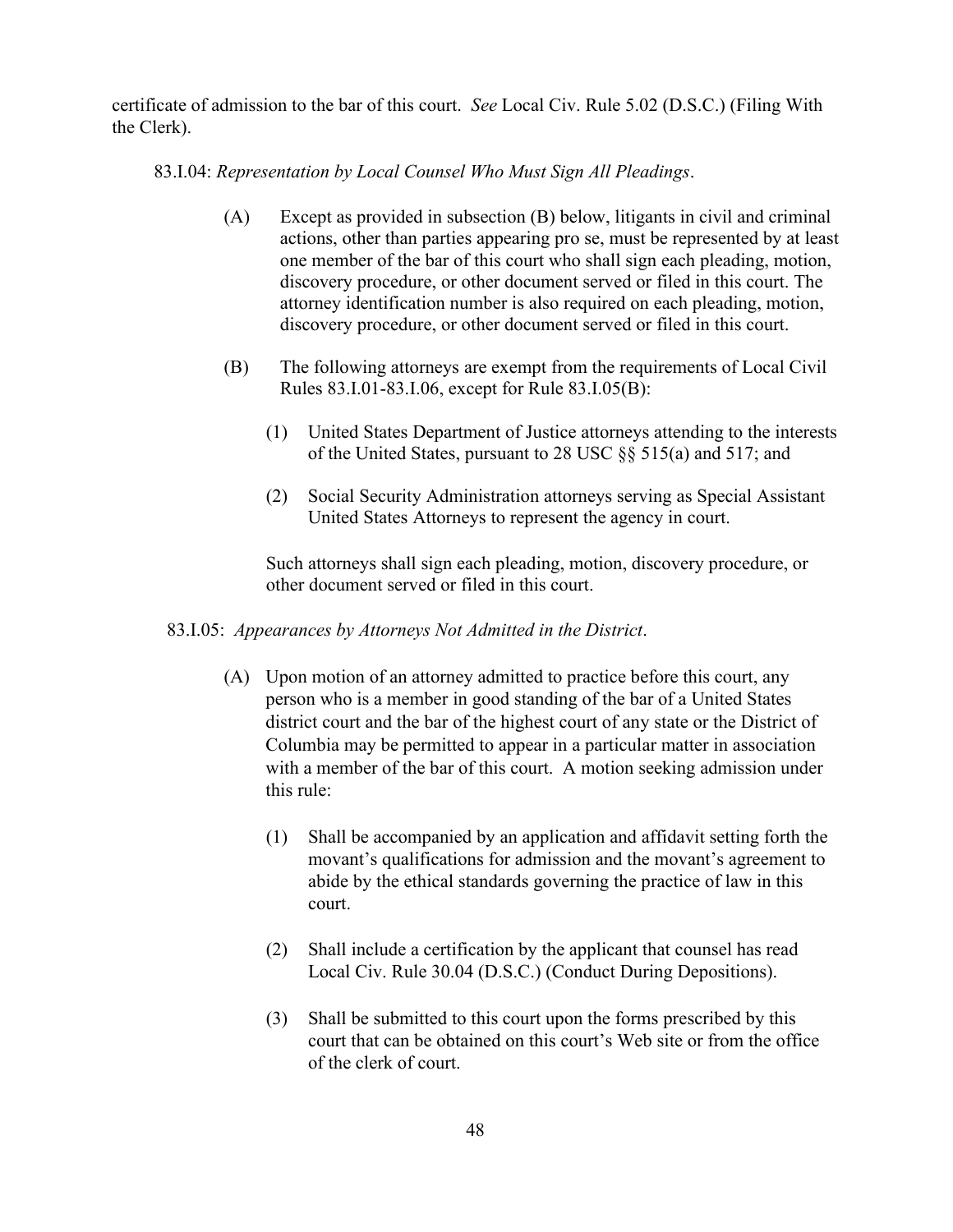certificate of admission to the bar of this court. *See* Local Civ. Rule 5.02 (D.S.C.) (Filing With the Clerk).

83.I.04: *Representation by Local Counsel Who Must Sign All Pleadings*.

(A) Except as provided in subsection (B) below, litigants in civil and criminal actions, other than parties appearing pro se, must be represented by at least one member of the bar of this court who shall sign each pleading, motion, discovery procedure, or other document served or filed in this court. The attorney identification number is also required on each pleading, motion, discovery procedure, or other document served or filed in this court.

(B) The following attorneys are exempt from the requirements of Local Civil Rules 83.I.01-83.I.06, except for Rule 83.I.05(B):

(1) United States Department of Justice attorneys attending to the interests of the United States, pursuant to 28 USC §§ 515(a) and 517; and

(2) Social Security Administration attorneys serving as Special Assistant United States Attorneys to represent the agency in court.

Such attorneys shall sign each pleading, motion, discovery procedure, or other document served or filed in this court.

83.I.05: *Appearances by Attorneys Not Admitted in the District*.

(A) Upon motion of an attorney admitted to practice before this court, any person who is a member in good standing of the bar of a United States district court and the bar of the highest court of any state or the District of Columbia may be permitted to appear in a particular matter in association with a member of the bar of this court. A motion seeking admission under this rule:

(1) Shall be accompanied by an application and affidavit setting forth the movant's qualifications for admission and the movant's agreement to abide by the ethical standards governing the practice of law in this court.

(2) Shall include a certification by the applicant that counsel has read Local Civ. Rule 30.04 (D.S.C.) (Conduct During Depositions).

(3) Shall be submitted to this court upon the forms prescribed by this court that can be obtained on this court's Web site or from the office of the clerk of court.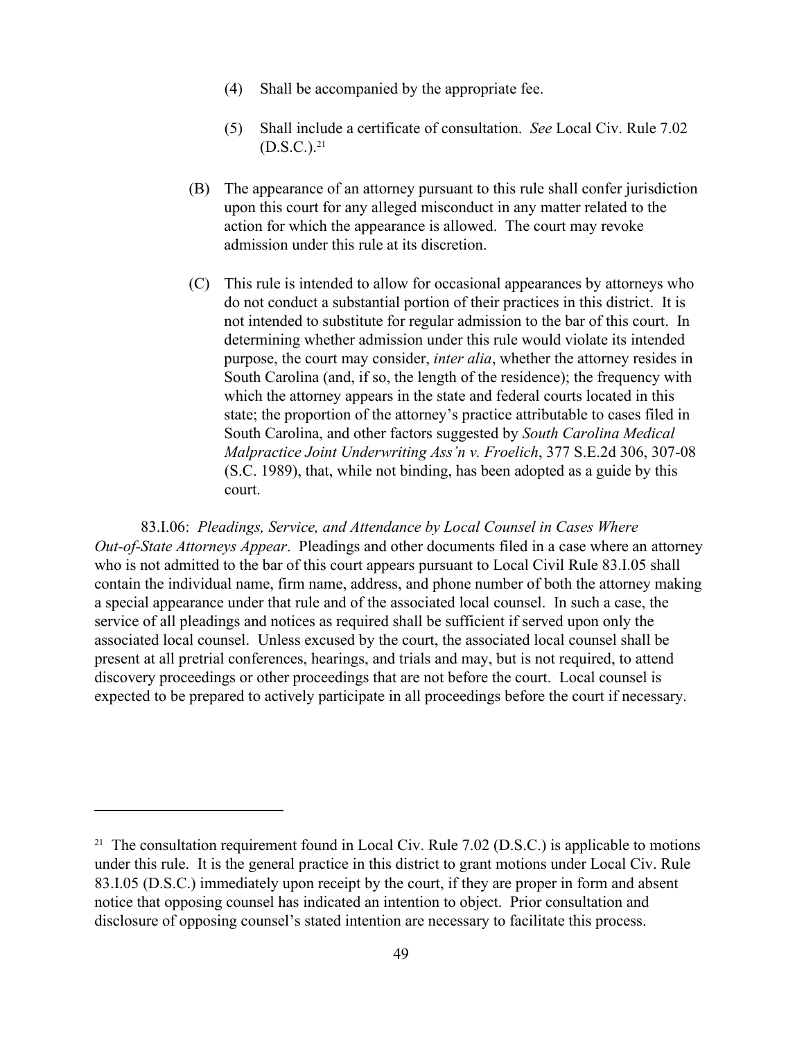(4) Shall be accompanied by the appropriate fee.

(5) Shall include a certificate of consultation. *See* Local Civ. Rule 7.02 (D.S.C.).[21]

(B) The appearance of an attorney pursuant to this rule shall confer jurisdiction upon this court for any alleged misconduct in any matter related to the action for which the appearance is allowed. The court may revoke admission under this rule at its discretion.

(C) This rule is intended to allow for occasional appearances by attorneys who do not conduct a substantial portion of their practices in this district. It is not intended to substitute for regular admission to the bar of this court. In determining whether admission under this rule would violate its intended purpose, the court may consider, *inter alia*, whether the attorney resides in South Carolina (and, if so, the length of the residence); the frequency with which the attorney appears in the state and federal courts located in this state; the proportion of the attorney's practice attributable to cases filed in South Carolina, and other factors suggested by *South Carolina Medical Malpractice Joint Underwriting Ass'n v. Froelich*, 377 S.E.2d 306, 307-08 (S.C. 1989), that, while not binding, has been adopted as a guide by this court.

83.I.06: *Pleadings, Service, and Attendance by Local Counsel in Cases Where Out-of-State Attorneys Appear*. Pleadings and other documents filed in a case where an attorney who is not admitted to the bar of this court appears pursuant to Local Civil Rule 83.I.05 shall contain the individual name, firm name, address, and phone number of both the attorney making a special appearance under that rule and of the associated local counsel. In such a case, the service of all pleadings and notices as required shall be sufficient if served upon only the associated local counsel. Unless excused by the court, the associated local counsel shall be present at all pretrial conferences, hearings, and trials and may, but is not required, to attend discovery proceedings or other proceedings that are not before the court. Local counsel is expected to be prepared to actively participate in all proceedings before the court if necessary.

---

[21] The consultation requirement found in Local Civ. Rule 7.02 (D.S.C.) is applicable to motions under this rule. It is the general practice in this district to grant motions under Local Civ. Rule 83.I.05 (D.S.C.) immediately upon receipt by the court, if they are proper in form and absent notice that opposing counsel has indicated an intention to object. Prior consultation and disclosure of opposing counsel's stated intention are necessary to facilitate this process.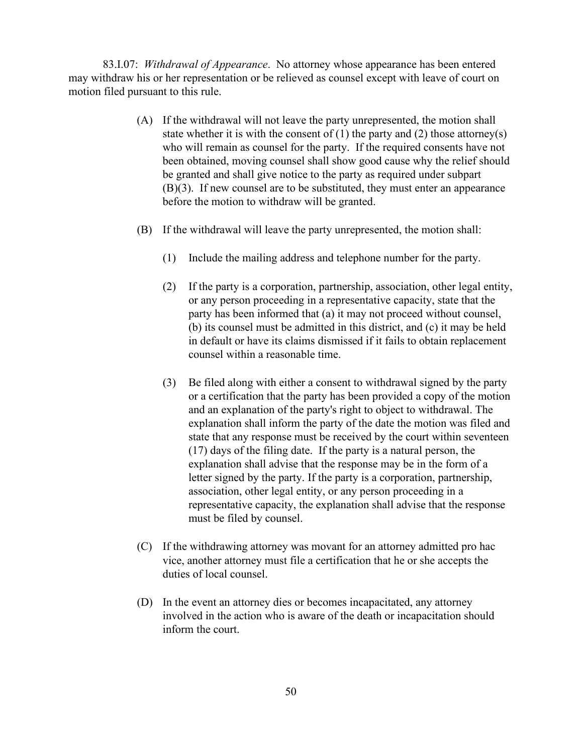83.I.07: *Withdrawal of Appearance*. No attorney whose appearance has been entered may withdraw his or her representation or be relieved as counsel except with leave of court on motion filed pursuant to this rule.

(A) If the withdrawal will not leave the party unrepresented, the motion shall state whether it is with the consent of (1) the party and (2) those attorney(s) who will remain as counsel for the party. If the required consents have not been obtained, moving counsel shall show good cause why the relief should be granted and shall give notice to the party as required under subpart (B)(3). If new counsel are to be substituted, they must enter an appearance before the motion to withdraw will be granted.

(B) If the withdrawal will leave the party unrepresented, the motion shall:

(1) Include the mailing address and telephone number for the party.

(2) If the party is a corporation, partnership, association, other legal entity, or any person proceeding in a representative capacity, state that the party has been informed that (a) it may not proceed without counsel, (b) its counsel must be admitted in this district, and (c) it may be held in default or have its claims dismissed if it fails to obtain replacement counsel within a reasonable time.

(3) Be filed along with either a consent to withdrawal signed by the party or a certification that the party has been provided a copy of the motion and an explanation of the party's right to object to withdrawal. The explanation shall inform the party of the date the motion was filed and state that any response must be received by the court within seventeen (17) days of the filing date. If the party is a natural person, the explanation shall advise that the response may be in the form of a letter signed by the party. If the party is a corporation, partnership, association, other legal entity, or any person proceeding in a representative capacity, the explanation shall advise that the response must be filed by counsel.

(C) If the withdrawing attorney was movant for an attorney admitted pro hac vice, another attorney must file a certification that he or she accepts the duties of local counsel.

(D) In the event an attorney dies or becomes incapacitated, any attorney involved in the action who is aware of the death or incapacitation should inform the court.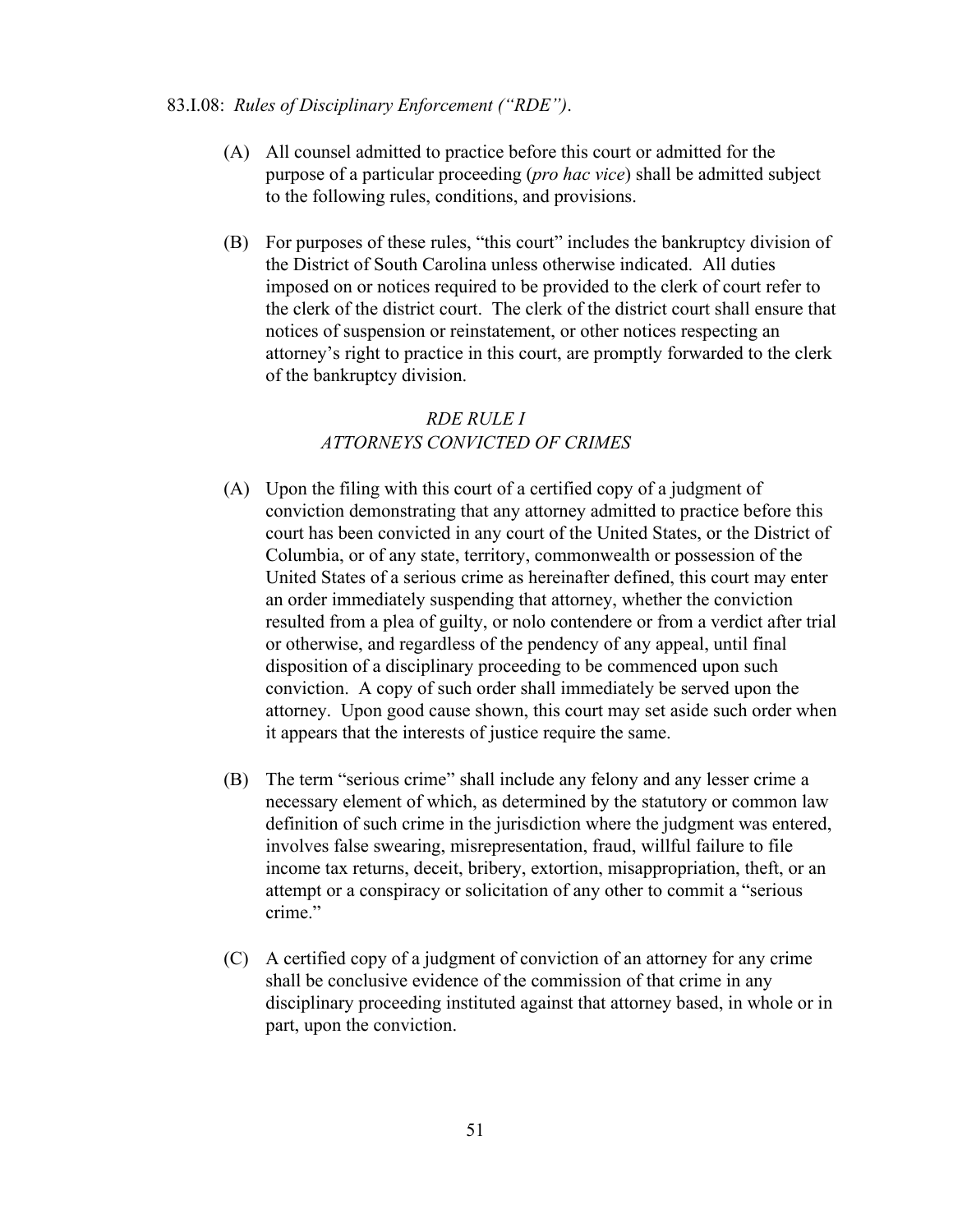83.I.08: *Rules of Disciplinary Enforcement ("RDE")*.

(A) All counsel admitted to practice before this court or admitted for the purpose of a particular proceeding (*pro hac vice*) shall be admitted subject to the following rules, conditions, and provisions.

(B) For purposes of these rules, "this court" includes the bankruptcy division of the District of South Carolina unless otherwise indicated. All duties imposed on or notices required to be provided to the clerk of court refer to the clerk of the district court. The clerk of the district court shall ensure that notices of suspension or reinstatement, or other notices respecting an attorney's right to practice in this court, are promptly forwarded to the clerk of the bankruptcy division.

### *RDE RULE I*
### *ATTORNEYS CONVICTED OF CRIMES*

(A) Upon the filing with this court of a certified copy of a judgment of conviction demonstrating that any attorney admitted to practice before this court has been convicted in any court of the United States, or the District of Columbia, or of any state, territory, commonwealth or possession of the United States of a serious crime as hereinafter defined, this court may enter an order immediately suspending that attorney, whether the conviction resulted from a plea of guilty, or nolo contendere or from a verdict after trial or otherwise, and regardless of the pendency of any appeal, until final disposition of a disciplinary proceeding to be commenced upon such conviction. A copy of such order shall immediately be served upon the attorney. Upon good cause shown, this court may set aside such order when it appears that the interests of justice require the same.

(B) The term "serious crime" shall include any felony and any lesser crime a necessary element of which, as determined by the statutory or common law definition of such crime in the jurisdiction where the judgment was entered, involves false swearing, misrepresentation, fraud, willful failure to file income tax returns, deceit, bribery, extortion, misappropriation, theft, or an attempt or a conspiracy or solicitation of any other to commit a "serious crime."

(C) A certified copy of a judgment of conviction of an attorney for any crime shall be conclusive evidence of the commission of that crime in any disciplinary proceeding instituted against that attorney based, in whole or in part, upon the conviction.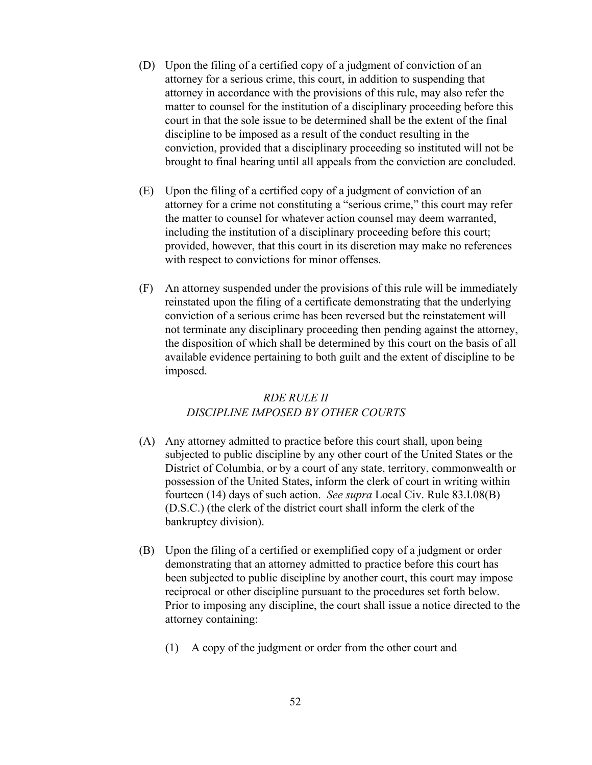(D) Upon the filing of a certified copy of a judgment of conviction of an attorney for a serious crime, this court, in addition to suspending that attorney in accordance with the provisions of this rule, may also refer the matter to counsel for the institution of a disciplinary proceeding before this court in that the sole issue to be determined shall be the extent of the final discipline to be imposed as a result of the conduct resulting in the conviction, provided that a disciplinary proceeding so instituted will not be brought to final hearing until all appeals from the conviction are concluded.

(E) Upon the filing of a certified copy of a judgment of conviction of an attorney for a crime not constituting a "serious crime," this court may refer the matter to counsel for whatever action counsel may deem warranted, including the institution of a disciplinary proceeding before this court; provided, however, that this court in its discretion may make no references with respect to convictions for minor offenses.

(F) An attorney suspended under the provisions of this rule will be immediately reinstated upon the filing of a certificate demonstrating that the underlying conviction of a serious crime has been reversed but the reinstatement will not terminate any disciplinary proceeding then pending against the attorney, the disposition of which shall be determined by this court on the basis of all available evidence pertaining to both guilt and the extent of discipline to be imposed.

### *RDE RULE II*
### *DISCIPLINE IMPOSED BY OTHER COURTS*

(A) Any attorney admitted to practice before this court shall, upon being subjected to public discipline by any other court of the United States or the District of Columbia, or by a court of any state, territory, commonwealth or possession of the United States, inform the clerk of court in writing within fourteen (14) days of such action. *See supra* Local Civ. Rule 83.I.08(B) (D.S.C.) (the clerk of the district court shall inform the clerk of the bankruptcy division).

(B) Upon the filing of a certified or exemplified copy of a judgment or order demonstrating that an attorney admitted to practice before this court has been subjected to public discipline by another court, this court may impose reciprocal or other discipline pursuant to the procedures set forth below. Prior to imposing any discipline, the court shall issue a notice directed to the attorney containing:

   (1) A copy of the judgment or order from the other court and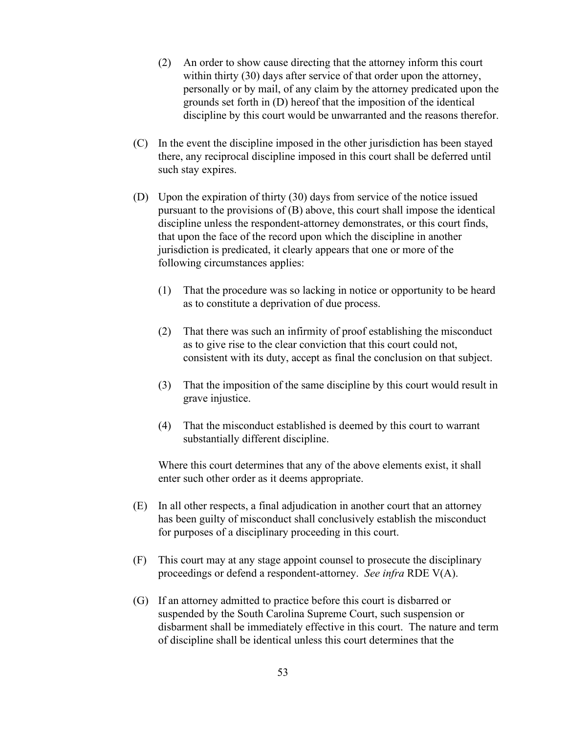(2) An order to show cause directing that the attorney inform this court within thirty (30) days after service of that order upon the attorney, personally or by mail, of any claim by the attorney predicated upon the grounds set forth in (D) hereof that the imposition of the identical discipline by this court would be unwarranted and the reasons therefor.

(C) In the event the discipline imposed in the other jurisdiction has been stayed there, any reciprocal discipline imposed in this court shall be deferred until such stay expires.

(D) Upon the expiration of thirty (30) days from service of the notice issued pursuant to the provisions of (B) above, this court shall impose the identical discipline unless the respondent-attorney demonstrates, or this court finds, that upon the face of the record upon which the discipline in another jurisdiction is predicated, it clearly appears that one or more of the following circumstances applies:

(1) That the procedure was so lacking in notice or opportunity to be heard as to constitute a deprivation of due process.

(2) That there was such an infirmity of proof establishing the misconduct as to give rise to the clear conviction that this court could not, consistent with its duty, accept as final the conclusion on that subject.

(3) That the imposition of the same discipline by this court would result in grave injustice.

(4) That the misconduct established is deemed by this court to warrant substantially different discipline.

Where this court determines that any of the above elements exist, it shall enter such other order as it deems appropriate.

(E) In all other respects, a final adjudication in another court that an attorney has been guilty of misconduct shall conclusively establish the misconduct for purposes of a disciplinary proceeding in this court.

(F) This court may at any stage appoint counsel to prosecute the disciplinary proceedings or defend a respondent-attorney. *See infra* RDE V(A).

(G) If an attorney admitted to practice before this court is disbarred or suspended by the South Carolina Supreme Court, such suspension or disbarment shall be immediately effective in this court. The nature and term of discipline shall be identical unless this court determines that the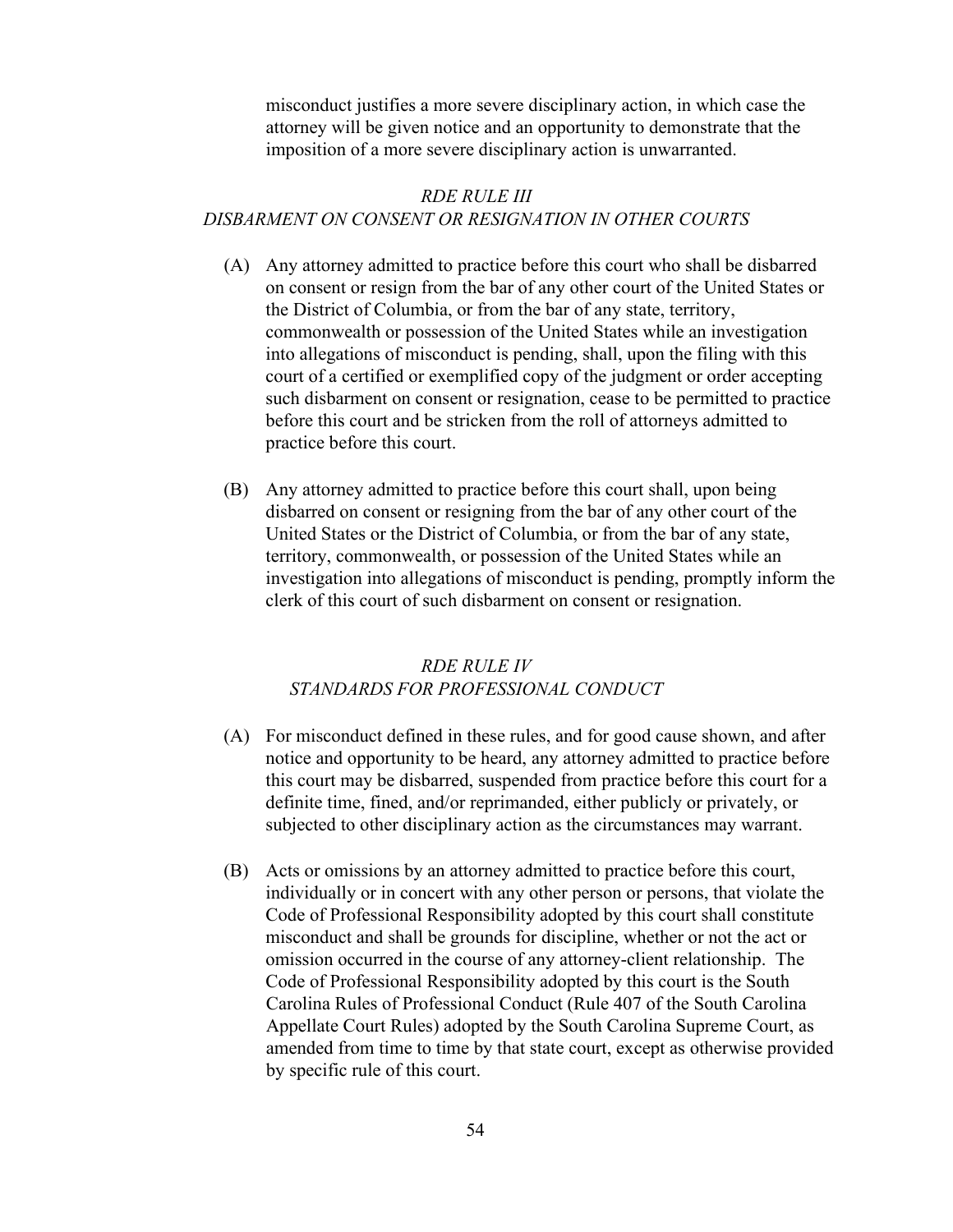misconduct justifies a more severe disciplinary action, in which case the attorney will be given notice and an opportunity to demonstrate that the imposition of a more severe disciplinary action is unwarranted.

### *RDE RULE III*
### *DISBARMENT ON CONSENT OR RESIGNATION IN OTHER COURTS*

(A) Any attorney admitted to practice before this court who shall be disbarred on consent or resign from the bar of any other court of the United States or the District of Columbia, or from the bar of any state, territory, commonwealth or possession of the United States while an investigation into allegations of misconduct is pending, shall, upon the filing with this court of a certified or exemplified copy of the judgment or order accepting such disbarment on consent or resignation, cease to be permitted to practice before this court and be stricken from the roll of attorneys admitted to practice before this court.

(B) Any attorney admitted to practice before this court shall, upon being disbarred on consent or resigning from the bar of any other court of the United States or the District of Columbia, or from the bar of any state, territory, commonwealth, or possession of the United States while an investigation into allegations of misconduct is pending, promptly inform the clerk of this court of such disbarment on consent or resignation.

### *RDE RULE IV*
### *STANDARDS FOR PROFESSIONAL CONDUCT*

(A) For misconduct defined in these rules, and for good cause shown, and after notice and opportunity to be heard, any attorney admitted to practice before this court may be disbarred, suspended from practice before this court for a definite time, fined, and/or reprimanded, either publicly or privately, or subjected to other disciplinary action as the circumstances may warrant.

(B) Acts or omissions by an attorney admitted to practice before this court, individually or in concert with any other person or persons, that violate the Code of Professional Responsibility adopted by this court shall constitute misconduct and shall be grounds for discipline, whether or not the act or omission occurred in the course of any attorney-client relationship. The Code of Professional Responsibility adopted by this court is the South Carolina Rules of Professional Conduct (Rule 407 of the South Carolina Appellate Court Rules) adopted by the South Carolina Supreme Court, as amended from time to time by that state court, except as otherwise provided by specific rule of this court.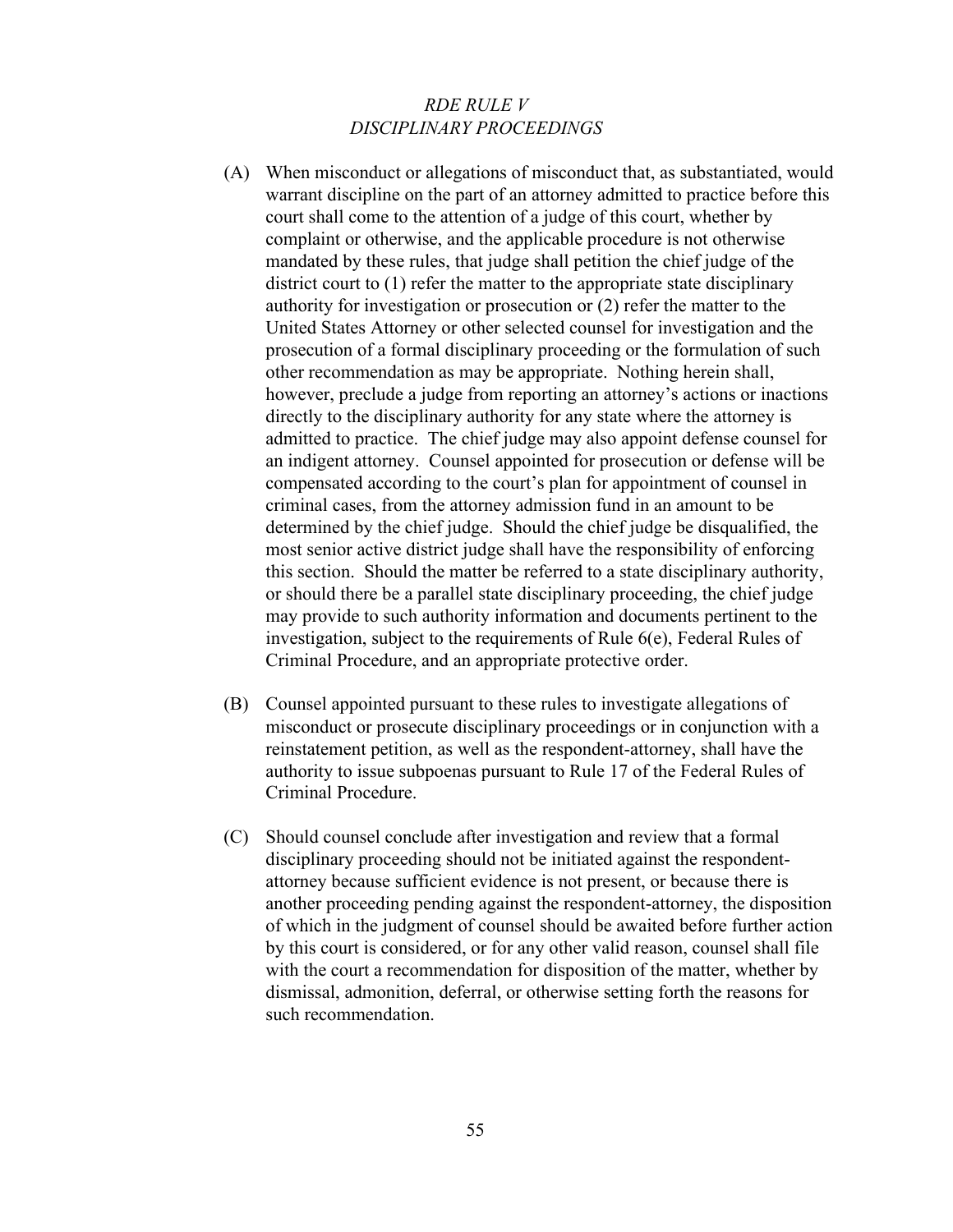## *RDE RULE V*
## *DISCIPLINARY PROCEEDINGS*

(A) When misconduct or allegations of misconduct that, as substantiated, would warrant discipline on the part of an attorney admitted to practice before this court shall come to the attention of a judge of this court, whether by complaint or otherwise, and the applicable procedure is not otherwise mandated by these rules, that judge shall petition the chief judge of the district court to (1) refer the matter to the appropriate state disciplinary authority for investigation or prosecution or (2) refer the matter to the United States Attorney or other selected counsel for investigation and the prosecution of a formal disciplinary proceeding or the formulation of such other recommendation as may be appropriate. Nothing herein shall, however, preclude a judge from reporting an attorney's actions or inactions directly to the disciplinary authority for any state where the attorney is admitted to practice. The chief judge may also appoint defense counsel for an indigent attorney. Counsel appointed for prosecution or defense will be compensated according to the court's plan for appointment of counsel in criminal cases, from the attorney admission fund in an amount to be determined by the chief judge. Should the chief judge be disqualified, the most senior active district judge shall have the responsibility of enforcing this section. Should the matter be referred to a state disciplinary authority, or should there be a parallel state disciplinary proceeding, the chief judge may provide to such authority information and documents pertinent to the investigation, subject to the requirements of Rule 6(e), Federal Rules of Criminal Procedure, and an appropriate protective order.

(B) Counsel appointed pursuant to these rules to investigate allegations of misconduct or prosecute disciplinary proceedings or in conjunction with a reinstatement petition, as well as the respondent-attorney, shall have the authority to issue subpoenas pursuant to Rule 17 of the Federal Rules of Criminal Procedure.

(C) Should counsel conclude after investigation and review that a formal disciplinary proceeding should not be initiated against the respondent-attorney because sufficient evidence is not present, or because there is another proceeding pending against the respondent-attorney, the disposition of which in the judgment of counsel should be awaited before further action by this court is considered, or for any other valid reason, counsel shall file with the court a recommendation for disposition of the matter, whether by dismissal, admonition, deferral, or otherwise setting forth the reasons for such recommendation.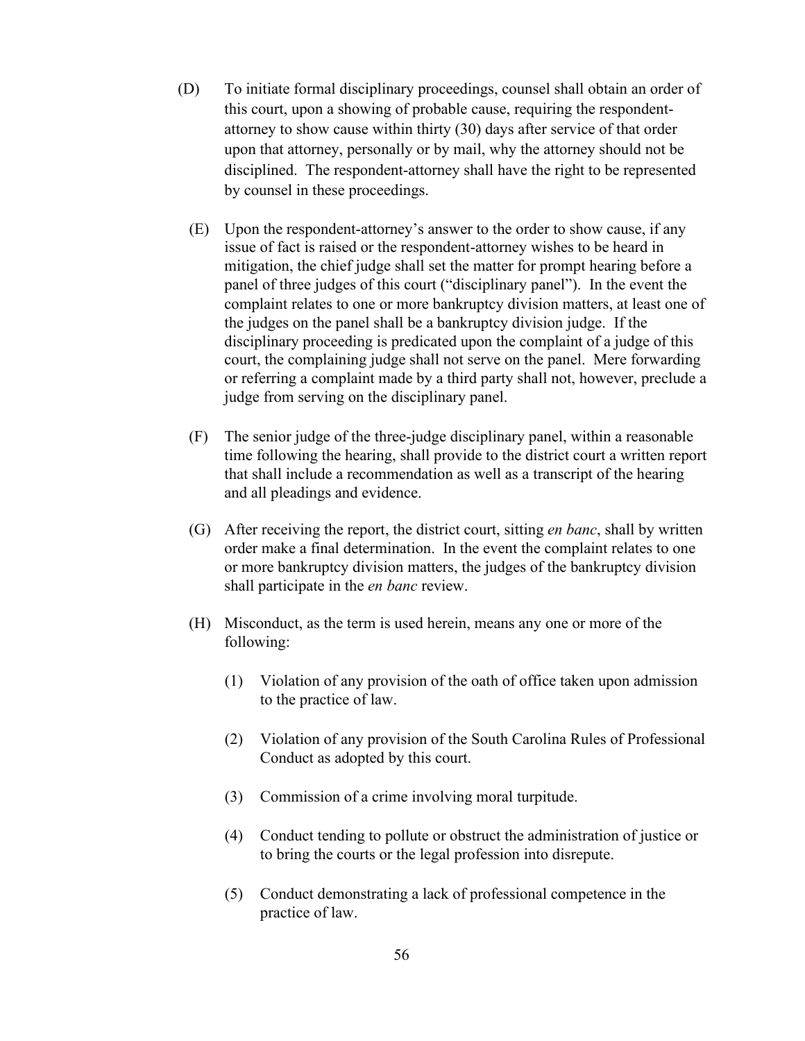(D) To initiate formal disciplinary proceedings, counsel shall obtain an order of this court, upon a showing of probable cause, requiring the respondent-attorney to show cause within thirty (30) days after service of that order upon that attorney, personally or by mail, why the attorney should not be disciplined. The respondent-attorney shall have the right to be represented by counsel in these proceedings.

(E) Upon the respondent-attorney's answer to the order to show cause, if any issue of fact is raised or the respondent-attorney wishes to be heard in mitigation, the chief judge shall set the matter for prompt hearing before a panel of three judges of this court ("disciplinary panel"). In the event the complaint relates to one or more bankruptcy division matters, at least one of the judges on the panel shall be a bankruptcy division judge. If the disciplinary proceeding is predicated upon the complaint of a judge of this court, the complaining judge shall not serve on the panel. Mere forwarding or referring a complaint made by a third party shall not, however, preclude a judge from serving on the disciplinary panel.

(F) The senior judge of the three-judge disciplinary panel, within a reasonable time following the hearing, shall provide to the district court a written report that shall include a recommendation as well as a transcript of the hearing and all pleadings and evidence.

(G) After receiving the report, the district court, sitting *en banc*, shall by written order make a final determination. In the event the complaint relates to one or more bankruptcy division matters, the judges of the bankruptcy division shall participate in the *en banc* review.

(H) Misconduct, as the term is used herein, means any one or more of the following:

(1) Violation of any provision of the oath of office taken upon admission to the practice of law.

(2) Violation of any provision of the South Carolina Rules of Professional Conduct as adopted by this court.

(3) Commission of a crime involving moral turpitude.

(4) Conduct tending to pollute or obstruct the administration of justice or to bring the courts or the legal profession into disrepute.

(5) Conduct demonstrating a lack of professional competence in the practice of law.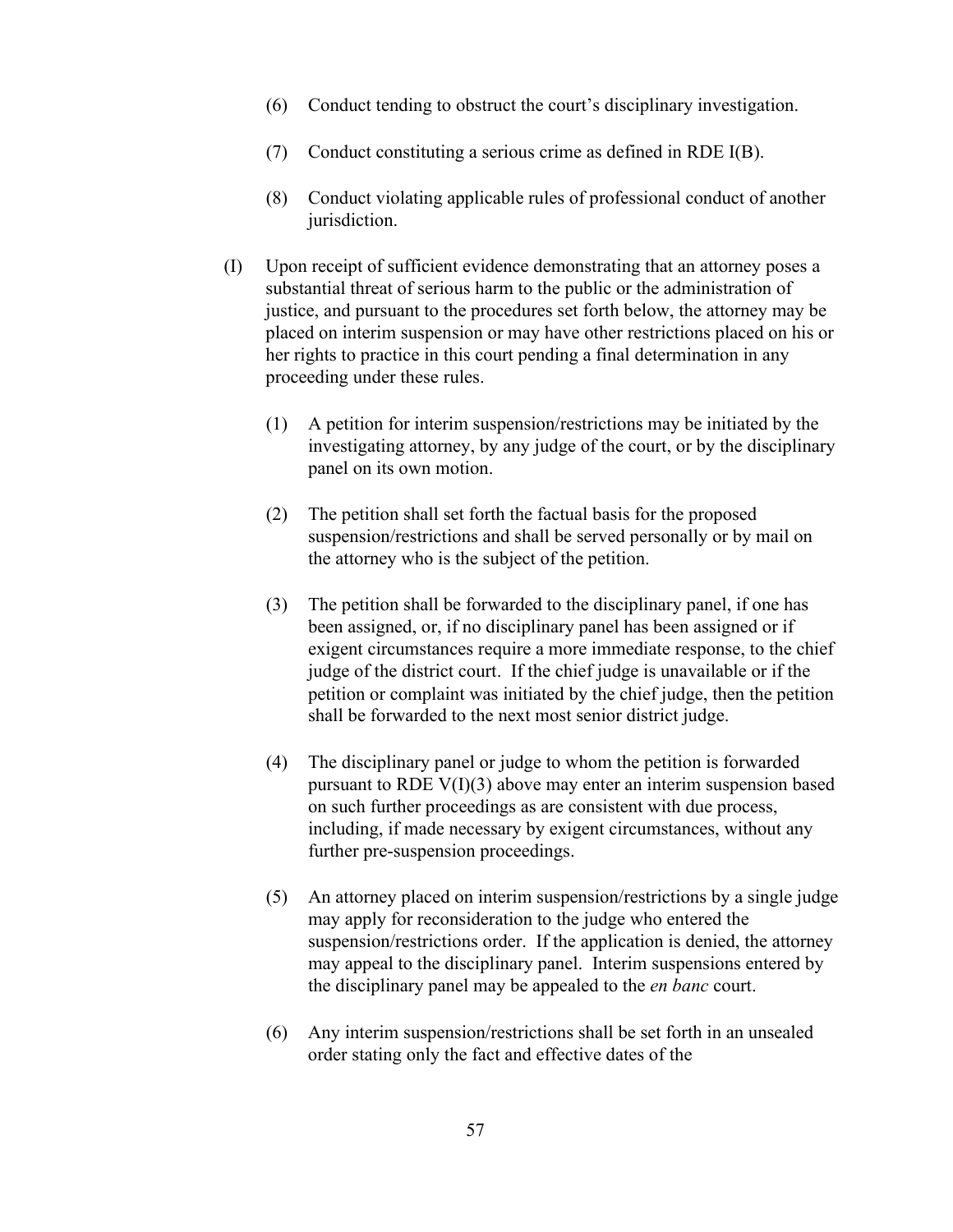(6) Conduct tending to obstruct the court's disciplinary investigation.

(7) Conduct constituting a serious crime as defined in RDE I(B).

(8) Conduct violating applicable rules of professional conduct of another jurisdiction.

(I) Upon receipt of sufficient evidence demonstrating that an attorney poses a substantial threat of serious harm to the public or the administration of justice, and pursuant to the procedures set forth below, the attorney may be placed on interim suspension or may have other restrictions placed on his or her rights to practice in this court pending a final determination in any proceeding under these rules.

(1) A petition for interim suspension/restrictions may be initiated by the investigating attorney, by any judge of the court, or by the disciplinary panel on its own motion.

(2) The petition shall set forth the factual basis for the proposed suspension/restrictions and shall be served personally or by mail on the attorney who is the subject of the petition.

(3) The petition shall be forwarded to the disciplinary panel, if one has been assigned, or, if no disciplinary panel has been assigned or if exigent circumstances require a more immediate response, to the chief judge of the district court. If the chief judge is unavailable or if the petition or complaint was initiated by the chief judge, then the petition shall be forwarded to the next most senior district judge.

(4) The disciplinary panel or judge to whom the petition is forwarded pursuant to RDE V(I)(3) above may enter an interim suspension based on such further proceedings as are consistent with due process, including, if made necessary by exigent circumstances, without any further pre-suspension proceedings.

(5) An attorney placed on interim suspension/restrictions by a single judge may apply for reconsideration to the judge who entered the suspension/restrictions order. If the application is denied, the attorney may appeal to the disciplinary panel. Interim suspensions entered by the disciplinary panel may be appealed to the *en banc* court.

(6) Any interim suspension/restrictions shall be set forth in an unsealed order stating only the fact and effective dates of the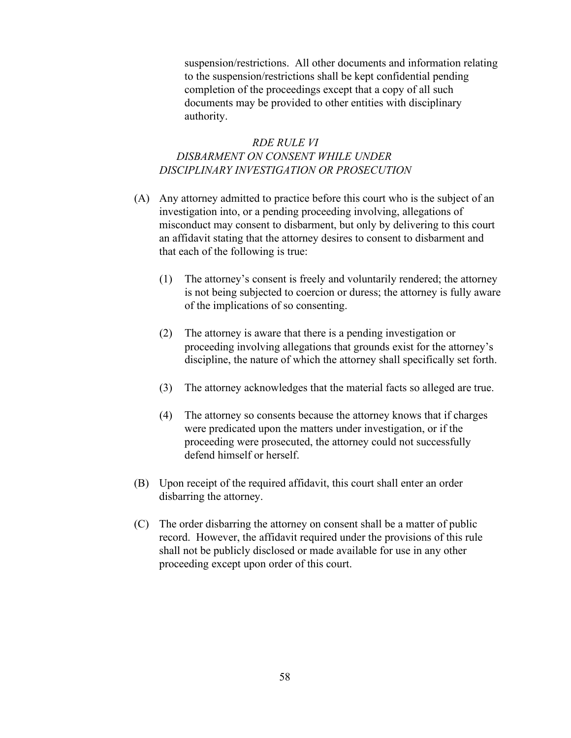suspension/restrictions. All other documents and information relating to the suspension/restrictions shall be kept confidential pending completion of the proceedings except that a copy of all such documents may be provided to other entities with disciplinary authority.

### *RDE RULE VI*
### *DISBARMENT ON CONSENT WHILE UNDER DISCIPLINARY INVESTIGATION OR PROSECUTION*

(A) Any attorney admitted to practice before this court who is the subject of an investigation into, or a pending proceeding involving, allegations of misconduct may consent to disbarment, but only by delivering to this court an affidavit stating that the attorney desires to consent to disbarment and that each of the following is true:

(1) The attorney's consent is freely and voluntarily rendered; the attorney is not being subjected to coercion or duress; the attorney is fully aware of the implications of so consenting.

(2) The attorney is aware that there is a pending investigation or proceeding involving allegations that grounds exist for the attorney's discipline, the nature of which the attorney shall specifically set forth.

(3) The attorney acknowledges that the material facts so alleged are true.

(4) The attorney so consents because the attorney knows that if charges were predicated upon the matters under investigation, or if the proceeding were prosecuted, the attorney could not successfully defend himself or herself.

(B) Upon receipt of the required affidavit, this court shall enter an order disbarring the attorney.

(C) The order disbarring the attorney on consent shall be a matter of public record. However, the affidavit required under the provisions of this rule shall not be publicly disclosed or made available for use in any other proceeding except upon order of this court.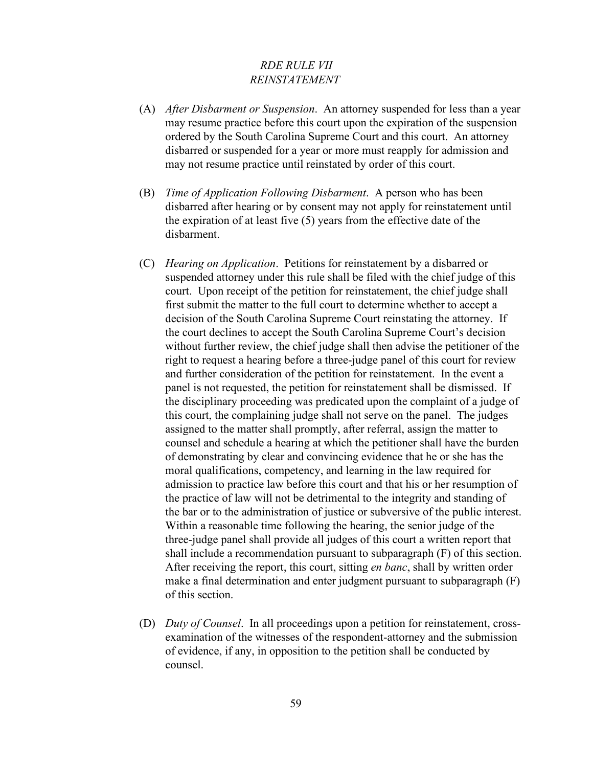## *RDE RULE VII*
## *REINSTATEMENT*

(A) *After Disbarment or Suspension*. An attorney suspended for less than a year may resume practice before this court upon the expiration of the suspension ordered by the South Carolina Supreme Court and this court. An attorney disbarred or suspended for a year or more must reapply for admission and may not resume practice until reinstated by order of this court.

(B) *Time of Application Following Disbarment*. A person who has been disbarred after hearing or by consent may not apply for reinstatement until the expiration of at least five (5) years from the effective date of the disbarment.

(C) *Hearing on Application*. Petitions for reinstatement by a disbarred or suspended attorney under this rule shall be filed with the chief judge of this court. Upon receipt of the petition for reinstatement, the chief judge shall first submit the matter to the full court to determine whether to accept a decision of the South Carolina Supreme Court reinstating the attorney. If the court declines to accept the South Carolina Supreme Court's decision without further review, the chief judge shall then advise the petitioner of the right to request a hearing before a three-judge panel of this court for review and further consideration of the petition for reinstatement. In the event a panel is not requested, the petition for reinstatement shall be dismissed. If the disciplinary proceeding was predicated upon the complaint of a judge of this court, the complaining judge shall not serve on the panel. The judges assigned to the matter shall promptly, after referral, assign the matter to counsel and schedule a hearing at which the petitioner shall have the burden of demonstrating by clear and convincing evidence that he or she has the moral qualifications, competency, and learning in the law required for admission to practice law before this court and that his or her resumption of the practice of law will not be detrimental to the integrity and standing of the bar or to the administration of justice or subversive of the public interest. Within a reasonable time following the hearing, the senior judge of the three-judge panel shall provide all judges of this court a written report that shall include a recommendation pursuant to subparagraph (F) of this section. After receiving the report, this court, sitting *en banc*, shall by written order make a final determination and enter judgment pursuant to subparagraph (F) of this section.

(D) *Duty of Counsel*. In all proceedings upon a petition for reinstatement, cross-examination of the witnesses of the respondent-attorney and the submission of evidence, if any, in opposition to the petition shall be conducted by counsel.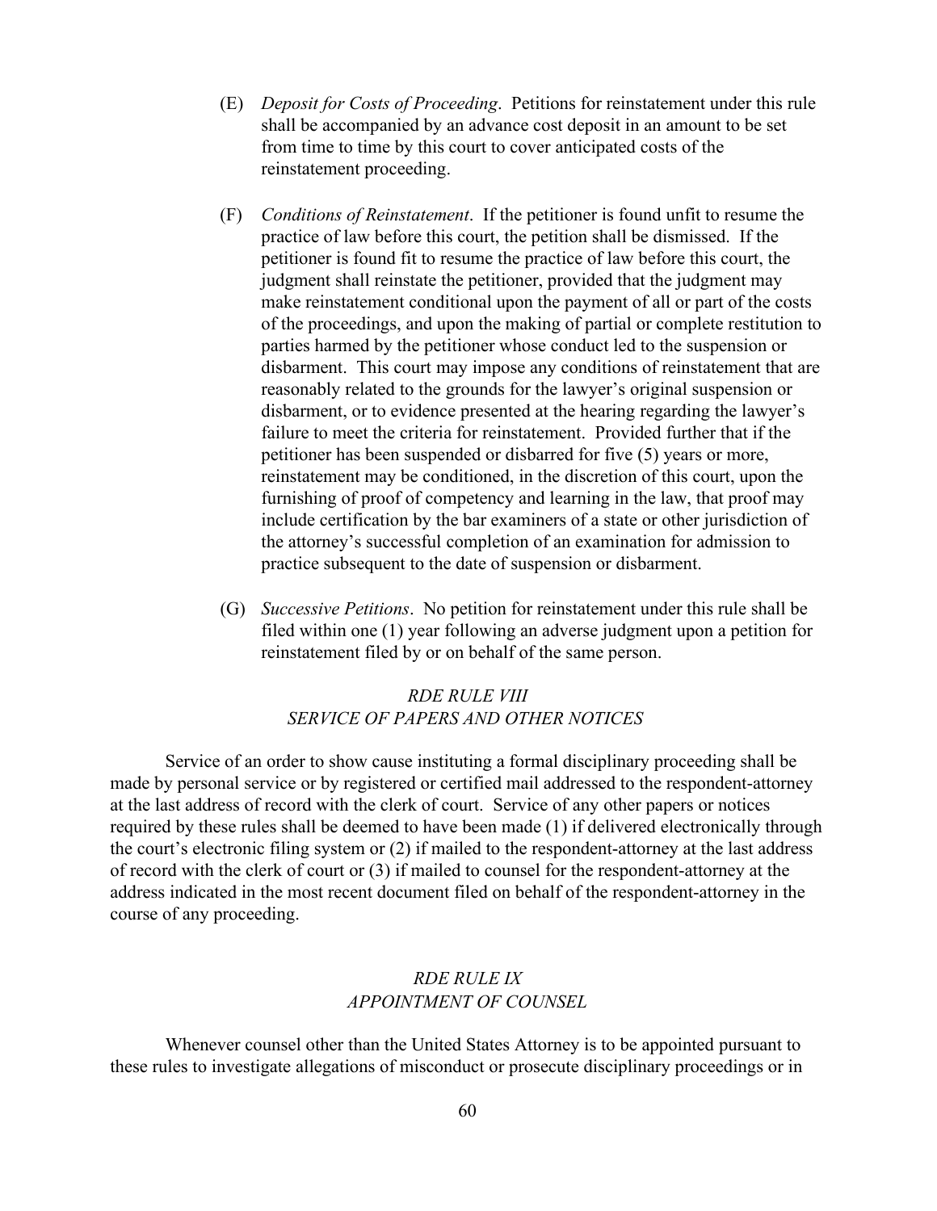(E) *Deposit for Costs of Proceeding*. Petitions for reinstatement under this rule shall be accompanied by an advance cost deposit in an amount to be set from time to time by this court to cover anticipated costs of the reinstatement proceeding.

(F) *Conditions of Reinstatement*. If the petitioner is found unfit to resume the practice of law before this court, the petition shall be dismissed. If the petitioner is found fit to resume the practice of law before this court, the judgment shall reinstate the petitioner, provided that the judgment may make reinstatement conditional upon the payment of all or part of the costs of the proceedings, and upon the making of partial or complete restitution to parties harmed by the petitioner whose conduct led to the suspension or disbarment. This court may impose any conditions of reinstatement that are reasonably related to the grounds for the lawyer's original suspension or disbarment, or to evidence presented at the hearing regarding the lawyer's failure to meet the criteria for reinstatement. Provided further that if the petitioner has been suspended or disbarred for five (5) years or more, reinstatement may be conditioned, in the discretion of this court, upon the furnishing of proof of competency and learning in the law, that proof may include certification by the bar examiners of a state or other jurisdiction of the attorney's successful completion of an examination for admission to practice subsequent to the date of suspension or disbarment.

(G) *Successive Petitions*. No petition for reinstatement under this rule shall be filed within one (1) year following an adverse judgment upon a petition for reinstatement filed by or on behalf of the same person.

### *RDE RULE VIII*
### *SERVICE OF PAPERS AND OTHER NOTICES*

Service of an order to show cause instituting a formal disciplinary proceeding shall be made by personal service or by registered or certified mail addressed to the respondent-attorney at the last address of record with the clerk of court. Service of any other papers or notices required by these rules shall be deemed to have been made (1) if delivered electronically through the court's electronic filing system or (2) if mailed to the respondent-attorney at the last address of record with the clerk of court or (3) if mailed to counsel for the respondent-attorney at the address indicated in the most recent document filed on behalf of the respondent-attorney in the course of any proceeding.

### *RDE RULE IX*
### *APPOINTMENT OF COUNSEL*

Whenever counsel other than the United States Attorney is to be appointed pursuant to these rules to investigate allegations of misconduct or prosecute disciplinary proceedings or in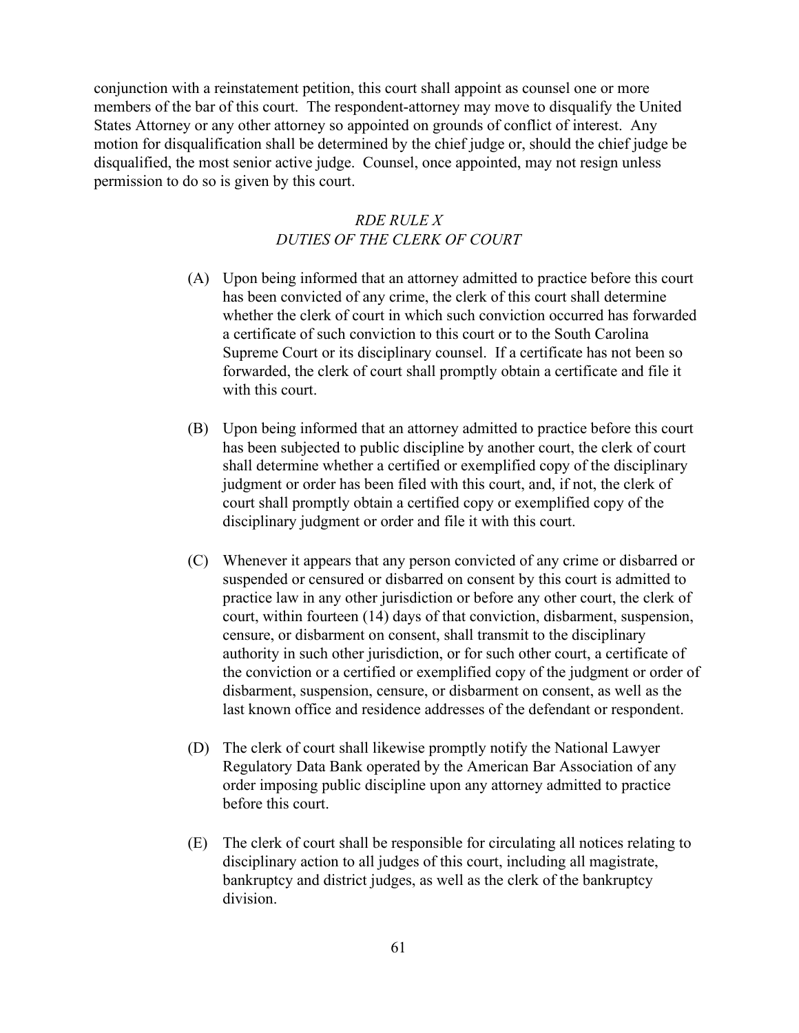conjunction with a reinstatement petition, this court shall appoint as counsel one or more members of the bar of this court. The respondent-attorney may move to disqualify the United States Attorney or any other attorney so appointed on grounds of conflict of interest. Any motion for disqualification shall be determined by the chief judge or, should the chief judge be disqualified, the most senior active judge. Counsel, once appointed, may not resign unless permission to do so is given by this court.

## *RDE RULE X*
## *DUTIES OF THE CLERK OF COURT*

(A) Upon being informed that an attorney admitted to practice before this court has been convicted of any crime, the clerk of this court shall determine whether the clerk of court in which such conviction occurred has forwarded a certificate of such conviction to this court or to the South Carolina Supreme Court or its disciplinary counsel. If a certificate has not been so forwarded, the clerk of court shall promptly obtain a certificate and file it with this court.

(B) Upon being informed that an attorney admitted to practice before this court has been subjected to public discipline by another court, the clerk of court shall determine whether a certified or exemplified copy of the disciplinary judgment or order has been filed with this court, and, if not, the clerk of court shall promptly obtain a certified copy or exemplified copy of the disciplinary judgment or order and file it with this court.

(C) Whenever it appears that any person convicted of any crime or disbarred or suspended or censured or disbarred on consent by this court is admitted to practice law in any other jurisdiction or before any other court, the clerk of court, within fourteen (14) days of that conviction, disbarment, suspension, censure, or disbarment on consent, shall transmit to the disciplinary authority in such other jurisdiction, or for such other court, a certificate of the conviction or a certified or exemplified copy of the judgment or order of disbarment, suspension, censure, or disbarment on consent, as well as the last known office and residence addresses of the defendant or respondent.

(D) The clerk of court shall likewise promptly notify the National Lawyer Regulatory Data Bank operated by the American Bar Association of any order imposing public discipline upon any attorney admitted to practice before this court.

(E) The clerk of court shall be responsible for circulating all notices relating to disciplinary action to all judges of this court, including all magistrate, bankruptcy and district judges, as well as the clerk of the bankruptcy division.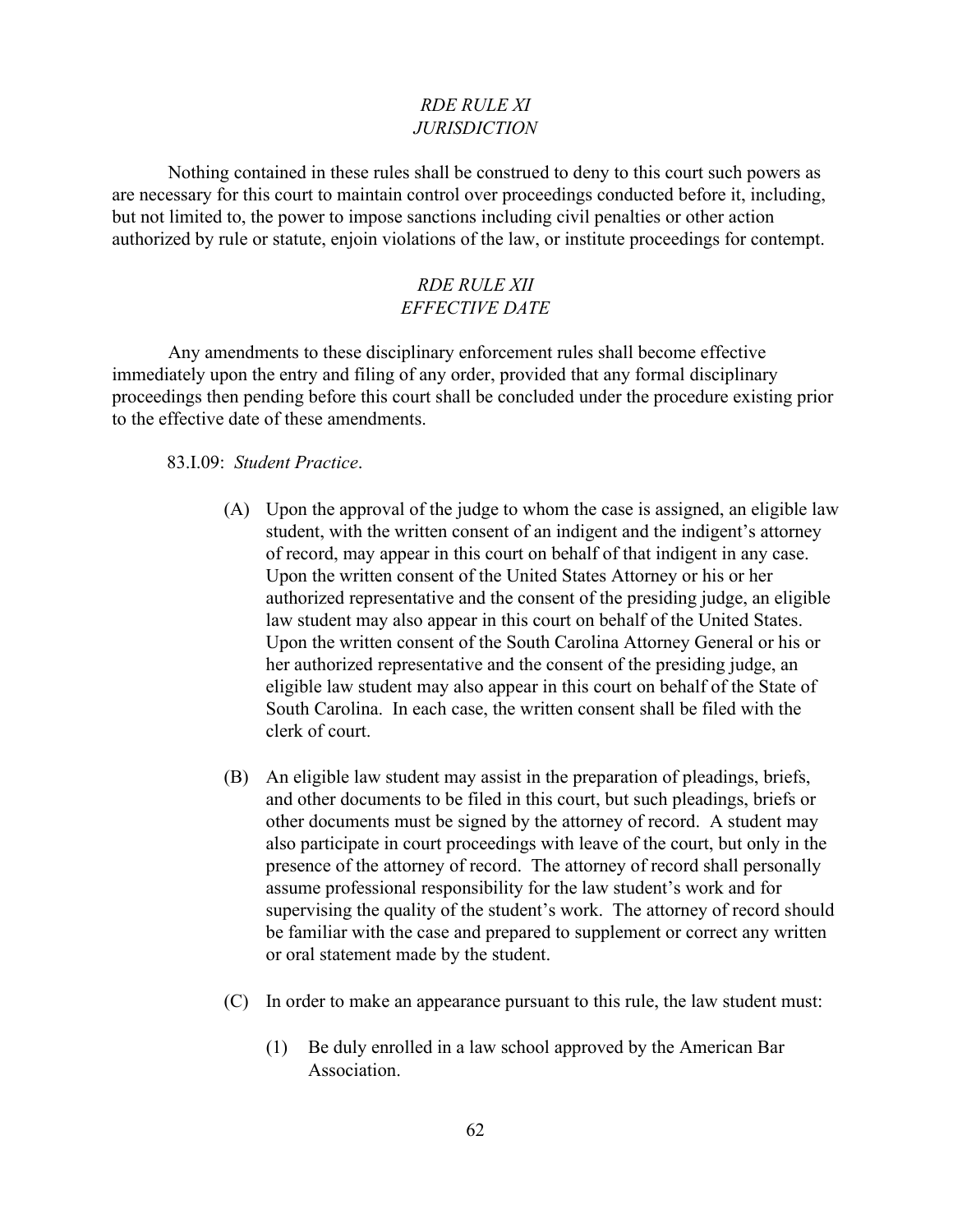*RDE RULE XI*
*JURISDICTION*

Nothing contained in these rules shall be construed to deny to this court such powers as are necessary for this court to maintain control over proceedings conducted before it, including, but not limited to, the power to impose sanctions including civil penalties or other action authorized by rule or statute, enjoin violations of the law, or institute proceedings for contempt.

*RDE RULE XII*
*EFFECTIVE DATE*

Any amendments to these disciplinary enforcement rules shall become effective immediately upon the entry and filing of any order, provided that any formal disciplinary proceedings then pending before this court shall be concluded under the procedure existing prior to the effective date of these amendments.

83.I.09: *Student Practice*.

(A) Upon the approval of the judge to whom the case is assigned, an eligible law student, with the written consent of an indigent and the indigent's attorney of record, may appear in this court on behalf of that indigent in any case. Upon the written consent of the United States Attorney or his or her authorized representative and the consent of the presiding judge, an eligible law student may also appear in this court on behalf of the United States. Upon the written consent of the South Carolina Attorney General or his or her authorized representative and the consent of the presiding judge, an eligible law student may also appear in this court on behalf of the State of South Carolina. In each case, the written consent shall be filed with the clerk of court.

(B) An eligible law student may assist in the preparation of pleadings, briefs, and other documents to be filed in this court, but such pleadings, briefs or other documents must be signed by the attorney of record. A student may also participate in court proceedings with leave of the court, but only in the presence of the attorney of record. The attorney of record shall personally assume professional responsibility for the law student's work and for supervising the quality of the student's work. The attorney of record should be familiar with the case and prepared to supplement or correct any written or oral statement made by the student.

(C) In order to make an appearance pursuant to this rule, the law student must:

(1) Be duly enrolled in a law school approved by the American Bar Association.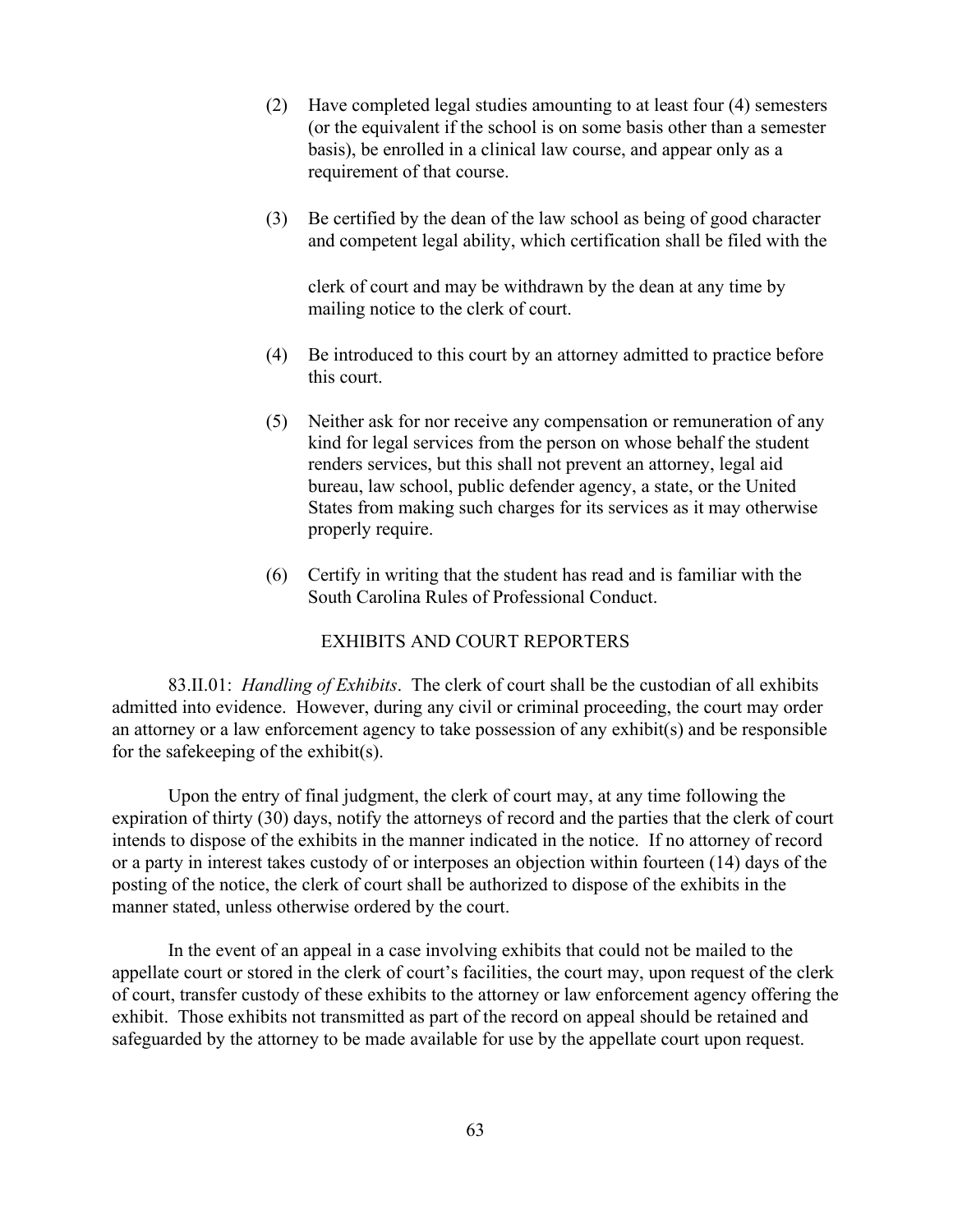(2) Have completed legal studies amounting to at least four (4) semesters (or the equivalent if the school is on some basis other than a semester basis), be enrolled in a clinical law course, and appear only as a requirement of that course.

(3) Be certified by the dean of the law school as being of good character and competent legal ability, which certification shall be filed with the clerk of court and may be withdrawn by the dean at any time by mailing notice to the clerk of court.

(4) Be introduced to this court by an attorney admitted to practice before this court.

(5) Neither ask for nor receive any compensation or remuneration of any kind for legal services from the person on whose behalf the student renders services, but this shall not prevent an attorney, legal aid bureau, law school, public defender agency, a state, or the United States from making such charges for its services as it may otherwise properly require.

(6) Certify in writing that the student has read and is familiar with the South Carolina Rules of Professional Conduct.

## EXHIBITS AND COURT REPORTERS

83.II.01: *Handling of Exhibits*. The clerk of court shall be the custodian of all exhibits admitted into evidence. However, during any civil or criminal proceeding, the court may order an attorney or a law enforcement agency to take possession of any exhibit(s) and be responsible for the safekeeping of the exhibit(s).

Upon the entry of final judgment, the clerk of court may, at any time following the expiration of thirty (30) days, notify the attorneys of record and the parties that the clerk of court intends to dispose of the exhibits in the manner indicated in the notice. If no attorney of record or a party in interest takes custody of or interposes an objection within fourteen (14) days of the posting of the notice, the clerk of court shall be authorized to dispose of the exhibits in the manner stated, unless otherwise ordered by the court.

In the event of an appeal in a case involving exhibits that could not be mailed to the appellate court or stored in the clerk of court's facilities, the court may, upon request of the clerk of court, transfer custody of these exhibits to the attorney or law enforcement agency offering the exhibit. Those exhibits not transmitted as part of the record on appeal should be retained and safeguarded by the attorney to be made available for use by the appellate court upon request.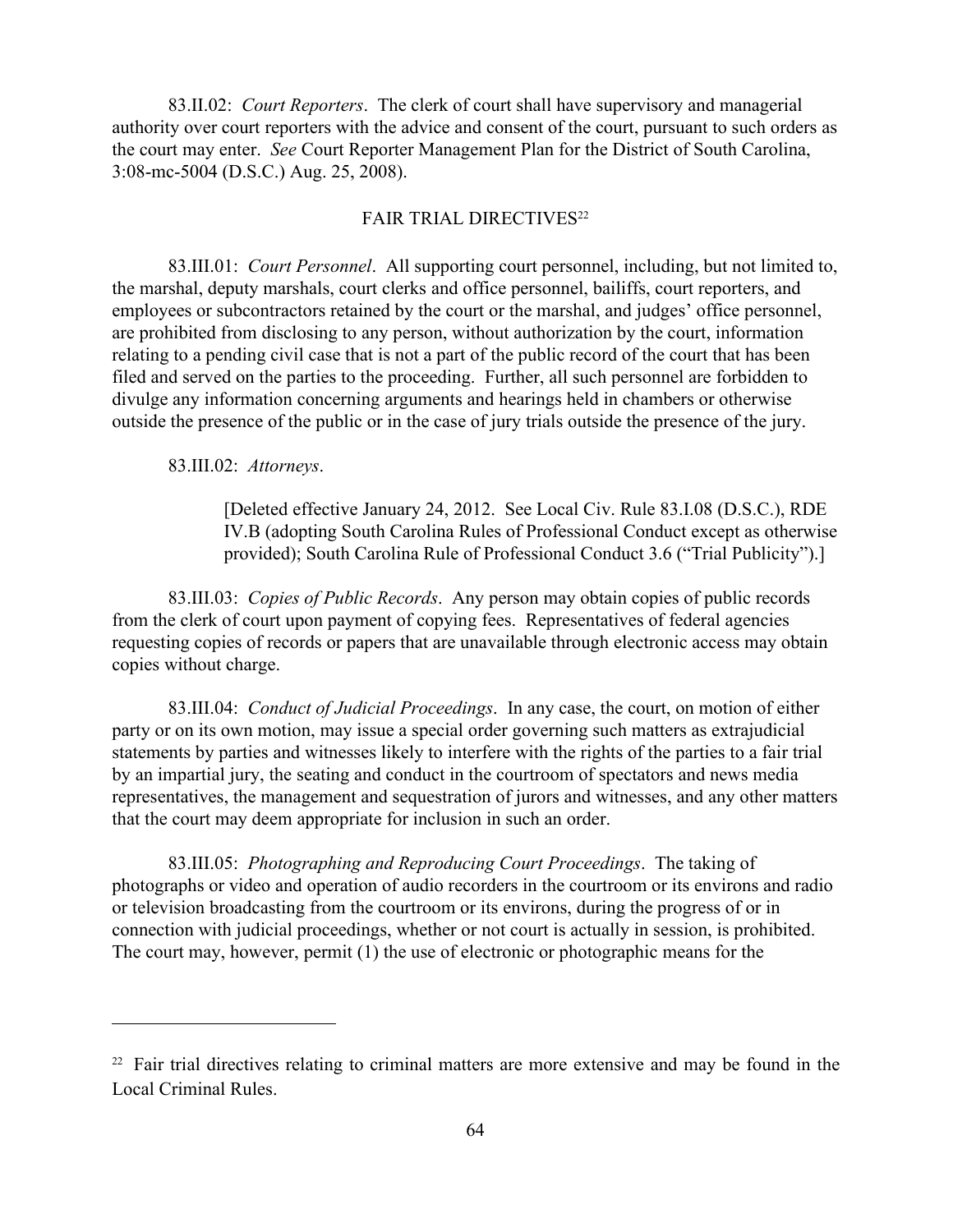83.II.02: *Court Reporters*. The clerk of court shall have supervisory and managerial authority over court reporters with the advice and consent of the court, pursuant to such orders as the court may enter. *See* Court Reporter Management Plan for the District of South Carolina, 3:08-mc-5004 (D.S.C.) Aug. 25, 2008).

## FAIR TRIAL DIRECTIVES[22]

83.III.01: *Court Personnel*. All supporting court personnel, including, but not limited to, the marshal, deputy marshals, court clerks and office personnel, bailiffs, court reporters, and employees or subcontractors retained by the court or the marshal, and judges' office personnel, are prohibited from disclosing to any person, without authorization by the court, information relating to a pending civil case that is not a part of the public record of the court that has been filed and served on the parties to the proceeding. Further, all such personnel are forbidden to divulge any information concerning arguments and hearings held in chambers or otherwise outside the presence of the public or in the case of jury trials outside the presence of the jury.

83.III.02: *Attorneys*.

> [Deleted effective January 24, 2012. See Local Civ. Rule 83.I.08 (D.S.C.), RDE IV.B (adopting South Carolina Rules of Professional Conduct except as otherwise provided); South Carolina Rule of Professional Conduct 3.6 ("Trial Publicity").]

83.III.03: *Copies of Public Records*. Any person may obtain copies of public records from the clerk of court upon payment of copying fees. Representatives of federal agencies requesting copies of records or papers that are unavailable through electronic access may obtain copies without charge.

83.III.04: *Conduct of Judicial Proceedings*. In any case, the court, on motion of either party or on its own motion, may issue a special order governing such matters as extrajudicial statements by parties and witnesses likely to interfere with the rights of the parties to a fair trial by an impartial jury, the seating and conduct in the courtroom of spectators and news media representatives, the management and sequestration of jurors and witnesses, and any other matters that the court may deem appropriate for inclusion in such an order.

83.III.05: *Photographing and Reproducing Court Proceedings*. The taking of photographs or video and operation of audio recorders in the courtroom or its environs and radio or television broadcasting from the courtroom or its environs, during the progress of or in connection with judicial proceedings, whether or not court is actually in session, is prohibited. The court may, however, permit (1) the use of electronic or photographic means for the

---

[22] Fair trial directives relating to criminal matters are more extensive and may be found in the Local Criminal Rules.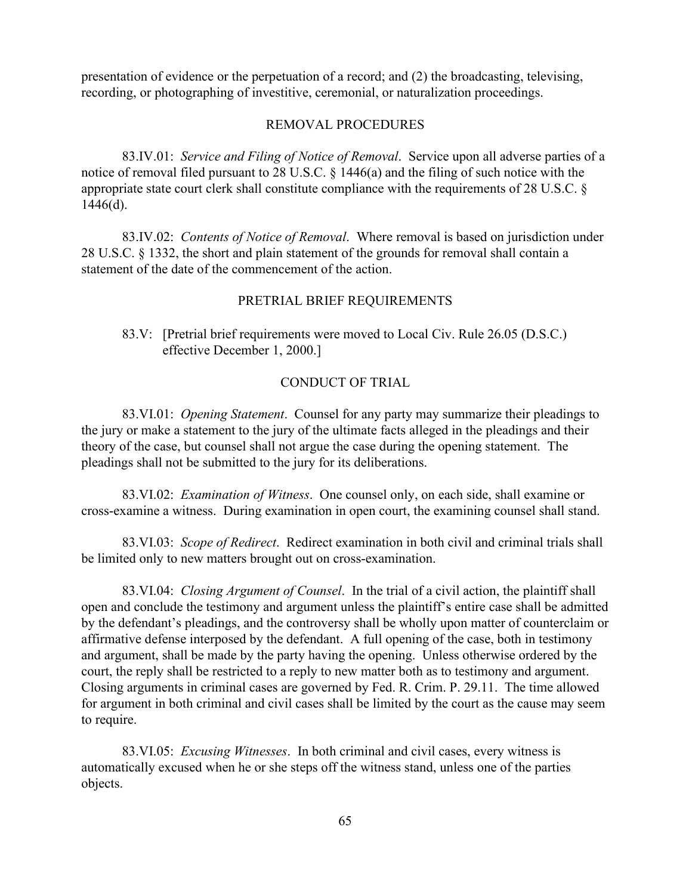presentation of evidence or the perpetuation of a record; and (2) the broadcasting, televising, recording, or photographing of investitive, ceremonial, or naturalization proceedings.

## REMOVAL PROCEDURES

83.IV.01: *Service and Filing of Notice of Removal*. Service upon all adverse parties of a notice of removal filed pursuant to 28 U.S.C. § 1446(a) and the filing of such notice with the appropriate state court clerk shall constitute compliance with the requirements of 28 U.S.C. § 1446(d).

83.IV.02: *Contents of Notice of Removal*. Where removal is based on jurisdiction under 28 U.S.C. § 1332, the short and plain statement of the grounds for removal shall contain a statement of the date of the commencement of the action.

## PRETRIAL BRIEF REQUIREMENTS

83.V: [Pretrial brief requirements were moved to Local Civ. Rule 26.05 (D.S.C.) effective December 1, 2000.]

## CONDUCT OF TRIAL

83.VI.01: *Opening Statement*. Counsel for any party may summarize their pleadings to the jury or make a statement to the jury of the ultimate facts alleged in the pleadings and their theory of the case, but counsel shall not argue the case during the opening statement. The pleadings shall not be submitted to the jury for its deliberations.

83.VI.02: *Examination of Witness*. One counsel only, on each side, shall examine or cross-examine a witness. During examination in open court, the examining counsel shall stand.

83.VI.03: *Scope of Redirect*. Redirect examination in both civil and criminal trials shall be limited only to new matters brought out on cross-examination.

83.VI.04: *Closing Argument of Counsel*. In the trial of a civil action, the plaintiff shall open and conclude the testimony and argument unless the plaintiff's entire case shall be admitted by the defendant's pleadings, and the controversy shall be wholly upon matter of counterclaim or affirmative defense interposed by the defendant. A full opening of the case, both in testimony and argument, shall be made by the party having the opening. Unless otherwise ordered by the court, the reply shall be restricted to a reply to new matter both as to testimony and argument. Closing arguments in criminal cases are governed by Fed. R. Crim. P. 29.11. The time allowed for argument in both criminal and civil cases shall be limited by the court as the cause may seem to require.

83.VI.05: *Excusing Witnesses*. In both criminal and civil cases, every witness is automatically excused when he or she steps off the witness stand, unless one of the parties objects.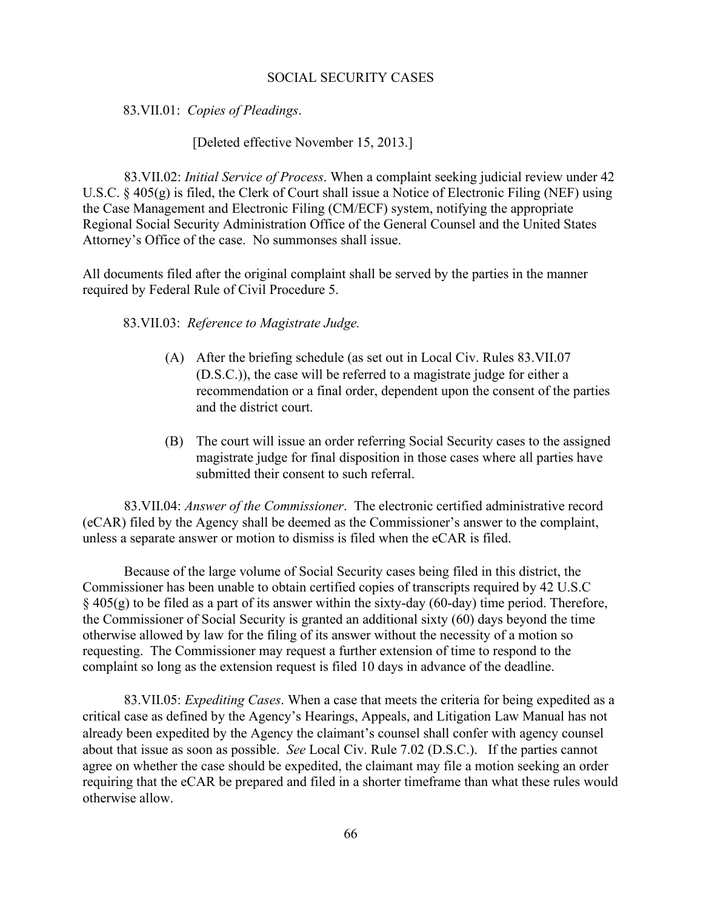## SOCIAL SECURITY CASES

83.VII.01: *Copies of Pleadings*.

[Deleted effective November 15, 2013.]

83.VII.02: *Initial Service of Process*. When a complaint seeking judicial review under 42 U.S.C. § 405(g) is filed, the Clerk of Court shall issue a Notice of Electronic Filing (NEF) using the Case Management and Electronic Filing (CM/ECF) system, notifying the appropriate Regional Social Security Administration Office of the General Counsel and the United States Attorney's Office of the case. No summonses shall issue.

All documents filed after the original complaint shall be served by the parties in the manner required by Federal Rule of Civil Procedure 5.

83.VII.03: *Reference to Magistrate Judge.*

(A) After the briefing schedule (as set out in Local Civ. Rules 83.VII.07 (D.S.C.)), the case will be referred to a magistrate judge for either a recommendation or a final order, dependent upon the consent of the parties and the district court.

(B) The court will issue an order referring Social Security cases to the assigned magistrate judge for final disposition in those cases where all parties have submitted their consent to such referral.

83.VII.04: *Answer of the Commissioner*. The electronic certified administrative record (eCAR) filed by the Agency shall be deemed as the Commissioner's answer to the complaint, unless a separate answer or motion to dismiss is filed when the eCAR is filed.

Because of the large volume of Social Security cases being filed in this district, the Commissioner has been unable to obtain certified copies of transcripts required by 42 U.S.C § 405(g) to be filed as a part of its answer within the sixty-day (60-day) time period. Therefore, the Commissioner of Social Security is granted an additional sixty (60) days beyond the time otherwise allowed by law for the filing of its answer without the necessity of a motion so requesting. The Commissioner may request a further extension of time to respond to the complaint so long as the extension request is filed 10 days in advance of the deadline.

83.VII.05: *Expediting Cases*. When a case that meets the criteria for being expedited as a critical case as defined by the Agency's Hearings, Appeals, and Litigation Law Manual has not already been expedited by the Agency the claimant's counsel shall confer with agency counsel about that issue as soon as possible. *See* Local Civ. Rule 7.02 (D.S.C.). If the parties cannot agree on whether the case should be expedited, the claimant may file a motion seeking an order requiring that the eCAR be prepared and filed in a shorter timeframe than what these rules would otherwise allow.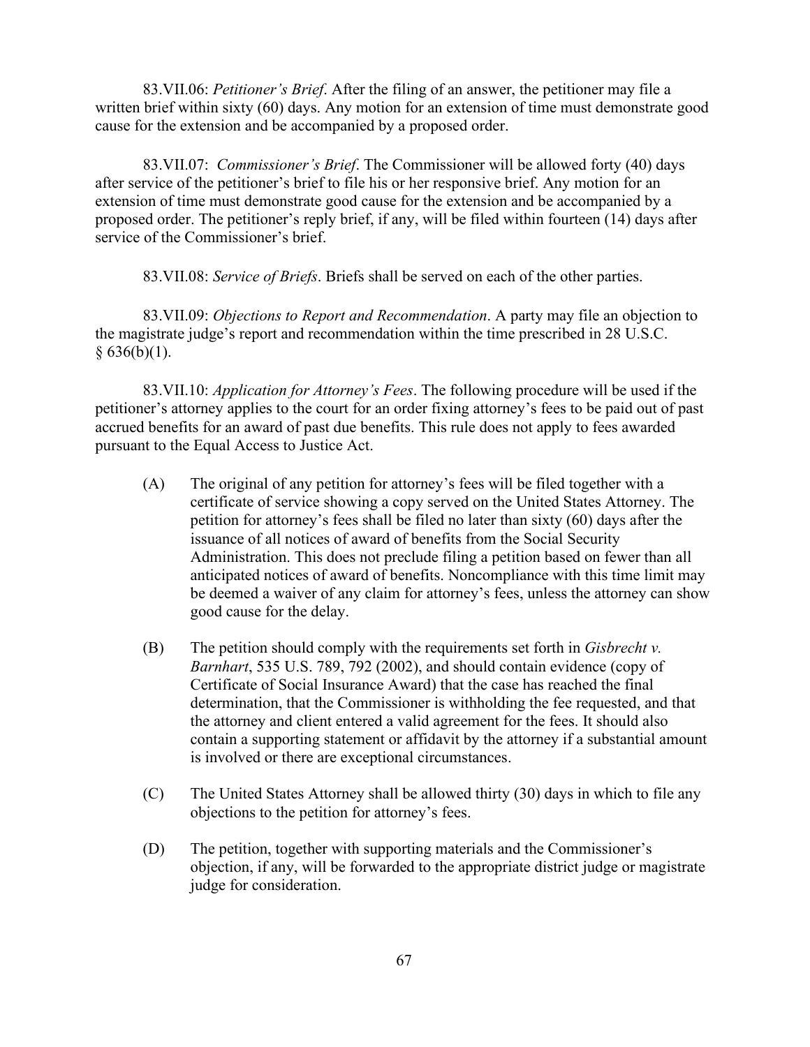83.VII.06: *Petitioner's Brief*. After the filing of an answer, the petitioner may file a written brief within sixty (60) days. Any motion for an extension of time must demonstrate good cause for the extension and be accompanied by a proposed order.

83.VII.07: *Commissioner's Brief*. The Commissioner will be allowed forty (40) days after service of the petitioner's brief to file his or her responsive brief. Any motion for an extension of time must demonstrate good cause for the extension and be accompanied by a proposed order. The petitioner's reply brief, if any, will be filed within fourteen (14) days after service of the Commissioner's brief.

83.VII.08: *Service of Briefs*. Briefs shall be served on each of the other parties.

83.VII.09: *Objections to Report and Recommendation*. A party may file an objection to the magistrate judge's report and recommendation within the time prescribed in 28 U.S.C. § 636(b)(1).

83.VII.10: *Application for Attorney's Fees*. The following procedure will be used if the petitioner's attorney applies to the court for an order fixing attorney's fees to be paid out of past accrued benefits for an award of past due benefits. This rule does not apply to fees awarded pursuant to the Equal Access to Justice Act.

(A) The original of any petition for attorney's fees will be filed together with a certificate of service showing a copy served on the United States Attorney. The petition for attorney's fees shall be filed no later than sixty (60) days after the issuance of all notices of award of benefits from the Social Security Administration. This does not preclude filing a petition based on fewer than all anticipated notices of award of benefits. Noncompliance with this time limit may be deemed a waiver of any claim for attorney's fees, unless the attorney can show good cause for the delay.

(B) The petition should comply with the requirements set forth in *Gisbrecht v. Barnhart*, 535 U.S. 789, 792 (2002), and should contain evidence (copy of Certificate of Social Insurance Award) that the case has reached the final determination, that the Commissioner is withholding the fee requested, and that the attorney and client entered a valid agreement for the fees. It should also contain a supporting statement or affidavit by the attorney if a substantial amount is involved or there are exceptional circumstances.

(C) The United States Attorney shall be allowed thirty (30) days in which to file any objections to the petition for attorney's fees.

(D) The petition, together with supporting materials and the Commissioner's objection, if any, will be forwarded to the appropriate district judge or magistrate judge for consideration.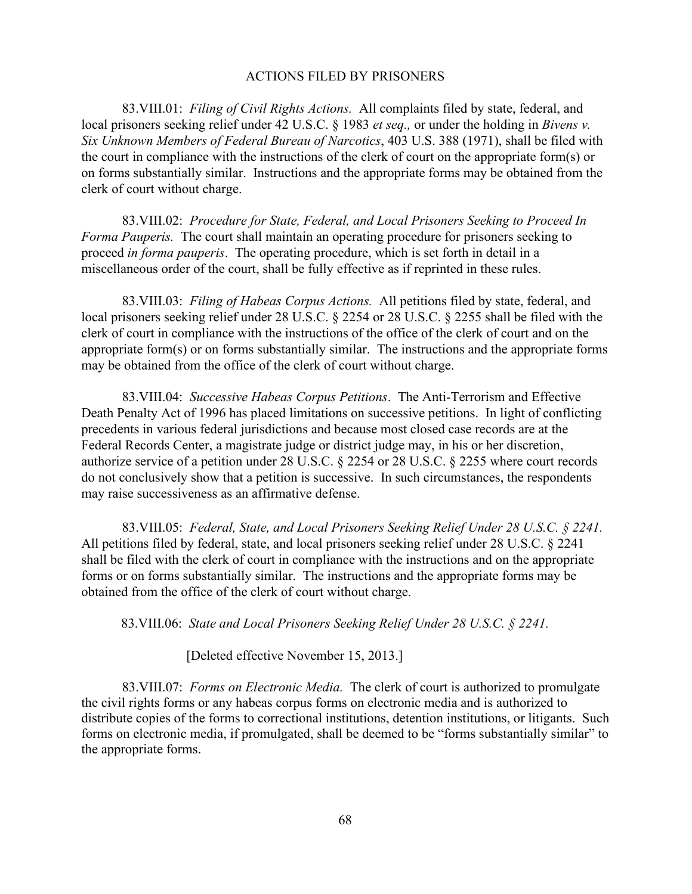## ACTIONS FILED BY PRISONERS

83.VIII.01: *Filing of Civil Rights Actions.* All complaints filed by state, federal, and local prisoners seeking relief under 42 U.S.C. § 1983 *et seq.,* or under the holding in *Bivens v. Six Unknown Members of Federal Bureau of Narcotics*, 403 U.S. 388 (1971), shall be filed with the court in compliance with the instructions of the clerk of court on the appropriate form(s) or on forms substantially similar. Instructions and the appropriate forms may be obtained from the clerk of court without charge.

83.VIII.02: *Procedure for State, Federal, and Local Prisoners Seeking to Proceed In Forma Pauperis.* The court shall maintain an operating procedure for prisoners seeking to proceed *in forma pauperis*. The operating procedure, which is set forth in detail in a miscellaneous order of the court, shall be fully effective as if reprinted in these rules.

83.VIII.03: *Filing of Habeas Corpus Actions.* All petitions filed by state, federal, and local prisoners seeking relief under 28 U.S.C. § 2254 or 28 U.S.C. § 2255 shall be filed with the clerk of court in compliance with the instructions of the office of the clerk of court and on the appropriate form(s) or on forms substantially similar. The instructions and the appropriate forms may be obtained from the office of the clerk of court without charge.

83.VIII.04: *Successive Habeas Corpus Petitions*. The Anti-Terrorism and Effective Death Penalty Act of 1996 has placed limitations on successive petitions. In light of conflicting precedents in various federal jurisdictions and because most closed case records are at the Federal Records Center, a magistrate judge or district judge may, in his or her discretion, authorize service of a petition under 28 U.S.C. § 2254 or 28 U.S.C. § 2255 where court records do not conclusively show that a petition is successive. In such circumstances, the respondents may raise successiveness as an affirmative defense.

83.VIII.05: *Federal, State, and Local Prisoners Seeking Relief Under 28 U.S.C. § 2241.* All petitions filed by federal, state, and local prisoners seeking relief under 28 U.S.C. § 2241 shall be filed with the clerk of court in compliance with the instructions and on the appropriate forms or on forms substantially similar. The instructions and the appropriate forms may be obtained from the office of the clerk of court without charge.

83.VIII.06: *State and Local Prisoners Seeking Relief Under 28 U.S.C. § 2241.*

[Deleted effective November 15, 2013.]

83.VIII.07: *Forms on Electronic Media.* The clerk of court is authorized to promulgate the civil rights forms or any habeas corpus forms on electronic media and is authorized to distribute copies of the forms to correctional institutions, detention institutions, or litigants. Such forms on electronic media, if promulgated, shall be deemed to be "forms substantially similar" to the appropriate forms.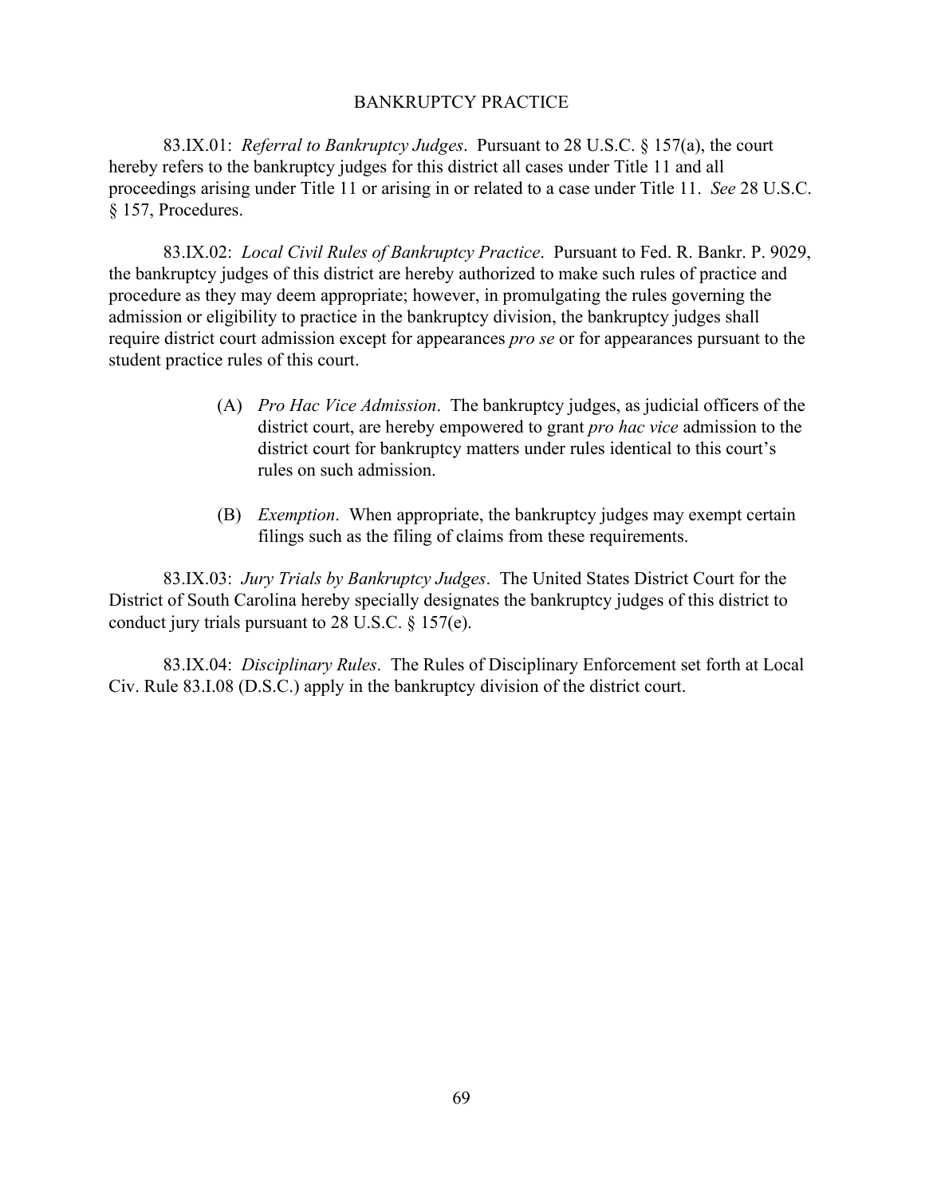## BANKRUPTCY PRACTICE

83.IX.01: *Referral to Bankruptcy Judges*. Pursuant to 28 U.S.C. § 157(a), the court hereby refers to the bankruptcy judges for this district all cases under Title 11 and all proceedings arising under Title 11 or arising in or related to a case under Title 11. *See* 28 U.S.C. § 157, Procedures.

83.IX.02: *Local Civil Rules of Bankruptcy Practice*. Pursuant to Fed. R. Bankr. P. 9029, the bankruptcy judges of this district are hereby authorized to make such rules of practice and procedure as they may deem appropriate; however, in promulgating the rules governing the admission or eligibility to practice in the bankruptcy division, the bankruptcy judges shall require district court admission except for appearances *pro se* or for appearances pursuant to the student practice rules of this court.

(A) *Pro Hac Vice Admission*. The bankruptcy judges, as judicial officers of the district court, are hereby empowered to grant *pro hac vice* admission to the district court for bankruptcy matters under rules identical to this court's rules on such admission.

(B) *Exemption*. When appropriate, the bankruptcy judges may exempt certain filings such as the filing of claims from these requirements.

83.IX.03: *Jury Trials by Bankruptcy Judges*. The United States District Court for the District of South Carolina hereby specially designates the bankruptcy judges of this district to conduct jury trials pursuant to 28 U.S.C. § 157(e).

83.IX.04: *Disciplinary Rules*. The Rules of Disciplinary Enforcement set forth at Local Civ. Rule 83.I.08 (D.S.C.) apply in the bankruptcy division of the district court.